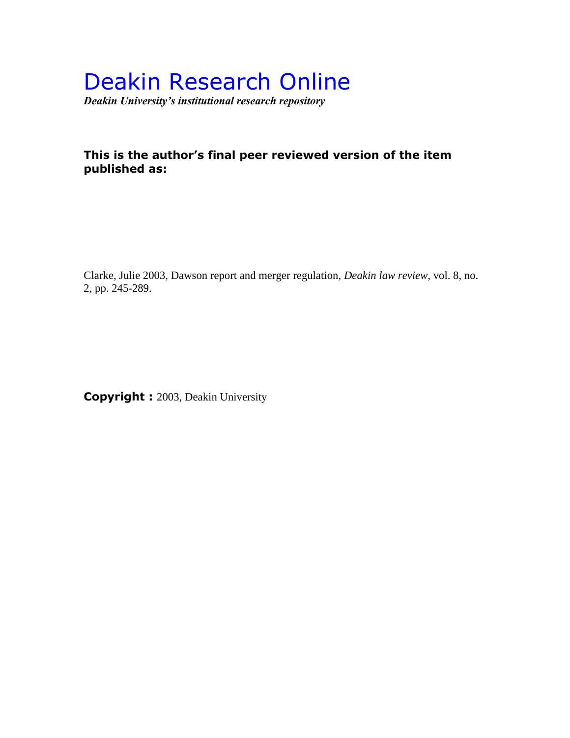# Deakin Research Online

***Deakin University's institutional research repository***

**This is the author's final peer reviewed version of the item published as:**

Clarke, Julie 2003, Dawson report and merger regulation, *Deakin law review*, vol. 8, no. 2, pp. 245-289.

**Copyright :** 2003, Deakin University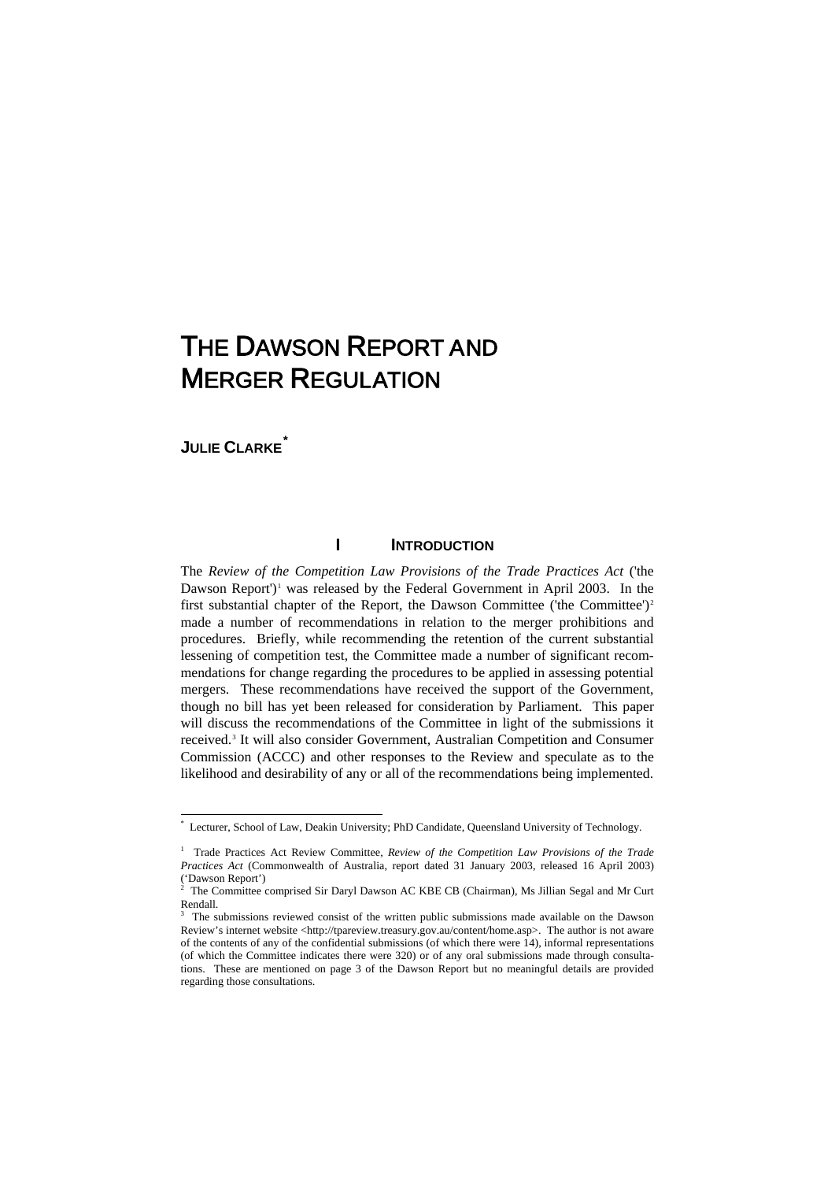# THE DAWSON REPORT AND MERGER REGULATION

**JULIE CLARKE***

## I INTRODUCTION

The *Review of the Competition Law Provisions of the Trade Practices Act* ('the Dawson Report')[1] was released by the Federal Government in April 2003. In the first substantial chapter of the Report, the Dawson Committee ('the Committee')[2] made a number of recommendations in relation to the merger prohibitions and procedures. Briefly, while recommending the retention of the current substantial lessening of competition test, the Committee made a number of significant recommendations for change regarding the procedures to be applied in assessing potential mergers. These recommendations have received the support of the Government, though no bill has yet been released for consideration by Parliament. This paper will discuss the recommendations of the Committee in light of the submissions it received.[3] It will also consider Government, Australian Competition and Consumer Commission (ACCC) and other responses to the Review and speculate as to the likelihood and desirability of any or all of the recommendations being implemented.

---

\* Lecturer, School of Law, Deakin University; PhD Candidate, Queensland University of Technology.

[1] Trade Practices Act Review Committee, *Review of the Competition Law Provisions of the Trade Practices Act* (Commonwealth of Australia, report dated 31 January 2003, released 16 April 2003) ('Dawson Report')

[2] The Committee comprised Sir Daryl Dawson AC KBE CB (Chairman), Ms Jillian Segal and Mr Curt Rendall.

[3] The submissions reviewed consist of the written public submissions made available on the Dawson Review's internet website <http://tpareview.treasury.gov.au/content/home.asp>. The author is not aware of the contents of any of the confidential submissions (of which there were 14), informal representations (of which the Committee indicates there were 320) or of any oral submissions made through consultations. These are mentioned on page 3 of the Dawson Report but no meaningful details are provided regarding those consultations.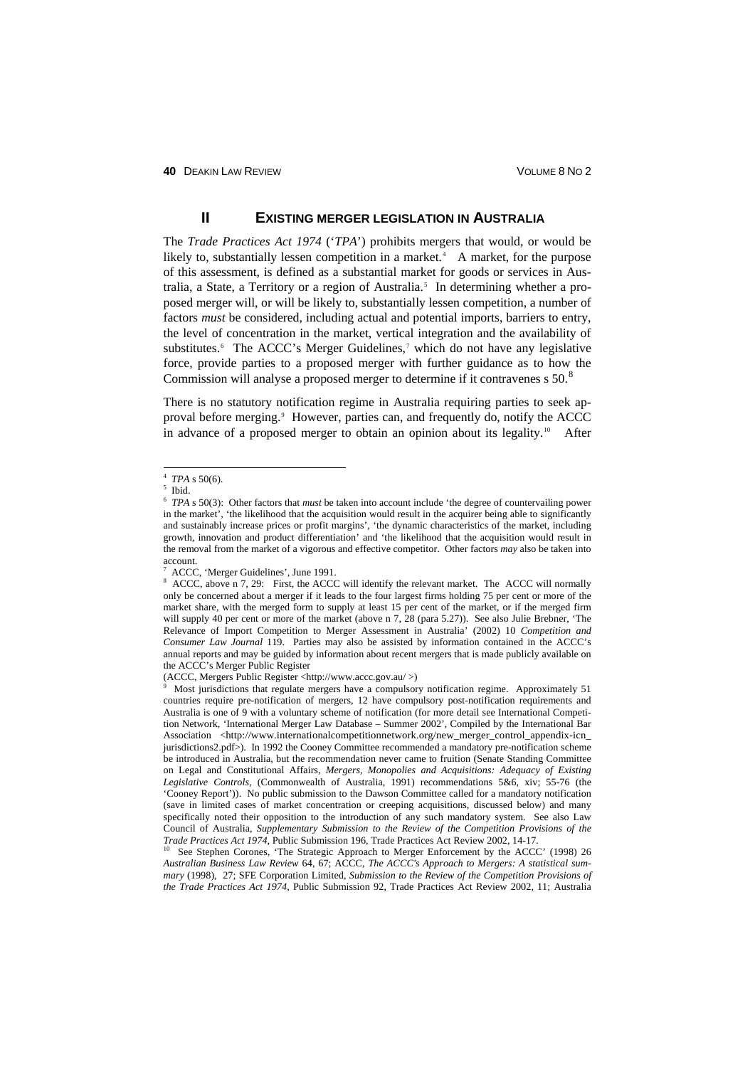## II EXISTING MERGER LEGISLATION IN AUSTRALIA

The *Trade Practices Act 1974* ('*TPA*') prohibits mergers that would, or would be likely to, substantially lessen competition in a market.[4] A market, for the purpose of this assessment, is defined as a substantial market for goods or services in Australia, a State, a Territory or a region of Australia.[5] In determining whether a proposed merger will, or will be likely to, substantially lessen competition, a number of factors *must* be considered, including actual and potential imports, barriers to entry, the level of concentration in the market, vertical integration and the availability of substitutes.[6] The ACCC's Merger Guidelines,[7] which do not have any legislative force, provide parties to a proposed merger with further guidance as to how the Commission will analyse a proposed merger to determine if it contravenes s 50.[8]

There is no statutory notification regime in Australia requiring parties to seek approval before merging.[9] However, parties can, and frequently do, notify the ACCC in advance of a proposed merger to obtain an opinion about its legality.[10] After

---

[4] *TPA* s 50(6).

[5] Ibid.

[6] *TPA* s 50(3): Other factors that *must* be taken into account include 'the degree of countervailing power in the market', 'the likelihood that the acquisition would result in the acquirer being able to significantly and sustainably increase prices or profit margins', 'the dynamic characteristics of the market, including growth, innovation and product differentiation' and 'the likelihood that the acquisition would result in the removal from the market of a vigorous and effective competitor. Other factors *may* also be taken into account.

[7] ACCC, 'Merger Guidelines', June 1991.

[8] ACCC, above n 7, 29: First, the ACCC will identify the relevant market. The ACCC will normally only be concerned about a merger if it leads to the four largest firms holding 75 per cent or more of the market share, with the merged form to supply at least 15 per cent of the market, or if the merged firm will supply 40 per cent or more of the market (above n 7, 28 (para 5.27)). See also Julie Brebner, 'The Relevance of Import Competition to Merger Assessment in Australia' (2002) 10 *Competition and Consumer Law Journal* 119. Parties may also be assisted by information contained in the ACCC's annual reports and may be guided by information about recent mergers that is made publicly available on the ACCC's Merger Public Register
(ACCC, Mergers Public Register <http://www.accc.gov.au/ >)

[9] Most jurisdictions that regulate mergers have a compulsory notification regime. Approximately 51 countries require pre-notification of mergers, 12 have compulsory post-notification requirements and Australia is one of 9 with a voluntary scheme of notification (for more detail see International Competition Network, 'International Merger Law Database – Summer 2002', Compiled by the International Bar Association <http://www.internationalcompetitionnetwork.org/new_merger_control_appendix-icn_jurisdictions2.pdf>). In 1992 the Cooney Committee recommended a mandatory pre-notification scheme be introduced in Australia, but the recommendation never came to fruition (Senate Standing Committee on Legal and Constitutional Affairs, *Mergers, Monopolies and Acquisitions: Adequacy of Existing Legislative Controls*, (Commonwealth of Australia, 1991) recommendations 5&6, xiv; 55-76 (the 'Cooney Report')). No public submission to the Dawson Committee called for a mandatory notification (save in limited cases of market concentration or creeping acquisitions, discussed below) and many specifically noted their opposition to the introduction of any such mandatory system. See also Law Council of Australia, *Supplementary Submission to the Review of the Competition Provisions of the Trade Practices Act 1974*, Public Submission 196, Trade Practices Act Review 2002, 14-17.

[10] See Stephen Corones, 'The Strategic Approach to Merger Enforcement by the ACCC' (1998) 26 *Australian Business Law Review* 64, 67; ACCC, *The ACCC's Approach to Mergers: A statistical summary* (1998), 27; SFE Corporation Limited, *Submission to the Review of the Competition Provisions of the Trade Practices Act 1974*, Public Submission 92, Trade Practices Act Review 2002, 11; Australia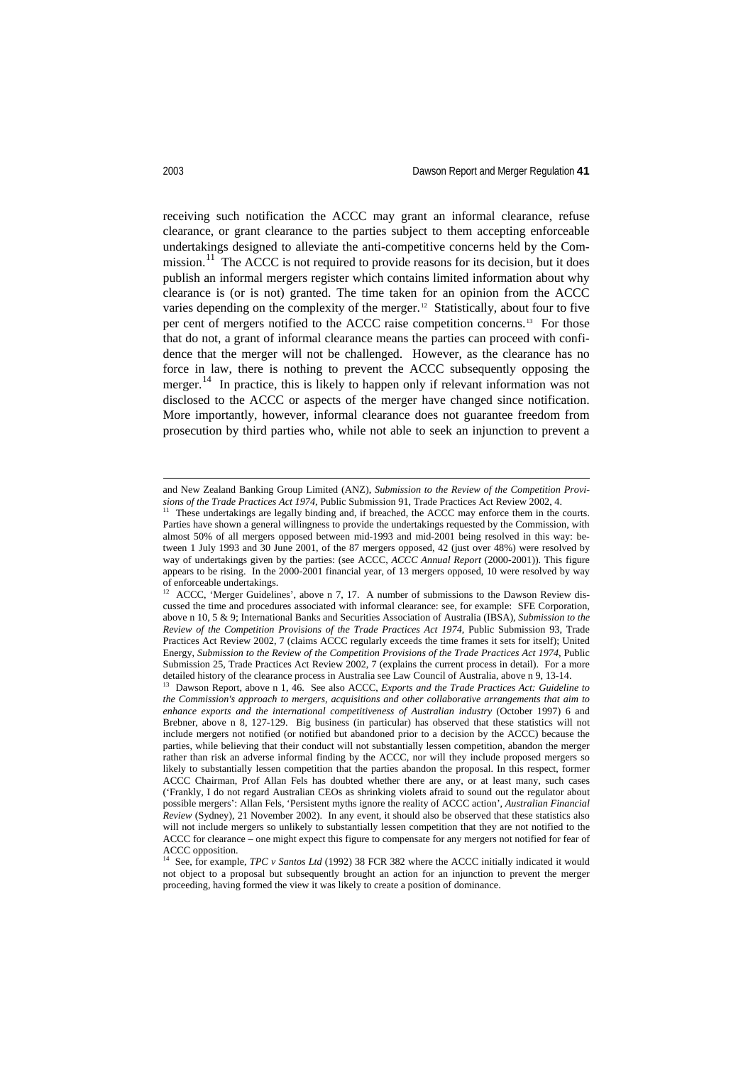receiving such notification the ACCC may grant an informal clearance, refuse clearance, or grant clearance to the parties subject to them accepting enforceable undertakings designed to alleviate the anti-competitive concerns held by the Commission.[11] The ACCC is not required to provide reasons for its decision, but it does publish an informal mergers register which contains limited information about why clearance is (or is not) granted. The time taken for an opinion from the ACCC varies depending on the complexity of the merger.[12] Statistically, about four to five per cent of mergers notified to the ACCC raise competition concerns.[13] For those that do not, a grant of informal clearance means the parties can proceed with confidence that the merger will not be challenged. However, as the clearance has no force in law, there is nothing to prevent the ACCC subsequently opposing the merger.[14] In practice, this is likely to happen only if relevant information was not disclosed to the ACCC or aspects of the merger have changed since notification. More importantly, however, informal clearance does not guarantee freedom from prosecution by third parties who, while not able to seek an injunction to prevent a

---

and New Zealand Banking Group Limited (ANZ), *Submission to the Review of the Competition Provisions of the Trade Practices Act 1974*, Public Submission 91, Trade Practices Act Review 2002, 4.

[11] These undertakings are legally binding and, if breached, the ACCC may enforce them in the courts. Parties have shown a general willingness to provide the undertakings requested by the Commission, with almost 50% of all mergers opposed between mid-1993 and mid-2001 being resolved in this way: between 1 July 1993 and 30 June 2001, of the 87 mergers opposed, 42 (just over 48%) were resolved by way of undertakings given by the parties: (see ACCC, *ACCC Annual Report* (2000-2001)). This figure appears to be rising. In the 2000-2001 financial year, of 13 mergers opposed, 10 were resolved by way of enforceable undertakings.

[12] ACCC, 'Merger Guidelines', above n 7, 17. A number of submissions to the Dawson Review discussed the time and procedures associated with informal clearance: see, for example: SFE Corporation, above n 10, 5 & 9; International Banks and Securities Association of Australia (IBSA), *Submission to the Review of the Competition Provisions of the Trade Practices Act 1974*, Public Submission 93, Trade Practices Act Review 2002, 7 (claims ACCC regularly exceeds the time frames it sets for itself); United Energy, *Submission to the Review of the Competition Provisions of the Trade Practices Act 1974*, Public Submission 25, Trade Practices Act Review 2002, 7 (explains the current process in detail). For a more detailed history of the clearance process in Australia see Law Council of Australia, above n 9, 13-14.

[13] Dawson Report, above n 1, 46. See also ACCC, *Exports and the Trade Practices Act: Guideline to the Commission's approach to mergers, acquisitions and other collaborative arrangements that aim to enhance exports and the international competitiveness of Australian industry* (October 1997) 6 and Brebner, above n 8, 127-129. Big business (in particular) has observed that these statistics will not include mergers not notified (or notified but abandoned prior to a decision by the ACCC) because the parties, while believing that their conduct will not substantially lessen competition, abandon the merger rather than risk an adverse informal finding by the ACCC, nor will they include proposed mergers so likely to substantially lessen competition that the parties abandon the proposal. In this respect, former ACCC Chairman, Prof Allan Fels has doubted whether there are any, or at least many, such cases ('Frankly, I do not regard Australian CEOs as shrinking violets afraid to sound out the regulator about possible mergers': Allan Fels, 'Persistent myths ignore the reality of ACCC action', *Australian Financial Review* (Sydney), 21 November 2002). In any event, it should also be observed that these statistics also will not include mergers so unlikely to substantially lessen competition that they are not notified to the ACCC for clearance – one might expect this figure to compensate for any mergers not notified for fear of ACCC opposition.

[14] See, for example, *TPC v Santos Ltd* (1992) 38 FCR 382 where the ACCC initially indicated it would not object to a proposal but subsequently brought an action for an injunction to prevent the merger proceeding, having formed the view it was likely to create a position of dominance.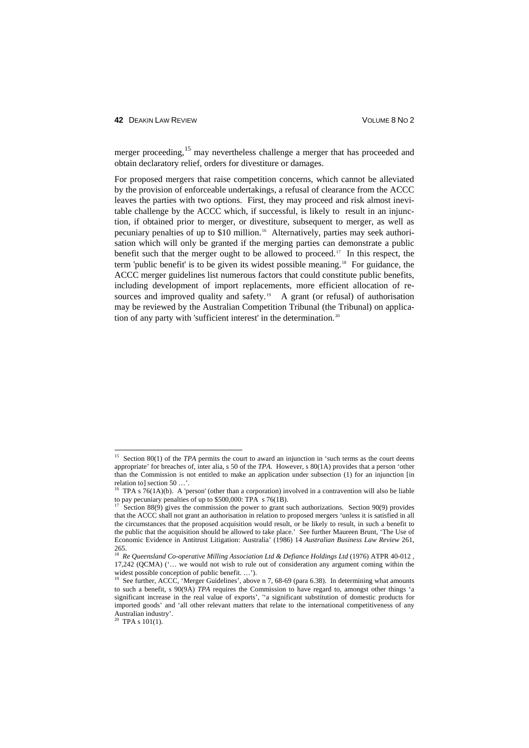merger proceeding,[15] may nevertheless challenge a merger that has proceeded and obtain declaratory relief, orders for divestiture or damages.

For proposed mergers that raise competition concerns, which cannot be alleviated by the provision of enforceable undertakings, a refusal of clearance from the ACCC leaves the parties with two options. First, they may proceed and risk almost inevitable challenge by the ACCC which, if successful, is likely to result in an injunction, if obtained prior to merger, or divestiture, subsequent to merger, as well as pecuniary penalties of up to $10 million.[16] Alternatively, parties may seek authorisation which will only be granted if the merging parties can demonstrate a public benefit such that the merger ought to be allowed to proceed.[17] In this respect, the term 'public benefit' is to be given its widest possible meaning.[18] For guidance, the ACCC merger guidelines list numerous factors that could constitute public benefits, including development of import replacements, more efficient allocation of resources and improved quality and safety.[19] A grant (or refusal) of authorisation may be reviewed by the Australian Competition Tribunal (the Tribunal) on application of any party with 'sufficient interest' in the determination.[20]

---

[15] Section 80(1) of the *TPA* permits the court to award an injunction in 'such terms as the court deems appropriate' for breaches of, inter alia, s 50 of the *TPA*. However, s 80(1A) provides that a person 'other than the Commission is not entitled to make an application under subsection (1) for an injunction [in relation to] section 50 …'.

[16] TPA s 76(1A)(b). A 'person' (other than a corporation) involved in a contravention will also be liable to pay pecuniary penalties of up to $500,000: TPA s 76(1B).

[17] Section 88(9) gives the commission the power to grant such authorizations. Section 90(9) provides that the ACCC shall not grant an authorisation in relation to proposed mergers 'unless it is satisfied in all the circumstances that the proposed acquisition would result, or be likely to result, in such a benefit to the public that the acquisition should be allowed to take place.' See further Maureen Brunt, 'The Use of Economic Evidence in Antitrust Litigation: Australia' (1986) 14 *Australian Business Law Review* 261, 265.

[18] *Re Queensland Co-operative Milling Association Ltd & Defiance Holdings Ltd* (1976) ATPR 40-012 , 17,242 (QCMA) ('… we would not wish to rule out of consideration any argument coming within the widest possible conception of public benefit. …').

[19] See further, ACCC, 'Merger Guidelines', above n 7, 68-69 (para 6.38). In determining what amounts to such a benefit, s 90(9A) *TPA* requires the Commission to have regard to, amongst other things 'a significant increase in the real value of exports', ''a significant substitution of domestic products for imported goods' and 'all other relevant matters that relate to the international competitiveness of any Australian industry'.

[20] TPA s 101(1).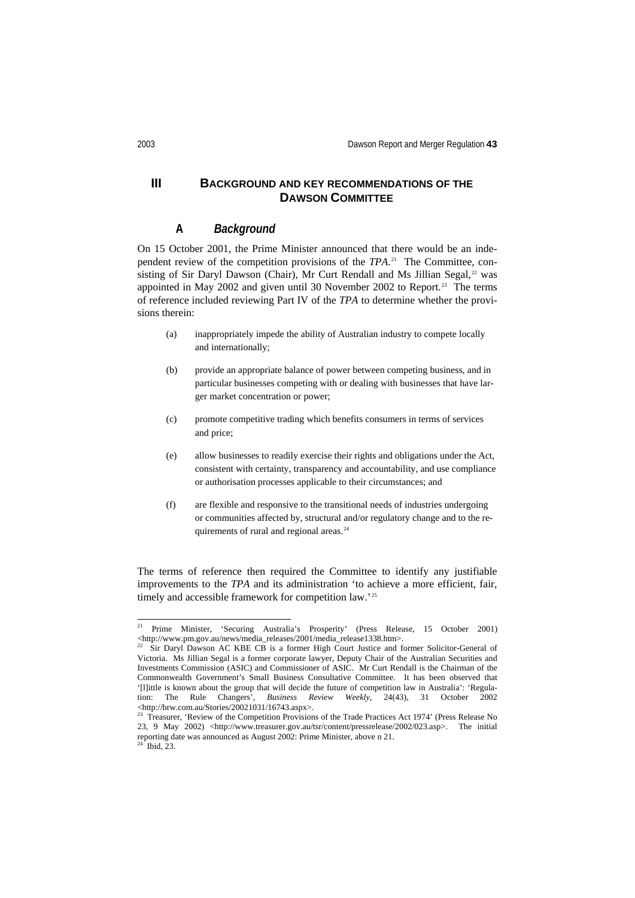## III BACKGROUND AND KEY RECOMMENDATIONS OF THE DAWSON COMMITTEE

### A *Background*

On 15 October 2001, the Prime Minister announced that there would be an independent review of the competition provisions of the *TPA*.[21] The Committee, consisting of Sir Daryl Dawson (Chair), Mr Curt Rendall and Ms Jillian Segal,[22] was appointed in May 2002 and given until 30 November 2002 to Report.[23] The terms of reference included reviewing Part IV of the *TPA* to determine whether the provisions therein:

> (a) inappropriately impede the ability of Australian industry to compete locally and internationally;
>
> (b) provide an appropriate balance of power between competing business, and in particular businesses competing with or dealing with businesses that have larger market concentration or power;
>
> (c) promote competitive trading which benefits consumers in terms of services and price;
>
> (e) allow businesses to readily exercise their rights and obligations under the Act, consistent with certainty, transparency and accountability, and use compliance or authorisation processes applicable to their circumstances; and
>
> (f) are flexible and responsive to the transitional needs of industries undergoing or communities affected by, structural and/or regulatory change and to the requirements of rural and regional areas.[24]

The terms of reference then required the Committee to identify any justifiable improvements to the *TPA* and its administration 'to achieve a more efficient, fair, timely and accessible framework for competition law.'[25]

---

[21] Prime Minister, 'Securing Australia's Prosperity' (Press Release, 15 October 2001) <http://www.pm.gov.au/news/media_releases/2001/media_release1338.htm>.

[22] Sir Daryl Dawson AC KBE CB is a former High Court Justice and former Solicitor-General of Victoria. Ms Jillian Segal is a former corporate lawyer, Deputy Chair of the Australian Securities and Investments Commission (ASIC) and Commissioner of ASIC. Mr Curt Rendall is the Chairman of the Commonwealth Government's Small Business Consultative Committee. It has been observed that '[l]ittle is known about the group that will decide the future of competition law in Australia': 'Regulation: The Rule Changers', *Business Review Weekly*, 24(43), 31 October 2002 <http://brw.com.au/Stories/20021031/16743.aspx>.

[23] Treasurer, 'Review of the Competition Provisions of the Trade Practices Act 1974' (Press Release No 23, 9 May 2002) <http://www.treasurer.gov.au/tsr/content/pressrelease/2002/023.asp>. The initial reporting date was announced as August 2002: Prime Minister, above n 21.

[24] Ibid, 23.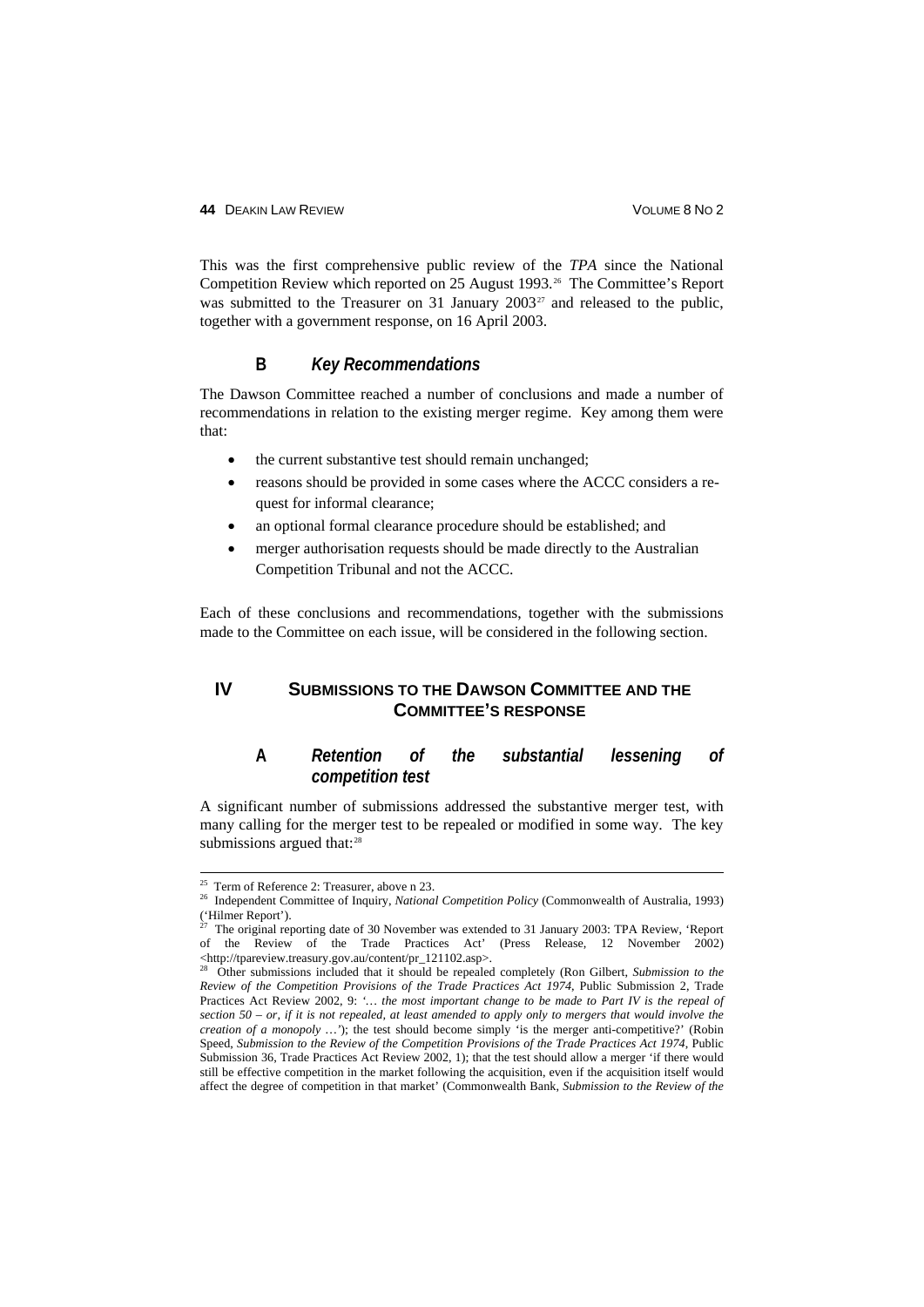This was the first comprehensive public review of the *TPA* since the National Competition Review which reported on 25 August 1993.[26] The Committee's Report was submitted to the Treasurer on 31 January 2003[27] and released to the public, together with a government response, on 16 April 2003.

### B *Key Recommendations*

The Dawson Committee reached a number of conclusions and made a number of recommendations in relation to the existing merger regime. Key among them were that:

- the current substantive test should remain unchanged;
- reasons should be provided in some cases where the ACCC considers a request for informal clearance;
- an optional formal clearance procedure should be established; and
- merger authorisation requests should be made directly to the Australian Competition Tribunal and not the ACCC.

Each of these conclusions and recommendations, together with the submissions made to the Committee on each issue, will be considered in the following section.

## IV SUBMISSIONS TO THE DAWSON COMMITTEE AND THE COMMITTEE'S RESPONSE

### A *Retention of the substantial lessening of competition test*

A significant number of submissions addressed the substantive merger test, with many calling for the merger test to be repealed or modified in some way. The key submissions argued that:[28]

---

[25] Term of Reference 2: Treasurer, above n 23.

[26] Independent Committee of Inquiry, *National Competition Policy* (Commonwealth of Australia, 1993) ('Hilmer Report').

[27] The original reporting date of 30 November was extended to 31 January 2003: TPA Review, 'Report of the Review of the Trade Practices Act' (Press Release, 12 November 2002) <http://tpareview.treasury.gov.au/content/pr_121102.asp>.

[28] Other submissions included that it should be repealed completely (Ron Gilbert, *Submission to the Review of the Competition Provisions of the Trade Practices Act 1974*, Public Submission 2, Trade Practices Act Review 2002, 9: *'… the most important change to be made to Part IV is the repeal of section 50 – or, if it is not repealed, at least amended to apply only to mergers that would involve the creation of a monopoly …'*); the test should become simply 'is the merger anti-competitive?' (Robin Speed, *Submission to the Review of the Competition Provisions of the Trade Practices Act 1974*, Public Submission 36, Trade Practices Act Review 2002, 1); that the test should allow a merger 'if there would still be effective competition in the market following the acquisition, even if the acquisition itself would affect the degree of competition in that market' (Commonwealth Bank, *Submission to the Review of the*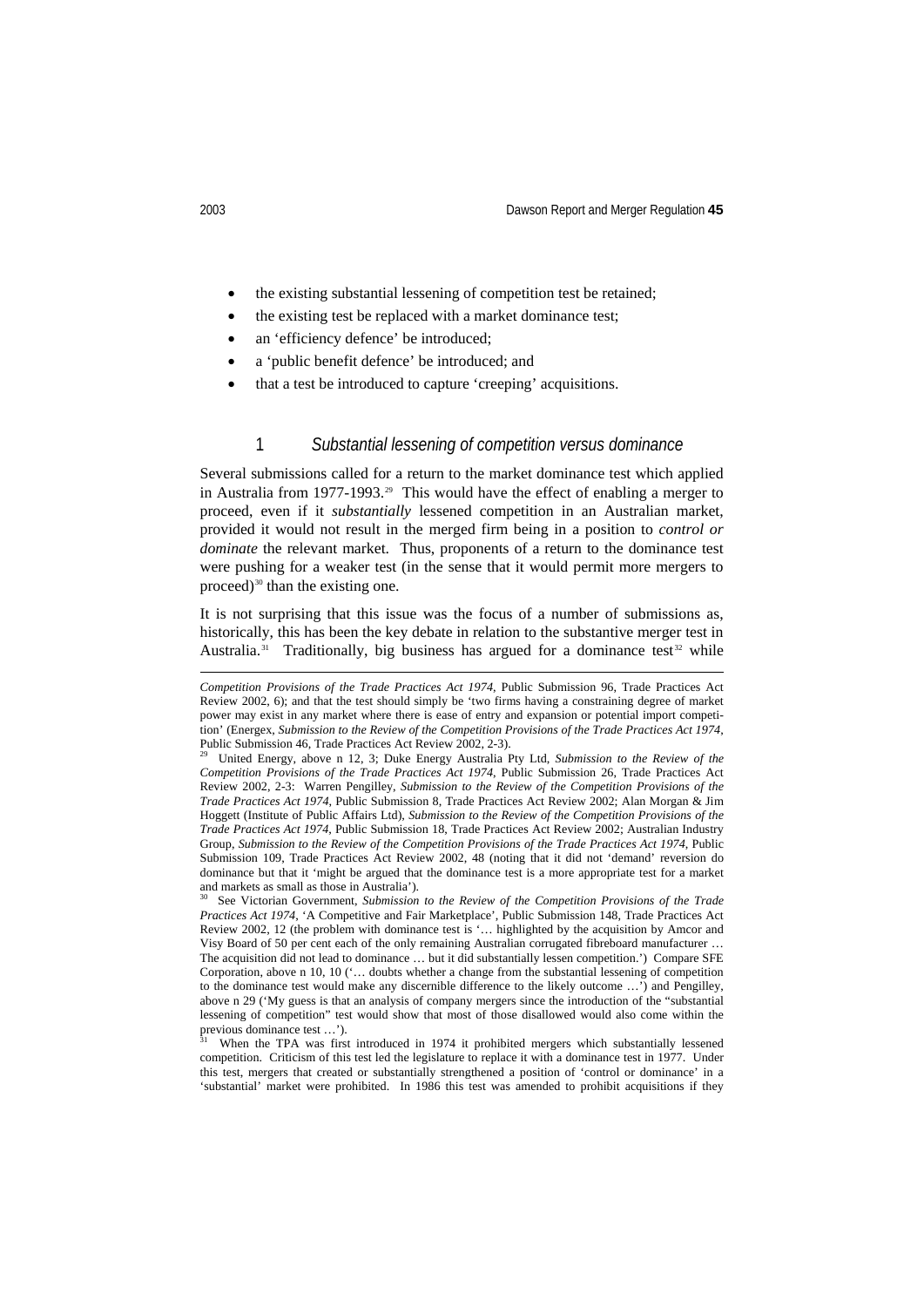- the existing substantial lessening of competition test be retained;
- the existing test be replaced with a market dominance test;
- an 'efficiency defence' be introduced;
- a 'public benefit defence' be introduced; and
- that a test be introduced to capture 'creeping' acquisitions.

### 1 *Substantial lessening of competition versus dominance*

Several submissions called for a return to the market dominance test which applied in Australia from 1977-1993.[29] This would have the effect of enabling a merger to proceed, even if it *substantially* lessened competition in an Australian market, provided it would not result in the merged firm being in a position to *control or dominate* the relevant market. Thus, proponents of a return to the dominance test were pushing for a weaker test (in the sense that it would permit more mergers to proceed)[30] than the existing one.

It is not surprising that this issue was the focus of a number of submissions as, historically, this has been the key debate in relation to the substantive merger test in Australia.[31] Traditionally, big business has argued for a dominance test[32] while

---

*Competition Provisions of the Trade Practices Act 1974*, Public Submission 96, Trade Practices Act Review 2002, 6); and that the test should simply be 'two firms having a constraining degree of market power may exist in any market where there is ease of entry and expansion or potential import competition' (Energex, *Submission to the Review of the Competition Provisions of the Trade Practices Act 1974*, Public Submission 46, Trade Practices Act Review 2002, 2-3).

[29] United Energy, above n 12, 3; Duke Energy Australia Pty Ltd, *Submission to the Review of the Competition Provisions of the Trade Practices Act 1974*, Public Submission 26, Trade Practices Act Review 2002, 2-3: Warren Pengilley, *Submission to the Review of the Competition Provisions of the Trade Practices Act 1974*, Public Submission 8, Trade Practices Act Review 2002; Alan Morgan & Jim Hoggett (Institute of Public Affairs Ltd), *Submission to the Review of the Competition Provisions of the Trade Practices Act 1974*, Public Submission 18, Trade Practices Act Review 2002; Australian Industry Group, *Submission to the Review of the Competition Provisions of the Trade Practices Act 1974*, Public Submission 109, Trade Practices Act Review 2002, 48 (noting that it did not 'demand' reversion do dominance but that it 'might be argued that the dominance test is a more appropriate test for a market and markets as small as those in Australia').

[30] See Victorian Government, *Submission to the Review of the Competition Provisions of the Trade Practices Act 1974*, 'A Competitive and Fair Marketplace', Public Submission 148, Trade Practices Act Review 2002, 12 (the problem with dominance test is '… highlighted by the acquisition by Amcor and Visy Board of 50 per cent each of the only remaining Australian corrugated fibreboard manufacturer … The acquisition did not lead to dominance … but it did substantially lessen competition.') Compare SFE Corporation, above n 10, 10 ('… doubts whether a change from the substantial lessening of competition to the dominance test would make any discernible difference to the likely outcome …') and Pengilley, above n 29 ('My guess is that an analysis of company mergers since the introduction of the "substantial lessening of competition" test would show that most of those disallowed would also come within the previous dominance test …').

[31] When the TPA was first introduced in 1974 it prohibited mergers which substantially lessened competition. Criticism of this test led the legislature to replace it with a dominance test in 1977. Under this test, mergers that created or substantially strengthened a position of 'control or dominance' in a 'substantial' market were prohibited. In 1986 this test was amended to prohibit acquisitions if they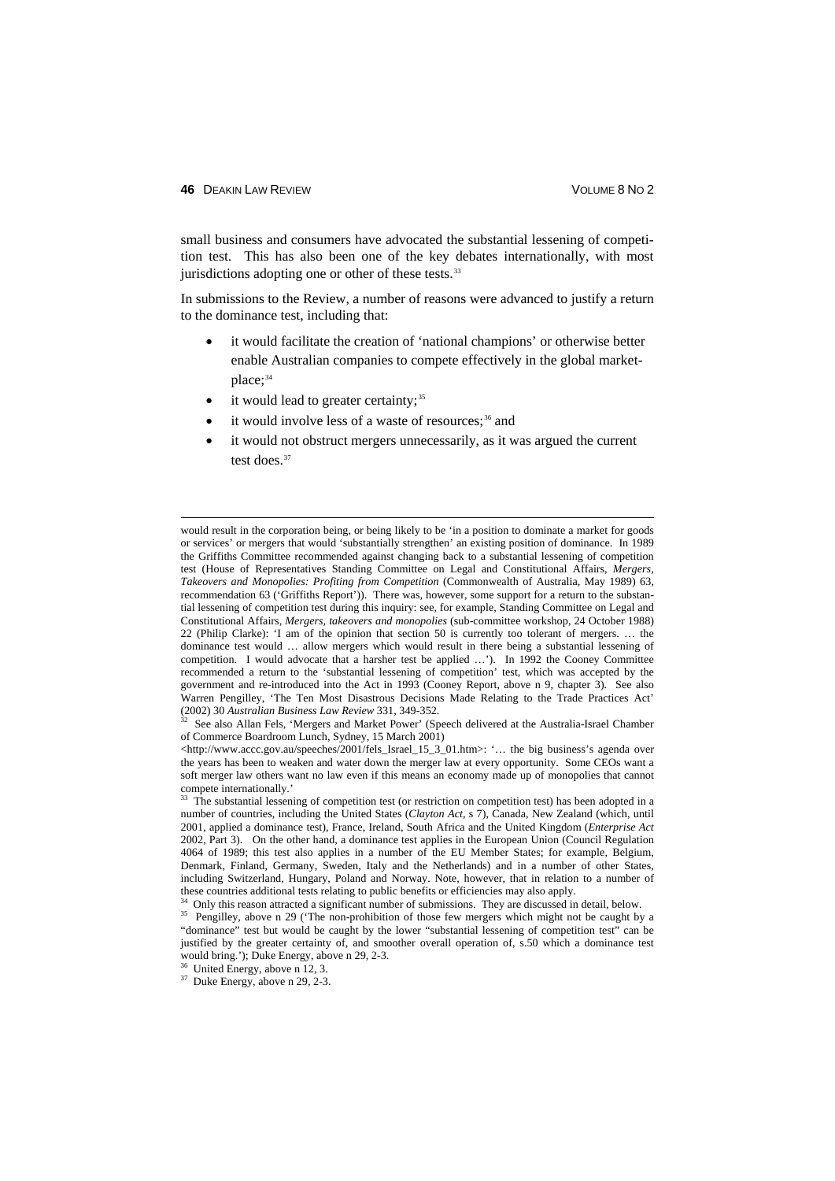small business and consumers have advocated the substantial lessening of competition test. This has also been one of the key debates internationally, with most jurisdictions adopting one or other of these tests.[33]

In submissions to the Review, a number of reasons were advanced to justify a return to the dominance test, including that:

- it would facilitate the creation of 'national champions' or otherwise better enable Australian companies to compete effectively in the global marketplace;[34]
- it would lead to greater certainty;[35]
- it would involve less of a waste of resources;[36] and
- it would not obstruct mergers unnecessarily, as it was argued the current test does.[37]

---

would result in the corporation being, or being likely to be 'in a position to dominate a market for goods or services' or mergers that would 'substantially strengthen' an existing position of dominance. In 1989 the Griffiths Committee recommended against changing back to a substantial lessening of competition test (House of Representatives Standing Committee on Legal and Constitutional Affairs, *Mergers, Takeovers and Monopolies: Profiting from Competition* (Commonwealth of Australia, May 1989) 63, recommendation 63 ('Griffiths Report')). There was, however, some support for a return to the substantial lessening of competition test during this inquiry: see, for example, Standing Committee on Legal and Constitutional Affairs, *Mergers, takeovers and monopolies* (sub-committee workshop, 24 October 1988) 22 (Philip Clarke): 'I am of the opinion that section 50 is currently too tolerant of mergers. … the dominance test would … allow mergers which would result in there being a substantial lessening of competition. I would advocate that a harsher test be applied …'). In 1992 the Cooney Committee recommended a return to the 'substantial lessening of competition' test, which was accepted by the government and re-introduced into the Act in 1993 (Cooney Report, above n 9, chapter 3). See also Warren Pengilley, 'The Ten Most Disastrous Decisions Made Relating to the Trade Practices Act' (2002) 30 *Australian Business Law Review* 331, 349-352.

[32] See also Allan Fels, 'Mergers and Market Power' (Speech delivered at the Australia-Israel Chamber of Commerce Boardroom Lunch, Sydney, 15 March 2001) <http://www.accc.gov.au/speeches/2001/fels_Israel_15_3_01.htm>: '… the big business's agenda over the years has been to weaken and water down the merger law at every opportunity. Some CEOs want a soft merger law others want no law even if this means an economy made up of monopolies that cannot compete internationally.'

[33] The substantial lessening of competition test (or restriction on competition test) has been adopted in a number of countries, including the United States (*Clayton Act*, s 7), Canada, New Zealand (which, until 2001, applied a dominance test), France, Ireland, South Africa and the United Kingdom (*Enterprise Act* 2002, Part 3). On the other hand, a dominance test applies in the European Union (Council Regulation 4064 of 1989; this test also applies in a number of the EU Member States; for example, Belgium, Denmark, Finland, Germany, Sweden, Italy and the Netherlands) and in a number of other States, including Switzerland, Hungary, Poland and Norway. Note, however, that in relation to a number of these countries additional tests relating to public benefits or efficiencies may also apply.

[34] Only this reason attracted a significant number of submissions. They are discussed in detail, below.

[35] Pengilley, above n 29 ('The non-prohibition of those few mergers which might not be caught by a "dominance" test but would be caught by the lower "substantial lessening of competition test" can be justified by the greater certainty of, and smoother overall operation of, s.50 which a dominance test would bring.'); Duke Energy, above n 29, 2-3.

[36] United Energy, above n 12, 3.

[37] Duke Energy, above n 29, 2-3.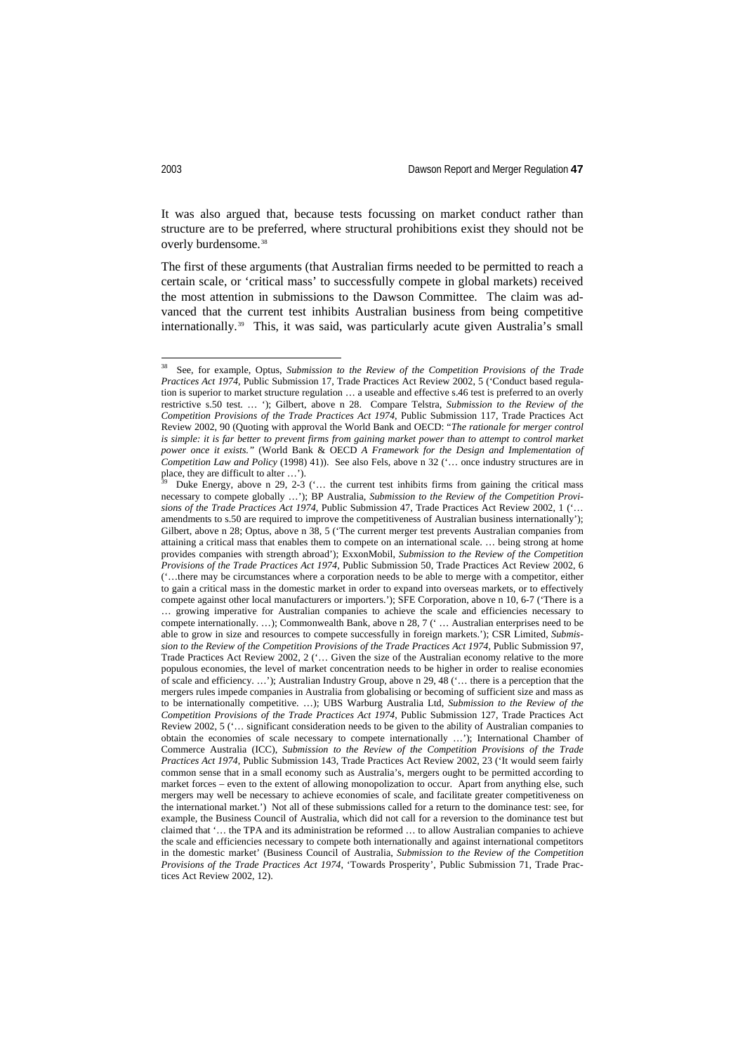It was also argued that, because tests focussing on market conduct rather than structure are to be preferred, where structural prohibitions exist they should not be overly burdensome.[38]

The first of these arguments (that Australian firms needed to be permitted to reach a certain scale, or 'critical mass' to successfully compete in global markets) received the most attention in submissions to the Dawson Committee. The claim was advanced that the current test inhibits Australian business from being competitive internationally.[39] This, it was said, was particularly acute given Australia's small

---

[38] See, for example, Optus, *Submission to the Review of the Competition Provisions of the Trade Practices Act 1974*, Public Submission 17, Trade Practices Act Review 2002, 5 ('Conduct based regulation is superior to market structure regulation … a useable and effective s.46 test is preferred to an overly restrictive s.50 test. … '); Gilbert, above n 28. Compare Telstra, *Submission to the Review of the Competition Provisions of the Trade Practices Act 1974*, Public Submission 117, Trade Practices Act Review 2002, 90 (Quoting with approval the World Bank and OECD: "*The rationale for merger control is simple: it is far better to prevent firms from gaining market power than to attempt to control market power once it exists."* (World Bank & OECD *A Framework for the Design and Implementation of Competition Law and Policy* (1998) 41)). See also Fels, above n 32 ('… once industry structures are in place, they are difficult to alter …').

[39] Duke Energy, above n 29, 2-3 ('… the current test inhibits firms from gaining the critical mass necessary to compete globally …'); BP Australia, *Submission to the Review of the Competition Provisions of the Trade Practices Act 1974*, Public Submission 47, Trade Practices Act Review 2002, 1 ('… amendments to s.50 are required to improve the competitiveness of Australian business internationally'); Gilbert, above n 28; Optus, above n 38, 5 ('The current merger test prevents Australian companies from attaining a critical mass that enables them to compete on an international scale. … being strong at home provides companies with strength abroad'); ExxonMobil, *Submission to the Review of the Competition Provisions of the Trade Practices Act 1974*, Public Submission 50, Trade Practices Act Review 2002, 6 ('…there may be circumstances where a corporation needs to be able to merge with a competitor, either to gain a critical mass in the domestic market in order to expand into overseas markets, or to effectively compete against other local manufacturers or importers.'); SFE Corporation, above n 10, 6-7 ('There is a … growing imperative for Australian companies to achieve the scale and efficiencies necessary to compete internationally. …); Commonwealth Bank, above n 28, 7 (' … Australian enterprises need to be able to grow in size and resources to compete successfully in foreign markets.'); CSR Limited, *Submission to the Review of the Competition Provisions of the Trade Practices Act 1974*, Public Submission 97, Trade Practices Act Review 2002, 2 ('… Given the size of the Australian economy relative to the more populous economies, the level of market concentration needs to be higher in order to realise economies of scale and efficiency. …'); Australian Industry Group, above n 29, 48 ('… there is a perception that the mergers rules impede companies in Australia from globalising or becoming of sufficient size and mass as to be internationally competitive. …); UBS Warburg Australia Ltd, *Submission to the Review of the Competition Provisions of the Trade Practices Act 1974*, Public Submission 127, Trade Practices Act Review 2002, 5 ('… significant consideration needs to be given to the ability of Australian companies to obtain the economies of scale necessary to compete internationally …'); International Chamber of Commerce Australia (ICC), *Submission to the Review of the Competition Provisions of the Trade Practices Act 1974*, Public Submission 143, Trade Practices Act Review 2002, 23 ('It would seem fairly common sense that in a small economy such as Australia's, mergers ought to be permitted according to market forces – even to the extent of allowing monopolization to occur. Apart from anything else, such mergers may well be necessary to achieve economies of scale, and facilitate greater competitiveness on the international market.') Not all of these submissions called for a return to the dominance test: see, for example, the Business Council of Australia, which did not call for a reversion to the dominance test but claimed that '… the TPA and its administration be reformed … to allow Australian companies to achieve the scale and efficiencies necessary to compete both internationally and against international competitors in the domestic market' (Business Council of Australia, *Submission to the Review of the Competition Provisions of the Trade Practices Act 1974*, 'Towards Prosperity', Public Submission 71, Trade Practices Act Review 2002, 12).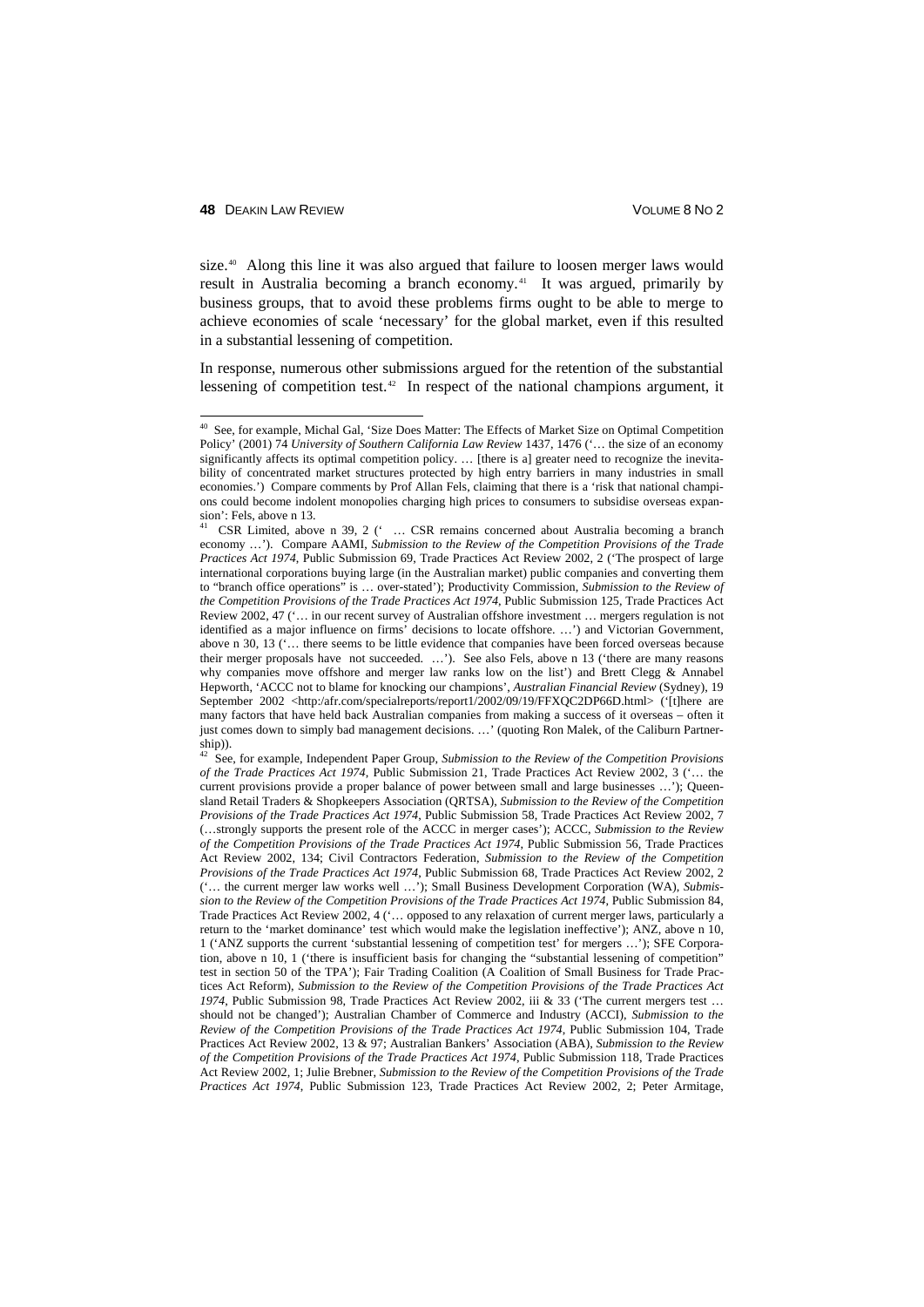size.[40] Along this line it was also argued that failure to loosen merger laws would result in Australia becoming a branch economy.[41] It was argued, primarily by business groups, that to avoid these problems firms ought to be able to merge to achieve economies of scale 'necessary' for the global market, even if this resulted in a substantial lessening of competition.

In response, numerous other submissions argued for the retention of the substantial lessening of competition test.[42] In respect of the national champions argument, it

---

[40] See, for example, Michal Gal, 'Size Does Matter: The Effects of Market Size on Optimal Competition Policy' (2001) 74 *University of Southern California Law Review* 1437, 1476 ('… the size of an economy significantly affects its optimal competition policy. … [there is a] greater need to recognize the inevitability of concentrated market structures protected by high entry barriers in many industries in small economies.') Compare comments by Prof Allan Fels, claiming that there is a 'risk that national champions could become indolent monopolies charging high prices to consumers to subsidise overseas expansion': Fels, above n 13.

[41] CSR Limited, above n 39, 2 (' … CSR remains concerned about Australia becoming a branch economy …'). Compare AAMI, *Submission to the Review of the Competition Provisions of the Trade Practices Act 1974*, Public Submission 69, Trade Practices Act Review 2002, 2 ('The prospect of large international corporations buying large (in the Australian market) public companies and converting them to "branch office operations" is … over-stated'); Productivity Commission, *Submission to the Review of the Competition Provisions of the Trade Practices Act 1974*, Public Submission 125, Trade Practices Act Review 2002, 47 ('… in our recent survey of Australian offshore investment … mergers regulation is not identified as a major influence on firms' decisions to locate offshore. …') and Victorian Government, above n 30, 13 ('… there seems to be little evidence that companies have been forced overseas because their merger proposals have not succeeded. …'). See also Fels, above n 13 ('there are many reasons why companies move offshore and merger law ranks low on the list') and Brett Clegg & Annabel Hepworth, 'ACCC not to blame for knocking our champions', *Australian Financial Review* (Sydney), 19 September 2002 <http:/afr.com/specialreports/report1/2002/09/19/FFXQC2DP66D.html> ('[t]here are many factors that have held back Australian companies from making a success of it overseas – often it just comes down to simply bad management decisions. …' (quoting Ron Malek, of the Caliburn Partnership)).

[42] See, for example, Independent Paper Group, *Submission to the Review of the Competition Provisions of the Trade Practices Act 1974*, Public Submission 21, Trade Practices Act Review 2002, 3 ('… the current provisions provide a proper balance of power between small and large businesses …'); Queensland Retail Traders & Shopkeepers Association (QRTSA), *Submission to the Review of the Competition Provisions of the Trade Practices Act 1974*, Public Submission 58, Trade Practices Act Review 2002, 7 (…strongly supports the present role of the ACCC in merger cases'); ACCC, *Submission to the Review of the Competition Provisions of the Trade Practices Act 1974*, Public Submission 56, Trade Practices Act Review 2002, 134; Civil Contractors Federation, *Submission to the Review of the Competition Provisions of the Trade Practices Act 1974*, Public Submission 68, Trade Practices Act Review 2002, 2 ('… the current merger law works well …'); Small Business Development Corporation (WA), *Submission to the Review of the Competition Provisions of the Trade Practices Act 1974*, Public Submission 84, Trade Practices Act Review 2002, 4 ('… opposed to any relaxation of current merger laws, particularly a return to the 'market dominance' test which would make the legislation ineffective'); ANZ, above n 10, 1 ('ANZ supports the current 'substantial lessening of competition test' for mergers …'); SFE Corporation, above n 10, 1 ('there is insufficient basis for changing the "substantial lessening of competition" test in section 50 of the TPA'); Fair Trading Coalition (A Coalition of Small Business for Trade Practices Act Reform), *Submission to the Review of the Competition Provisions of the Trade Practices Act 1974*, Public Submission 98, Trade Practices Act Review 2002, iii & 33 ('The current mergers test … should not be changed'); Australian Chamber of Commerce and Industry (ACCI), *Submission to the Review of the Competition Provisions of the Trade Practices Act 1974*, Public Submission 104, Trade Practices Act Review 2002, 13 & 97; Australian Bankers' Association (ABA), *Submission to the Review of the Competition Provisions of the Trade Practices Act 1974*, Public Submission 118, Trade Practices Act Review 2002, 1; Julie Brebner, *Submission to the Review of the Competition Provisions of the Trade Practices Act 1974*, Public Submission 123, Trade Practices Act Review 2002, 2; Peter Armitage,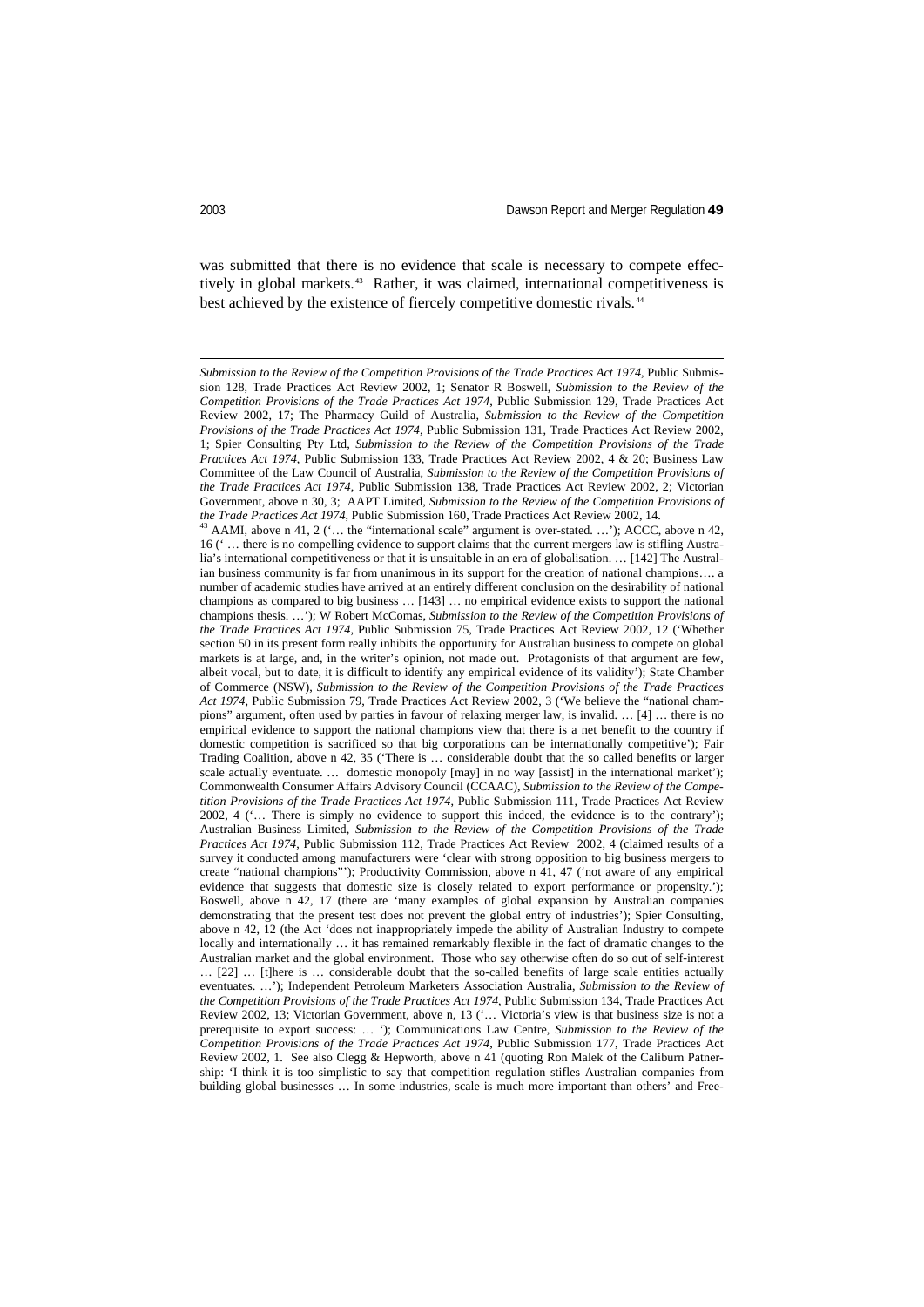was submitted that there is no evidence that scale is necessary to compete effectively in global markets.[43] Rather, it was claimed, international competitiveness is best achieved by the existence of fiercely competitive domestic rivals.[44]

---

*Submission to the Review of the Competition Provisions of the Trade Practices Act 1974*, Public Submission 128, Trade Practices Act Review 2002, 1; Senator R Boswell, *Submission to the Review of the Competition Provisions of the Trade Practices Act 1974*, Public Submission 129, Trade Practices Act Review 2002, 17; The Pharmacy Guild of Australia, *Submission to the Review of the Competition Provisions of the Trade Practices Act 1974*, Public Submission 131, Trade Practices Act Review 2002, 1; Spier Consulting Pty Ltd, *Submission to the Review of the Competition Provisions of the Trade Practices Act 1974*, Public Submission 133, Trade Practices Act Review 2002, 4 & 20; Business Law Committee of the Law Council of Australia, *Submission to the Review of the Competition Provisions of the Trade Practices Act 1974*, Public Submission 138, Trade Practices Act Review 2002, 2; Victorian Government, above n 30, 3; AAPT Limited, *Submission to the Review of the Competition Provisions of the Trade Practices Act 1974*, Public Submission 160, Trade Practices Act Review 2002, 14.

[43] AAMI, above n 41, 2 ('… the "international scale" argument is over-stated. …'); ACCC, above n 42, 16 (' … there is no compelling evidence to support claims that the current mergers law is stifling Australia's international competitiveness or that it is unsuitable in an era of globalisation. … [142] The Australian business community is far from unanimous in its support for the creation of national champions…. a number of academic studies have arrived at an entirely different conclusion on the desirability of national champions as compared to big business … [143] … no empirical evidence exists to support the national champions thesis. …'); W Robert McComas, *Submission to the Review of the Competition Provisions of the Trade Practices Act 1974*, Public Submission 75, Trade Practices Act Review 2002, 12 ('Whether section 50 in its present form really inhibits the opportunity for Australian business to compete on global markets is at large, and, in the writer's opinion, not made out. Protagonists of that argument are few, albeit vocal, but to date, it is difficult to identify any empirical evidence of its validity'); State Chamber of Commerce (NSW), *Submission to the Review of the Competition Provisions of the Trade Practices Act 1974*, Public Submission 79, Trade Practices Act Review 2002, 3 ('We believe the "national champions" argument, often used by parties in favour of relaxing merger law, is invalid. … [4] … there is no empirical evidence to support the national champions view that there is a net benefit to the country if domestic competition is sacrificed so that big corporations can be internationally competitive'); Fair Trading Coalition, above n 42, 35 ('There is … considerable doubt that the so called benefits or larger scale actually eventuate. … domestic monopoly [may] in no way [assist] in the international market'); Commonwealth Consumer Affairs Advisory Council (CCAAC), *Submission to the Review of the Competition Provisions of the Trade Practices Act 1974*, Public Submission 111, Trade Practices Act Review 2002, 4 ('… There is simply no evidence to support this indeed, the evidence is to the contrary'); Australian Business Limited, *Submission to the Review of the Competition Provisions of the Trade Practices Act 1974*, Public Submission 112, Trade Practices Act Review 2002, 4 (claimed results of a survey it conducted among manufacturers were 'clear with strong opposition to big business mergers to create "national champions"'); Productivity Commission, above n 41, 47 ('not aware of any empirical evidence that suggests that domestic size is closely related to export performance or propensity.'); Boswell, above n 42, 17 (there are 'many examples of global expansion by Australian companies demonstrating that the present test does not prevent the global entry of industries'); Spier Consulting, above n 42, 12 (the Act 'does not inappropriately impede the ability of Australian Industry to compete locally and internationally … it has remained remarkably flexible in the fact of dramatic changes to the Australian market and the global environment. Those who say otherwise often do so out of self-interest … [22] … [t]here is … considerable doubt that the so-called benefits of large scale entities actually eventuates. …'); Independent Petroleum Marketers Association Australia, *Submission to the Review of the Competition Provisions of the Trade Practices Act 1974*, Public Submission 134, Trade Practices Act Review 2002, 13; Victorian Government, above n, 13 ('… Victoria's view is that business size is not a prerequisite to export success: … '); Communications Law Centre, *Submission to the Review of the Competition Provisions of the Trade Practices Act 1974*, Public Submission 177, Trade Practices Act Review 2002, 1. See also Clegg & Hepworth, above n 41 (quoting Ron Malek of the Caliburn Patnership: 'I think it is too simplistic to say that competition regulation stifles Australian companies from building global businesses … In some industries, scale is much more important than others' and Free-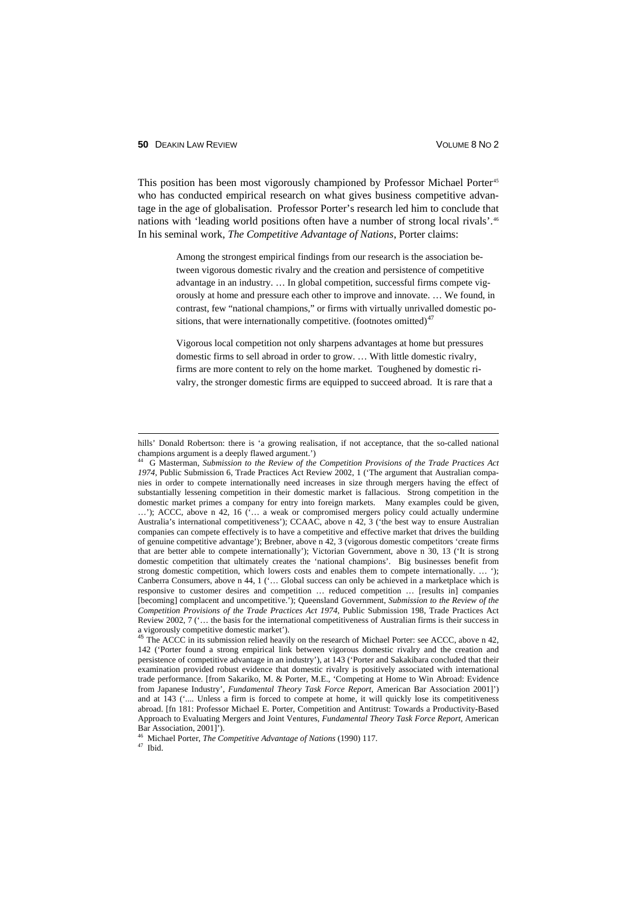This position has been most vigorously championed by Professor Michael Porter[45] who has conducted empirical research on what gives business competitive advantage in the age of globalisation. Professor Porter's research led him to conclude that nations with 'leading world positions often have a number of strong local rivals'.[46] In his seminal work, *The Competitive Advantage of Nations*, Porter claims:

> Among the strongest empirical findings from our research is the association between vigorous domestic rivalry and the creation and persistence of competitive advantage in an industry. … In global competition, successful firms compete vigorously at home and pressure each other to improve and innovate. … We found, in contrast, few "national champions," or firms with virtually unrivalled domestic positions, that were internationally competitive. (footnotes omitted)[47]
>
> Vigorous local competition not only sharpens advantages at home but pressures domestic firms to sell abroad in order to grow. … With little domestic rivalry, firms are more content to rely on the home market. Toughened by domestic rivalry, the stronger domestic firms are equipped to succeed abroad. It is rare that a

---

hills' Donald Robertson: there is 'a growing realisation, if not acceptance, that the so-called national champions argument is a deeply flawed argument.')

[44] G Masterman, *Submission to the Review of the Competition Provisions of the Trade Practices Act 1974*, Public Submission 6, Trade Practices Act Review 2002, 1 ('The argument that Australian companies in order to compete internationally need increases in size through mergers having the effect of substantially lessening competition in their domestic market is fallacious. Strong competition in the domestic market primes a company for entry into foreign markets. Many examples could be given, …'); ACCC, above n 42, 16 ('… a weak or compromised mergers policy could actually undermine Australia's international competitiveness'); CCAAC, above n 42, 3 ('the best way to ensure Australian companies can compete effectively is to have a competitive and effective market that drives the building of genuine competitive advantage'); Brebner, above n 42, 3 (vigorous domestic competitors 'create firms that are better able to compete internationally'); Victorian Government, above n 30, 13 ('It is strong domestic competition that ultimately creates the 'national champions'. Big businesses benefit from strong domestic competition, which lowers costs and enables them to compete internationally. … '); Canberra Consumers, above n 44, 1 ('… Global success can only be achieved in a marketplace which is responsive to customer desires and competition … reduced competition … [results in] companies [becoming] complacent and uncompetitive.'); Queensland Government, *Submission to the Review of the Competition Provisions of the Trade Practices Act 1974*, Public Submission 198, Trade Practices Act Review 2002, 7 ('… the basis for the international competitiveness of Australian firms is their success in a vigorously competitive domestic market').

[45] The ACCC in its submission relied heavily on the research of Michael Porter: see ACCC, above n 42, 142 ('Porter found a strong empirical link between vigorous domestic rivalry and the creation and persistence of competitive advantage in an industry'), at 143 ('Porter and Sakakibara concluded that their examination provided robust evidence that domestic rivalry is positively associated with international trade performance. [from Sakariko, M. & Porter, M.E., 'Competing at Home to Win Abroad: Evidence from Japanese Industry', *Fundamental Theory Task Force Report*, American Bar Association 2001]') and at 143 ('.... Unless a firm is forced to compete at home, it will quickly lose its competitiveness abroad. [fn 181: Professor Michael E. Porter, Competition and Antitrust: Towards a Productivity-Based Approach to Evaluating Mergers and Joint Ventures, *Fundamental Theory Task Force Report*, American Bar Association, 2001]').

[46] Michael Porter, *The Competitive Advantage of Nations* (1990) 117.

[47] Ibid.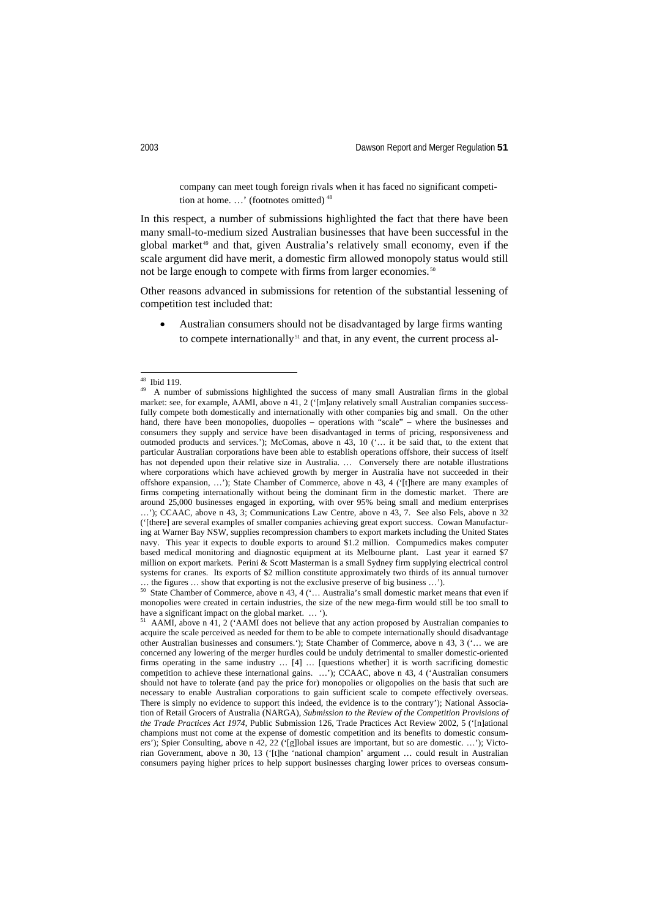> company can meet tough foreign rivals when it has faced no significant competition at home. …' (footnotes omitted) [48]

In this respect, a number of submissions highlighted the fact that there have been many small-to-medium sized Australian businesses that have been successful in the global market[49] and that, given Australia's relatively small economy, even if the scale argument did have merit, a domestic firm allowed monopoly status would still not be large enough to compete with firms from larger economies.[50]

Other reasons advanced in submissions for retention of the substantial lessening of competition test included that:

- Australian consumers should not be disadvantaged by large firms wanting to compete internationally[51] and that, in any event, the current process al-

---

[48] Ibid 119.

[49] A number of submissions highlighted the success of many small Australian firms in the global market: see, for example, AAMI, above n 41, 2 ('[m]any relatively small Australian companies successfully compete both domestically and internationally with other companies big and small. On the other hand, there have been monopolies, duopolies – operations with "scale" – where the businesses and consumers they supply and service have been disadvantaged in terms of pricing, responsiveness and outmoded products and services.'); McComas, above n 43, 10 ('… it be said that, to the extent that particular Australian corporations have been able to establish operations offshore, their success of itself has not depended upon their relative size in Australia. … Conversely there are notable illustrations where corporations which have achieved growth by merger in Australia have not succeeded in their offshore expansion, …'); State Chamber of Commerce, above n 43, 4 ('[t]here are many examples of firms competing internationally without being the dominant firm in the domestic market. There are around 25,000 businesses engaged in exporting, with over 95% being small and medium enterprises …'); CCAAC, above n 43, 3; Communications Law Centre, above n 43, 7. See also Fels, above n 32 ('[there] are several examples of smaller companies achieving great export success. Cowan Manufacturing at Warner Bay NSW, supplies recompression chambers to export markets including the United States navy. This year it expects to double exports to around $1.2 million. Compumedics makes computer based medical monitoring and diagnostic equipment at its Melbourne plant. Last year it earned $7 million on export markets. Perini & Scott Masterman is a small Sydney firm supplying electrical control systems for cranes. Its exports of $2 million constitute approximately two thirds of its annual turnover … the figures … show that exporting is not the exclusive preserve of big business …').

[50] State Chamber of Commerce, above n 43, 4 ('… Australia's small domestic market means that even if monopolies were created in certain industries, the size of the new mega-firm would still be too small to have a significant impact on the global market. … ').

[51] AAMI, above n 41, 2 ('AAMI does not believe that any action proposed by Australian companies to acquire the scale perceived as needed for them to be able to compete internationally should disadvantage other Australian businesses and consumers.'); State Chamber of Commerce, above n 43, 3 ('… we are concerned any lowering of the merger hurdles could be unduly detrimental to smaller domestic-oriented firms operating in the same industry … [4] … [questions whether] it is worth sacrificing domestic competition to achieve these international gains. …'); CCAAC, above n 43, 4 ('Australian consumers should not have to tolerate (and pay the price for) monopolies or oligopolies on the basis that such are necessary to enable Australian corporations to gain sufficient scale to compete effectively overseas. There is simply no evidence to support this indeed, the evidence is to the contrary'); National Association of Retail Grocers of Australia (NARGA), *Submission to the Review of the Competition Provisions of the Trade Practices Act 1974*, Public Submission 126, Trade Practices Act Review 2002, 5 ('[n]ational champions must not come at the expense of domestic competition and its benefits to domestic consumers'); Spier Consulting, above n 42, 22 ('[g]lobal issues are important, but so are domestic. …'); Victorian Government, above n 30, 13 ('[t]he 'national champion' argument … could result in Australian consumers paying higher prices to help support businesses charging lower prices to overseas consum-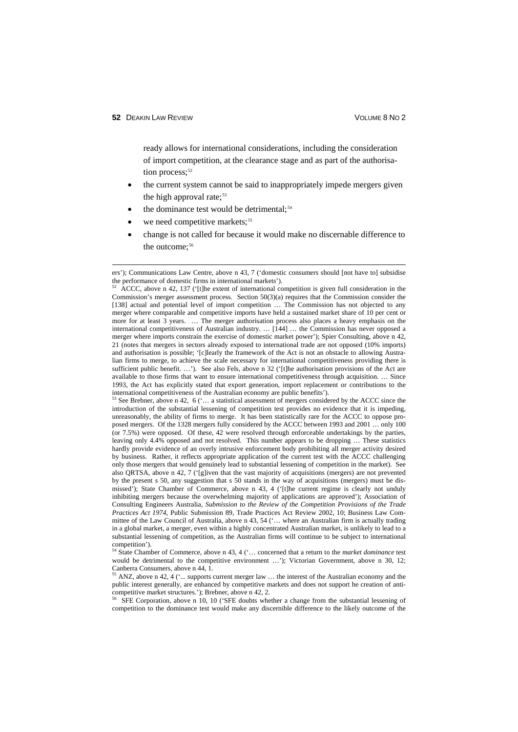ready allows for international considerations, including the consideration of import competition, at the clearance stage and as part of the authorisation process;[52]

- the current system cannot be said to inappropriately impede mergers given the high approval rate;[53]
- the dominance test would be detrimental;[54]
- we need competitive markets;[55]
- change is not called for because it would make no discernable difference to the outcome;[56]

---

ers'); Communications Law Centre, above n 43, 7 ('domestic consumers should [not have to] subsidise the performance of domestic firms in international markets').

[52] ACCC, above n 42, 137 ('[t]he extent of international competition is given full consideration in the Commission's merger assessment process. Section 50(3)(a) requires that the Commission consider the [138] actual and potential level of import competition … The Commission has not objected to any merger where comparable and competitive imports have held a sustained market share of 10 per cent or more for at least 3 years. … The merger authorisation process also places a heavy emphasis on the international competitiveness of Australian industry. … [144] … the Commission has never opposed a merger where imports constrain the exercise of domestic market power'); Spier Consulting, above n 42, 21 (notes that mergers in sectors already exposed to international trade are not opposed (10% imports) and authorisation is possible; '[c]learly the framework of the Act is not an obstacle to allowing Australian firms to merge, to achieve the scale necessary for international competitiveness providing there is sufficient public benefit. …'). See also Fels, above n 32 ('[t]he authorisation provisions of the Act are available to those firms that want to ensure international competitiveness through acquisition. … Since 1993, the Act has explicitly stated that export generation, import replacement or contributions to the international competitiveness of the Australian economy are public benefits').

[53] See Brebner, above n 42, 6 ('… a statistical assessment of mergers considered by the ACCC since the introduction of the substantial lessening of competition test provides no evidence that it is impeding, unreasonably, the ability of firms to merge. It has been statistically rare for the ACCC to oppose proposed mergers. Of the 1328 mergers fully considered by the ACCC between 1993 and 2001 … only 100 (or 7.5%) were opposed. Of these, 42 were resolved through enforceable undertakings by the parties, leaving only 4.4% opposed and not resolved. This number appears to be dropping … These statistics hardly provide evidence of an overly intrusive enforcement body prohibiting all merger activity desired by business. Rather, it reflects appropriate application of the current test with the ACCC challenging only those mergers that would genuinely lead to substantial lessening of competition in the market). See also QRTSA, above n 42, 7 ('[g]iven that the vast majority of acquisitions (mergers) are not prevented by the present s 50, any suggestion that s 50 stands in the way of acquisitions (mergers) must be dismissed'); State Chamber of Commerce, above n 43, 4 ('[t]he current regime is clearly not unduly inhibiting mergers because the overwhelming majority of applications are approved'); Association of Consulting Engineers Australia, *Submission to the Review of the Competition Provisions of the Trade Practices Act 1974*, Public Submission 89, Trade Practices Act Review 2002, 10; Business Law Committee of the Law Council of Australia, above n 43, 54 ('… where an Australian firm is actually trading in a global market, a merger, even within a highly concentrated Australian market, is unlikely to lead to a substantial lessening of competition, as the Australian firms will continue to be subject to international competition').

[54] State Chamber of Commerce, above n 43, 4 ('… concerned that a return to the *market dominance* test would be detrimental to the competitive environment …'); Victorian Government, above n 30, 12; Canberra Consumers, above n 44, 1.

[55] ANZ, above n 42, 4 ('... supports current merger law … the interest of the Australian economy and the public interest generally, are enhanced by competitive markets and does not support he creation of anti-competitive market structures.'); Brebner, above n 42, 2.

[56] SFE Corporation, above n 10, 10 ('SFE doubts whether a change from the substantial lessening of competition to the dominance test would make any discernible difference to the likely outcome of the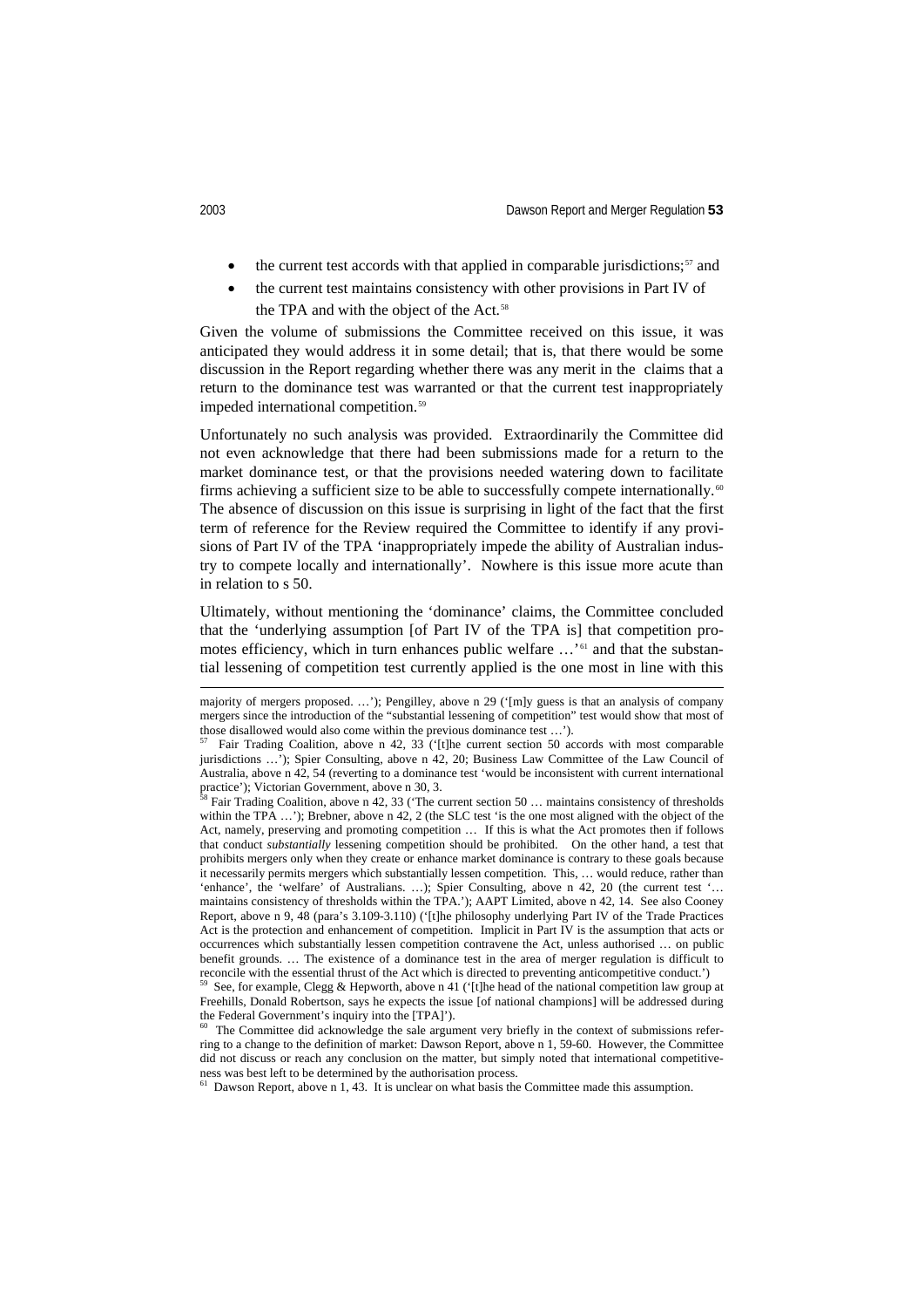- the current test accords with that applied in comparable jurisdictions;[57] and
- the current test maintains consistency with other provisions in Part IV of the TPA and with the object of the Act.[58]

Given the volume of submissions the Committee received on this issue, it was anticipated they would address it in some detail; that is, that there would be some discussion in the Report regarding whether there was any merit in the claims that a return to the dominance test was warranted or that the current test inappropriately impeded international competition.[59]

Unfortunately no such analysis was provided. Extraordinarily the Committee did not even acknowledge that there had been submissions made for a return to the market dominance test, or that the provisions needed watering down to facilitate firms achieving a sufficient size to be able to successfully compete internationally.[60] The absence of discussion on this issue is surprising in light of the fact that the first term of reference for the Review required the Committee to identify if any provisions of Part IV of the TPA 'inappropriately impede the ability of Australian industry to compete locally and internationally'. Nowhere is this issue more acute than in relation to s 50.

Ultimately, without mentioning the 'dominance' claims, the Committee concluded that the 'underlying assumption [of Part IV of the TPA is] that competition promotes efficiency, which in turn enhances public welfare …'[61] and that the substantial lessening of competition test currently applied is the one most in line with this

---

majority of mergers proposed. …'); Pengilley, above n 29 ('[m]y guess is that an analysis of company mergers since the introduction of the "substantial lessening of competition" test would show that most of those disallowed would also come within the previous dominance test …').

[57] Fair Trading Coalition, above n 42, 33 ('[t]he current section 50 accords with most comparable jurisdictions …'); Spier Consulting, above n 42, 20; Business Law Committee of the Law Council of Australia, above n 42, 54 (reverting to a dominance test 'would be inconsistent with current international practice'); Victorian Government, above n 30, 3.

[58] Fair Trading Coalition, above n 42, 33 ('The current section 50 … maintains consistency of thresholds within the TPA …'); Brebner, above n 42, 2 (the SLC test 'is the one most aligned with the object of the Act, namely, preserving and promoting competition … If this is what the Act promotes then if follows that conduct *substantially* lessening competition should be prohibited. On the other hand, a test that prohibits mergers only when they create or enhance market dominance is contrary to these goals because it necessarily permits mergers which substantially lessen competition. This, … would reduce, rather than 'enhance', the 'welfare' of Australians. …); Spier Consulting, above n 42, 20 (the current test '… maintains consistency of thresholds within the TPA.'); AAPT Limited, above n 42, 14. See also Cooney Report, above n 9, 48 (para's 3.109-3.110) ('[t]he philosophy underlying Part IV of the Trade Practices Act is the protection and enhancement of competition. Implicit in Part IV is the assumption that acts or occurrences which substantially lessen competition contravene the Act, unless authorised … on public benefit grounds. … The existence of a dominance test in the area of merger regulation is difficult to reconcile with the essential thrust of the Act which is directed to preventing anticompetitive conduct.')

[59] See, for example, Clegg & Hepworth, above n 41 ('[t]he head of the national competition law group at Freehills, Donald Robertson, says he expects the issue [of national champions] will be addressed during the Federal Government's inquiry into the [TPA]').

[60] The Committee did acknowledge the sale argument very briefly in the context of submissions referring to a change to the definition of market: Dawson Report, above n 1, 59-60. However, the Committee did not discuss or reach any conclusion on the matter, but simply noted that international competitiveness was best left to be determined by the authorisation process.

[61] Dawson Report, above n 1, 43. It is unclear on what basis the Committee made this assumption.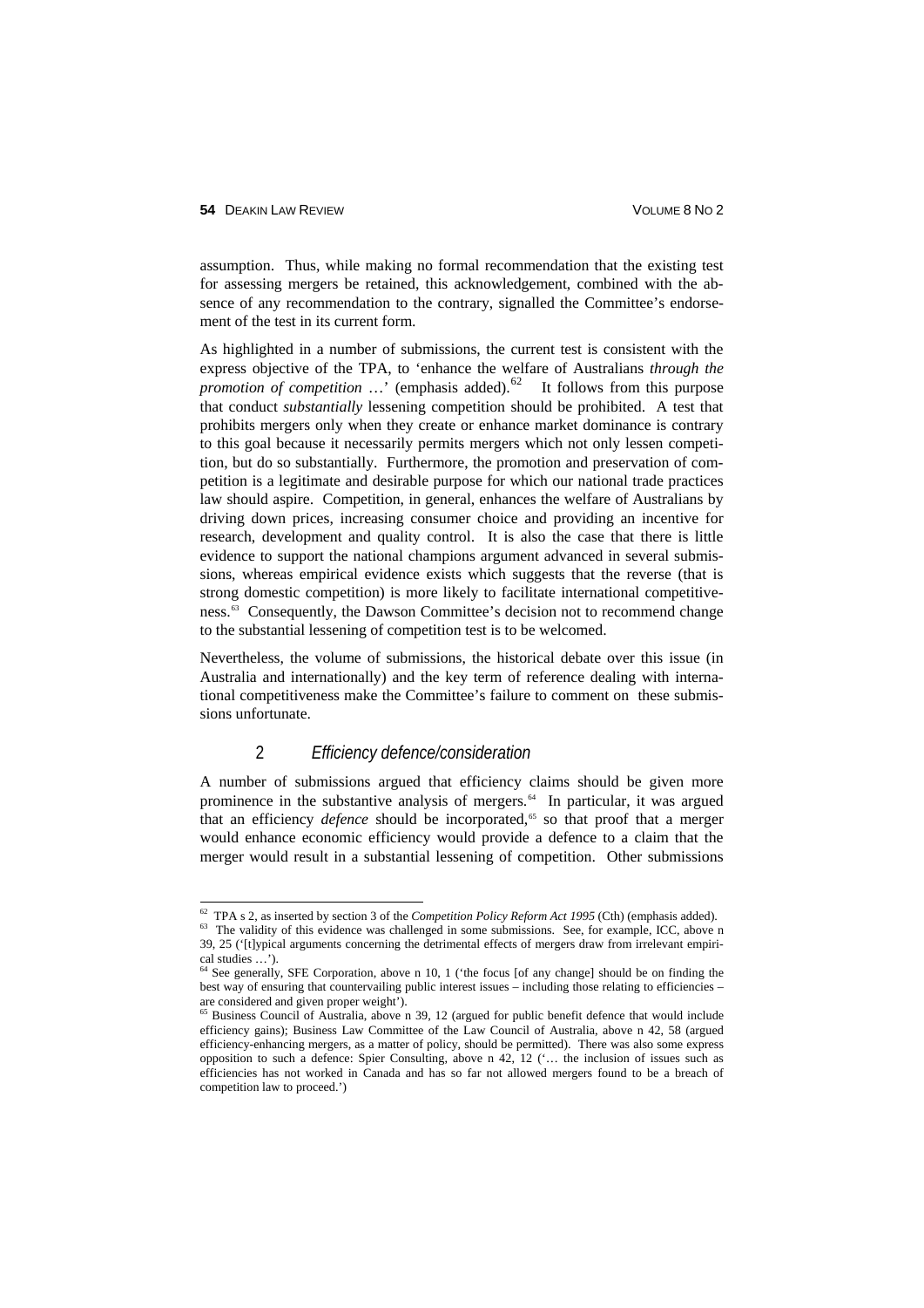assumption. Thus, while making no formal recommendation that the existing test for assessing mergers be retained, this acknowledgement, combined with the absence of any recommendation to the contrary, signalled the Committee's endorsement of the test in its current form.

As highlighted in a number of submissions, the current test is consistent with the express objective of the TPA, to 'enhance the welfare of Australians *through the promotion of competition* …' (emphasis added).[62] It follows from this purpose that conduct *substantially* lessening competition should be prohibited. A test that prohibits mergers only when they create or enhance market dominance is contrary to this goal because it necessarily permits mergers which not only lessen competition, but do so substantially. Furthermore, the promotion and preservation of competition is a legitimate and desirable purpose for which our national trade practices law should aspire. Competition, in general, enhances the welfare of Australians by driving down prices, increasing consumer choice and providing an incentive for research, development and quality control. It is also the case that there is little evidence to support the national champions argument advanced in several submissions, whereas empirical evidence exists which suggests that the reverse (that is strong domestic competition) is more likely to facilitate international competitiveness.[63] Consequently, the Dawson Committee's decision not to recommend change to the substantial lessening of competition test is to be welcomed.

Nevertheless, the volume of submissions, the historical debate over this issue (in Australia and internationally) and the key term of reference dealing with international competitiveness make the Committee's failure to comment on these submissions unfortunate.

### 2 *Efficiency defence/consideration*

A number of submissions argued that efficiency claims should be given more prominence in the substantive analysis of mergers.[64] In particular, it was argued that an efficiency *defence* should be incorporated,[65] so that proof that a merger would enhance economic efficiency would provide a defence to a claim that the merger would result in a substantial lessening of competition. Other submissions

---

[62] TPA s 2, as inserted by section 3 of the *Competition Policy Reform Act 1995* (Cth) (emphasis added).

[63] The validity of this evidence was challenged in some submissions. See, for example, ICC, above n 39, 25 ('[t]ypical arguments concerning the detrimental effects of mergers draw from irrelevant empirical studies …').

[64] See generally, SFE Corporation, above n 10, 1 ('the focus [of any change] should be on finding the best way of ensuring that countervailing public interest issues – including those relating to efficiencies – are considered and given proper weight').

[65] Business Council of Australia, above n 39, 12 (argued for public benefit defence that would include efficiency gains); Business Law Committee of the Law Council of Australia, above n 42, 58 (argued efficiency-enhancing mergers, as a matter of policy, should be permitted). There was also some express opposition to such a defence: Spier Consulting, above n 42, 12 ('… the inclusion of issues such as efficiencies has not worked in Canada and has so far not allowed mergers found to be a breach of competition law to proceed.')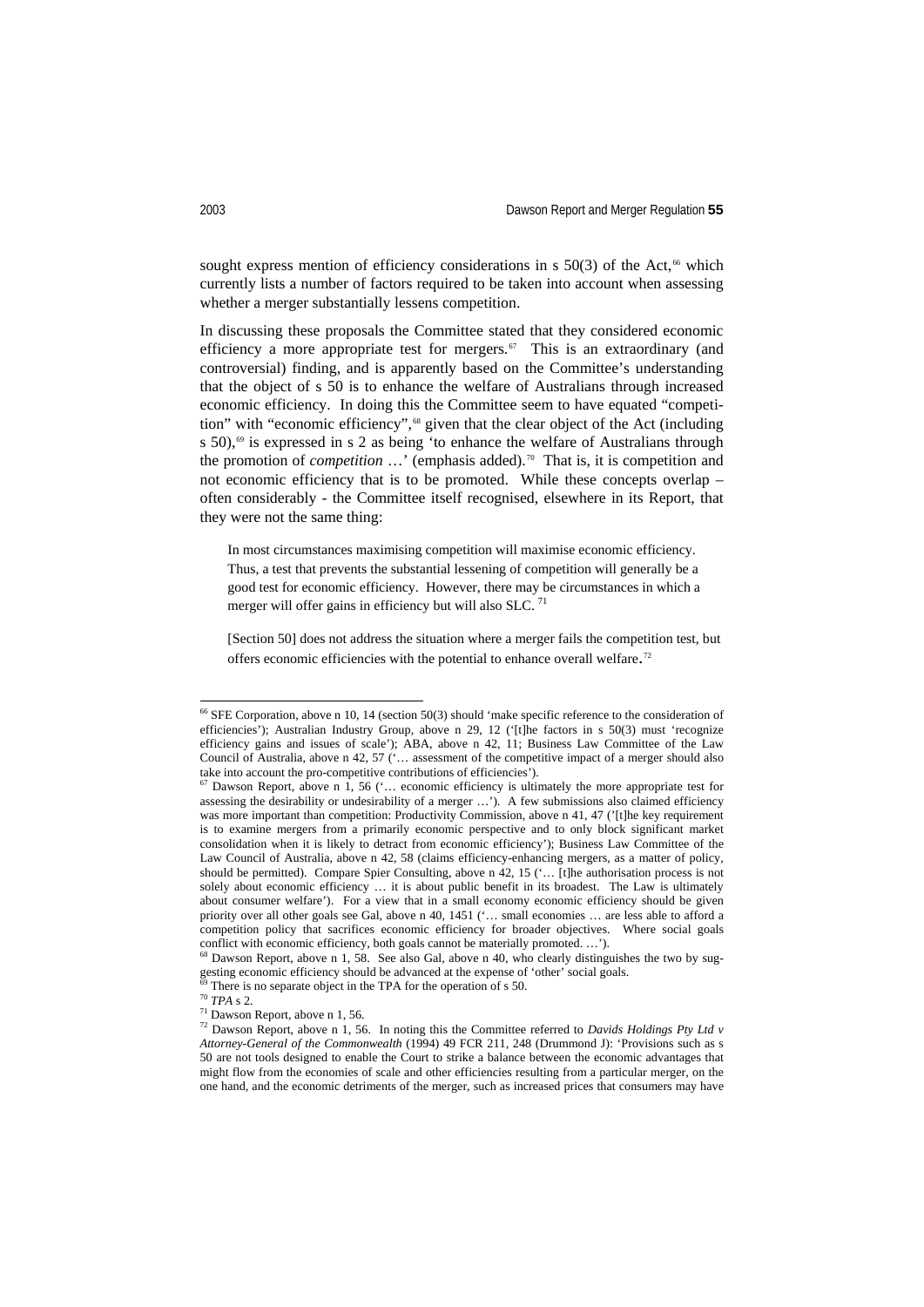sought express mention of efficiency considerations in s 50(3) of the Act,[66] which currently lists a number of factors required to be taken into account when assessing whether a merger substantially lessens competition.

In discussing these proposals the Committee stated that they considered economic efficiency a more appropriate test for mergers.[67] This is an extraordinary (and controversial) finding, and is apparently based on the Committee's understanding that the object of s 50 is to enhance the welfare of Australians through increased economic efficiency. In doing this the Committee seem to have equated "competition" with "economic efficiency",[68] given that the clear object of the Act (including s 50),[69] is expressed in s 2 as being 'to enhance the welfare of Australians through the promotion of *competition* …' (emphasis added).[70] That is, it is competition and not economic efficiency that is to be promoted. While these concepts overlap – often considerably - the Committee itself recognised, elsewhere in its Report, that they were not the same thing:

> In most circumstances maximising competition will maximise economic efficiency. Thus, a test that prevents the substantial lessening of competition will generally be a good test for economic efficiency. However, there may be circumstances in which a merger will offer gains in efficiency but will also SLC. [71]
>
> [Section 50] does not address the situation where a merger fails the competition test, but offers economic efficiencies with the potential to enhance overall welfare.[72]

---

[66] SFE Corporation, above n 10, 14 (section 50(3) should 'make specific reference to the consideration of efficiencies'); Australian Industry Group, above n 29, 12 ('[t]he factors in s 50(3) must 'recognize efficiency gains and issues of scale'); ABA, above n 42, 11; Business Law Committee of the Law Council of Australia, above n 42, 57 ('… assessment of the competitive impact of a merger should also take into account the pro-competitive contributions of efficiencies').

[67] Dawson Report, above n 1, 56 ('… economic efficiency is ultimately the more appropriate test for assessing the desirability or undesirability of a merger …'). A few submissions also claimed efficiency was more important than competition: Productivity Commission, above n 41, 47 ('[t]he key requirement is to examine mergers from a primarily economic perspective and to only block significant market consolidation when it is likely to detract from economic efficiency'); Business Law Committee of the Law Council of Australia, above n 42, 58 (claims efficiency-enhancing mergers, as a matter of policy, should be permitted). Compare Spier Consulting, above n 42, 15 ('… [t]he authorisation process is not solely about economic efficiency … it is about public benefit in its broadest. The Law is ultimately about consumer welfare'). For a view that in a small economy economic efficiency should be given priority over all other goals see Gal, above n 40, 1451 ('… small economies … are less able to afford a competition policy that sacrifices economic efficiency for broader objectives. Where social goals conflict with economic efficiency, both goals cannot be materially promoted. …').

[68] Dawson Report, above n 1, 58. See also Gal, above n 40, who clearly distinguishes the two by suggesting economic efficiency should be advanced at the expense of 'other' social goals.

[69] There is no separate object in the TPA for the operation of s 50.

[70] *TPA* s 2.

[71] Dawson Report, above n 1, 56.

[72] Dawson Report, above n 1, 56. In noting this the Committee referred to *Davids Holdings Pty Ltd v Attorney-General of the Commonwealth* (1994) 49 FCR 211, 248 (Drummond J): 'Provisions such as s 50 are not tools designed to enable the Court to strike a balance between the economic advantages that might flow from the economies of scale and other efficiencies resulting from a particular merger, on the one hand, and the economic detriments of the merger, such as increased prices that consumers may have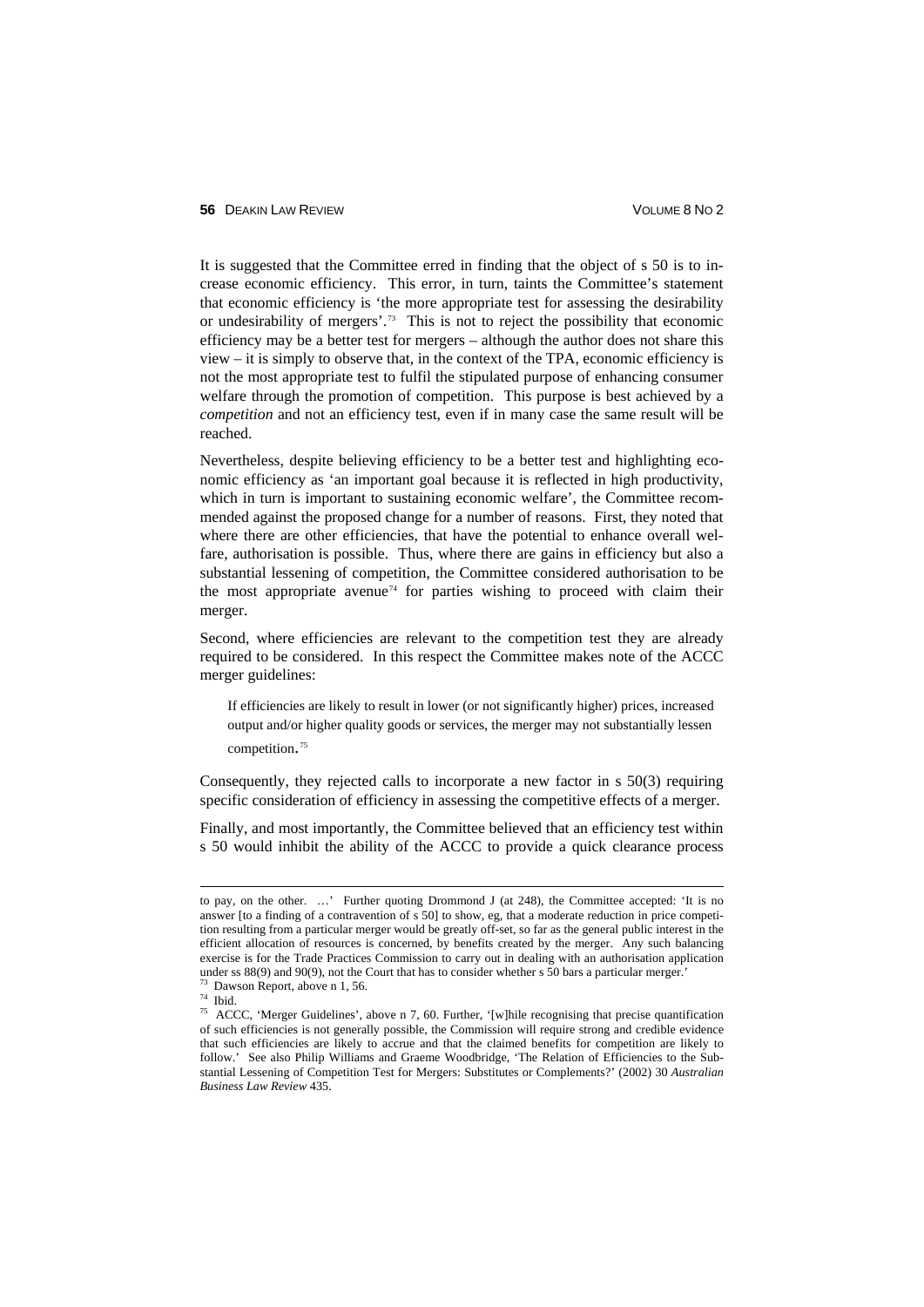It is suggested that the Committee erred in finding that the object of s 50 is to increase economic efficiency. This error, in turn, taints the Committee's statement that economic efficiency is 'the more appropriate test for assessing the desirability or undesirability of mergers'.[73] This is not to reject the possibility that economic efficiency may be a better test for mergers – although the author does not share this view – it is simply to observe that, in the context of the TPA, economic efficiency is not the most appropriate test to fulfil the stipulated purpose of enhancing consumer welfare through the promotion of competition. This purpose is best achieved by a *competition* and not an efficiency test, even if in many case the same result will be reached.

Nevertheless, despite believing efficiency to be a better test and highlighting economic efficiency as 'an important goal because it is reflected in high productivity, which in turn is important to sustaining economic welfare', the Committee recommended against the proposed change for a number of reasons. First, they noted that where there are other efficiencies, that have the potential to enhance overall welfare, authorisation is possible. Thus, where there are gains in efficiency but also a substantial lessening of competition, the Committee considered authorisation to be the most appropriate avenue[74] for parties wishing to proceed with claim their merger.

Second, where efficiencies are relevant to the competition test they are already required to be considered. In this respect the Committee makes note of the ACCC merger guidelines:

> If efficiencies are likely to result in lower (or not significantly higher) prices, increased output and/or higher quality goods or services, the merger may not substantially lessen competition.[75]

Consequently, they rejected calls to incorporate a new factor in s 50(3) requiring specific consideration of efficiency in assessing the competitive effects of a merger.

Finally, and most importantly, the Committee believed that an efficiency test within s 50 would inhibit the ability of the ACCC to provide a quick clearance process

---

to pay, on the other. …' Further quoting Drommond J (at 248), the Committee accepted: 'It is no answer [to a finding of a contravention of s 50] to show, eg, that a moderate reduction in price competition resulting from a particular merger would be greatly off-set, so far as the general public interest in the efficient allocation of resources is concerned, by benefits created by the merger. Any such balancing exercise is for the Trade Practices Commission to carry out in dealing with an authorisation application under ss 88(9) and 90(9), not the Court that has to consider whether s 50 bars a particular merger.'

[73] Dawson Report, above n 1, 56.

[74] Ibid.

[75] ACCC, 'Merger Guidelines', above n 7, 60. Further, '[w]hile recognising that precise quantification of such efficiencies is not generally possible, the Commission will require strong and credible evidence that such efficiencies are likely to accrue and that the claimed benefits for competition are likely to follow.' See also Philip Williams and Graeme Woodbridge, 'The Relation of Efficiencies to the Substantial Lessening of Competition Test for Mergers: Substitutes or Complements?' (2002) 30 *Australian Business Law Review* 435.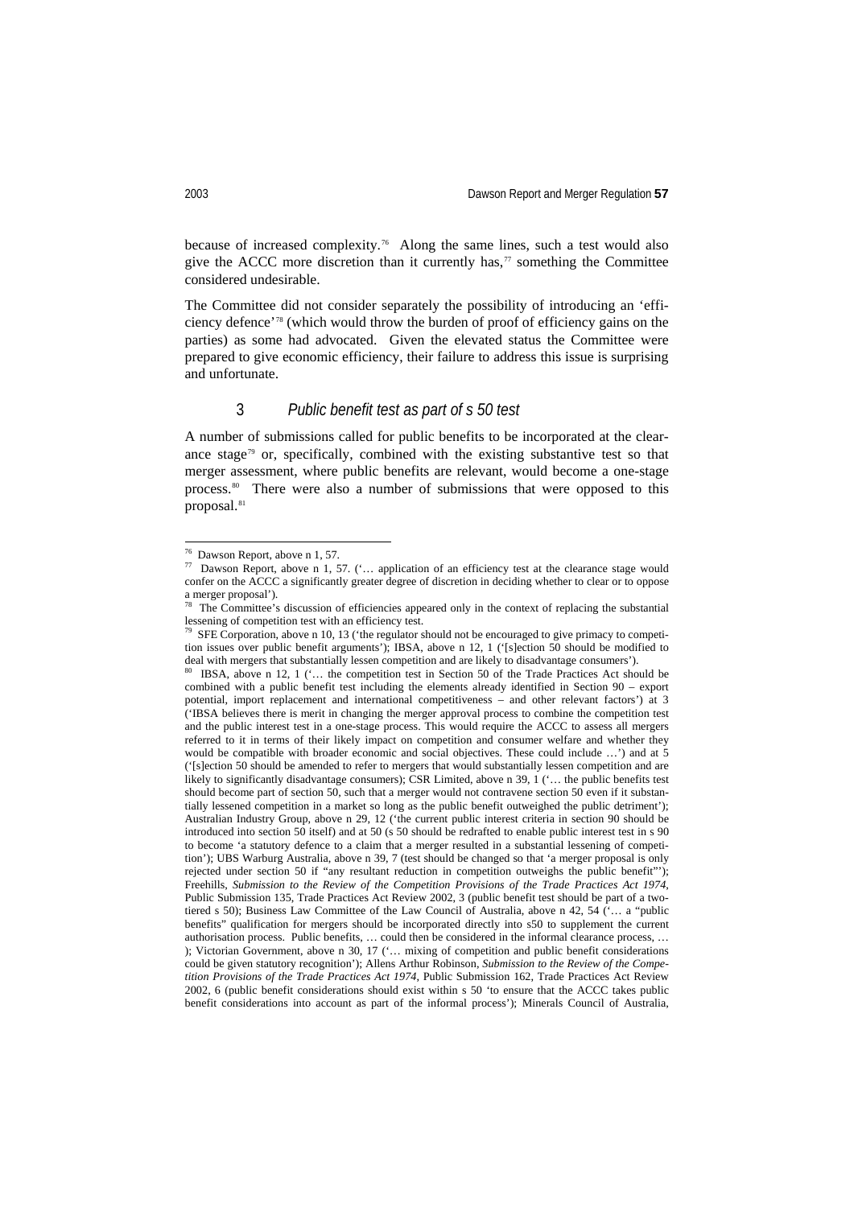because of increased complexity.[76] Along the same lines, such a test would also give the ACCC more discretion than it currently has,[77] something the Committee considered undesirable.

The Committee did not consider separately the possibility of introducing an 'efficiency defence'[78] (which would throw the burden of proof of efficiency gains on the parties) as some had advocated. Given the elevated status the Committee were prepared to give economic efficiency, their failure to address this issue is surprising and unfortunate.

### 3 *Public benefit test as part of s 50 test*

A number of submissions called for public benefits to be incorporated at the clearance stage[79] or, specifically, combined with the existing substantive test so that merger assessment, where public benefits are relevant, would become a one-stage process.[80] There were also a number of submissions that were opposed to this proposal.[81]

---

[76] Dawson Report, above n 1, 57.

[77] Dawson Report, above n 1, 57. ('… application of an efficiency test at the clearance stage would confer on the ACCC a significantly greater degree of discretion in deciding whether to clear or to oppose a merger proposal').

[78] The Committee's discussion of efficiencies appeared only in the context of replacing the substantial lessening of competition test with an efficiency test.

[79] SFE Corporation, above n 10, 13 ('the regulator should not be encouraged to give primacy to competition issues over public benefit arguments'); IBSA, above n 12, 1 ('[s]ection 50 should be modified to deal with mergers that substantially lessen competition and are likely to disadvantage consumers').

[80] IBSA, above n 12, 1 ('… the competition test in Section 50 of the Trade Practices Act should be combined with a public benefit test including the elements already identified in Section 90 – export potential, import replacement and international competitiveness – and other relevant factors') at 3 ('IBSA believes there is merit in changing the merger approval process to combine the competition test and the public interest test in a one-stage process. This would require the ACCC to assess all mergers referred to it in terms of their likely impact on competition and consumer welfare and whether they would be compatible with broader economic and social objectives. These could include …') and at 5 ('[s]ection 50 should be amended to refer to mergers that would substantially lessen competition and are likely to significantly disadvantage consumers); CSR Limited, above n 39, 1 ('… the public benefits test should become part of section 50, such that a merger would not contravene section 50 even if it substantially lessened competition in a market so long as the public benefit outweighed the public detriment'); Australian Industry Group, above n 29, 12 ('the current public interest criteria in section 90 should be introduced into section 50 itself) and at 50 (s 50 should be redrafted to enable public interest test in s 90 to become 'a statutory defence to a claim that a merger resulted in a substantial lessening of competition'); UBS Warburg Australia, above n 39, 7 (test should be changed so that 'a merger proposal is only rejected under section 50 if "any resultant reduction in competition outweighs the public benefit"'); Freehills, *Submission to the Review of the Competition Provisions of the Trade Practices Act 1974*, Public Submission 135, Trade Practices Act Review 2002, 3 (public benefit test should be part of a two-tiered s 50); Business Law Committee of the Law Council of Australia, above n 42, 54 ('… a "public benefits" qualification for mergers should be incorporated directly into s50 to supplement the current authorisation process. Public benefits, … could then be considered in the informal clearance process, … ); Victorian Government, above n 30, 17 ('… mixing of competition and public benefit considerations could be given statutory recognition'); Allens Arthur Robinson, *Submission to the Review of the Competition Provisions of the Trade Practices Act 1974*, Public Submission 162, Trade Practices Act Review 2002, 6 (public benefit considerations should exist within s 50 'to ensure that the ACCC takes public benefit considerations into account as part of the informal process'); Minerals Council of Australia,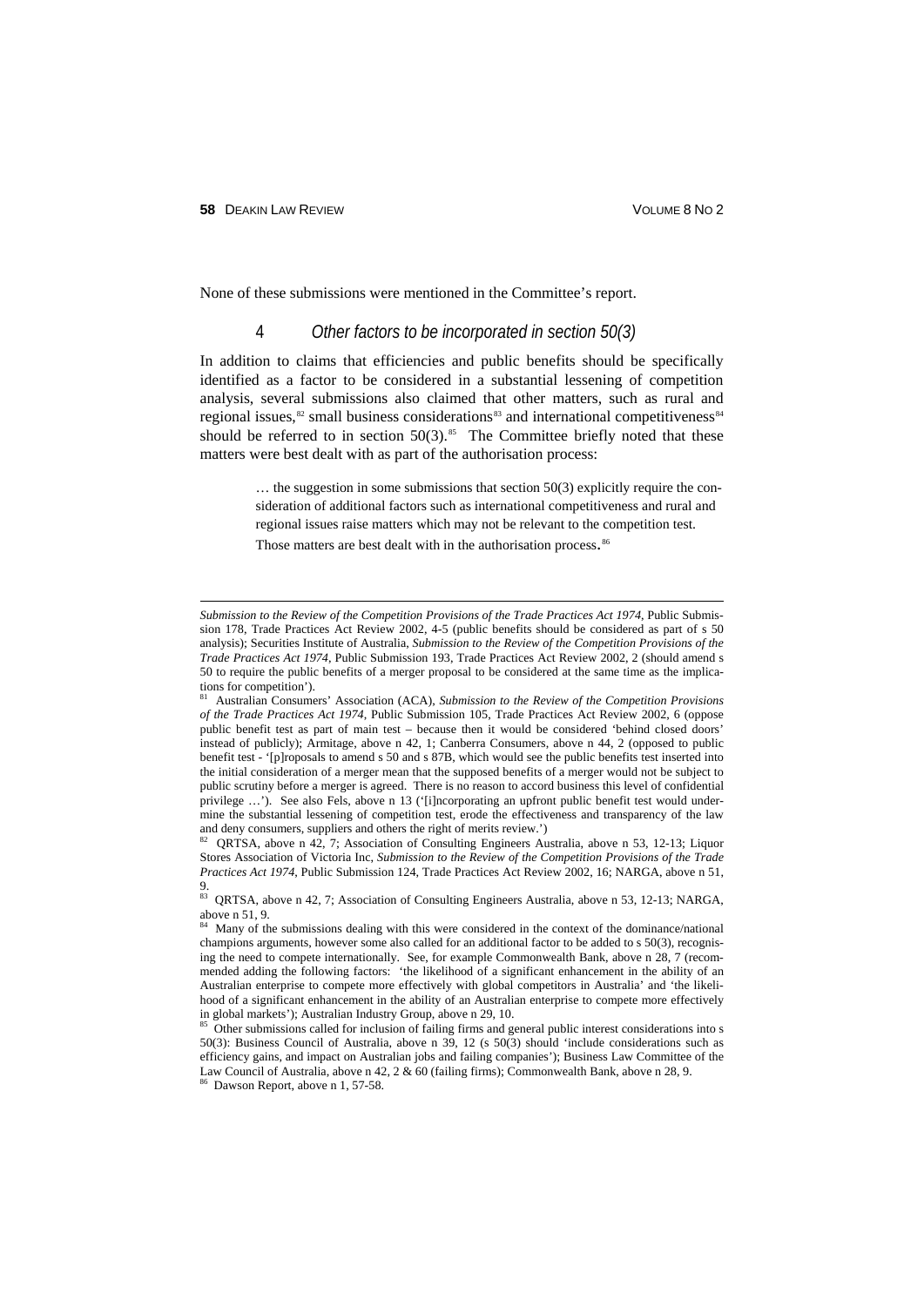None of these submissions were mentioned in the Committee's report.

### 4 *Other factors to be incorporated in section 50(3)*

In addition to claims that efficiencies and public benefits should be specifically identified as a factor to be considered in a substantial lessening of competition analysis, several submissions also claimed that other matters, such as rural and regional issues,[82] small business considerations[83] and international competitiveness[84] should be referred to in section 50(3).[85] The Committee briefly noted that these matters were best dealt with as part of the authorisation process:

> … the suggestion in some submissions that section 50(3) explicitly require the consideration of additional factors such as international competitiveness and rural and regional issues raise matters which may not be relevant to the competition test. Those matters are best dealt with in the authorisation process.[86]

---

*Submission to the Review of the Competition Provisions of the Trade Practices Act 1974*, Public Submission 178, Trade Practices Act Review 2002, 4-5 (public benefits should be considered as part of s 50 analysis); Securities Institute of Australia, *Submission to the Review of the Competition Provisions of the Trade Practices Act 1974*, Public Submission 193, Trade Practices Act Review 2002, 2 (should amend s 50 to require the public benefits of a merger proposal to be considered at the same time as the implications for competition').

[81] Australian Consumers' Association (ACA), *Submission to the Review of the Competition Provisions of the Trade Practices Act 1974*, Public Submission 105, Trade Practices Act Review 2002, 6 (oppose public benefit test as part of main test – because then it would be considered 'behind closed doors' instead of publicly); Armitage, above n 42, 1; Canberra Consumers, above n 44, 2 (opposed to public benefit test - '[p]roposals to amend s 50 and s 87B, which would see the public benefits test inserted into the initial consideration of a merger mean that the supposed benefits of a merger would not be subject to public scrutiny before a merger is agreed. There is no reason to accord business this level of confidential privilege …'). See also Fels, above n 13 ('[i]ncorporating an upfront public benefit test would undermine the substantial lessening of competition test, erode the effectiveness and transparency of the law and deny consumers, suppliers and others the right of merits review.')

[82] QRTSA, above n 42, 7; Association of Consulting Engineers Australia, above n 53, 12-13; Liquor Stores Association of Victoria Inc, *Submission to the Review of the Competition Provisions of the Trade Practices Act 1974*, Public Submission 124, Trade Practices Act Review 2002, 16; NARGA, above n 51, 9.

[83] QRTSA, above n 42, 7; Association of Consulting Engineers Australia, above n 53, 12-13; NARGA, above n 51, 9.

[84] Many of the submissions dealing with this were considered in the context of the dominance/national champions arguments, however some also called for an additional factor to be added to s 50(3), recognising the need to compete internationally. See, for example Commonwealth Bank, above n 28, 7 (recommended adding the following factors: 'the likelihood of a significant enhancement in the ability of an Australian enterprise to compete more effectively with global competitors in Australia' and 'the likelihood of a significant enhancement in the ability of an Australian enterprise to compete more effectively in global markets'); Australian Industry Group, above n 29, 10.

[85] Other submissions called for inclusion of failing firms and general public interest considerations into s 50(3): Business Council of Australia, above n 39, 12 (s 50(3) should 'include considerations such as efficiency gains, and impact on Australian jobs and failing companies'); Business Law Committee of the Law Council of Australia, above n 42, 2 & 60 (failing firms); Commonwealth Bank, above n 28, 9.

[86] Dawson Report, above n 1, 57-58.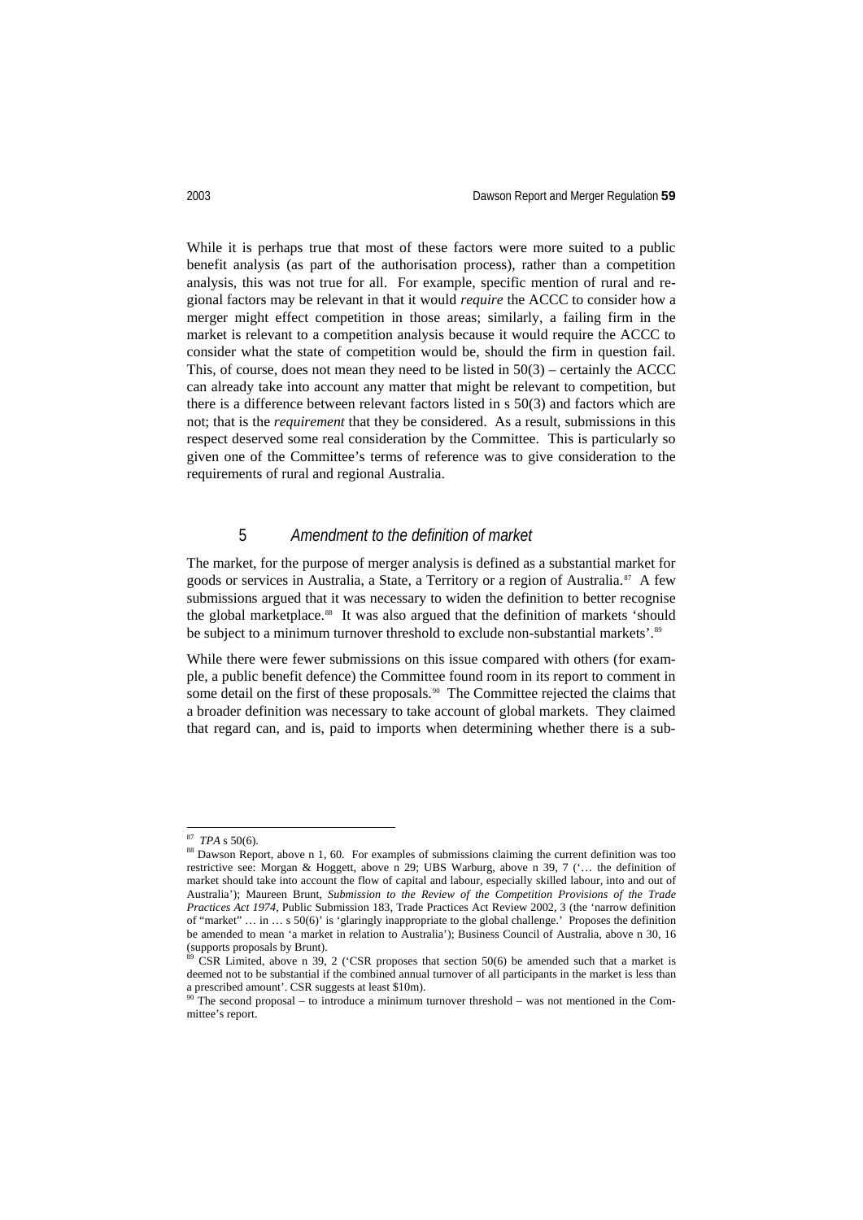While it is perhaps true that most of these factors were more suited to a public benefit analysis (as part of the authorisation process), rather than a competition analysis, this was not true for all. For example, specific mention of rural and regional factors may be relevant in that it would *require* the ACCC to consider how a merger might effect competition in those areas; similarly, a failing firm in the market is relevant to a competition analysis because it would require the ACCC to consider what the state of competition would be, should the firm in question fail. This, of course, does not mean they need to be listed in 50(3) – certainly the ACCC can already take into account any matter that might be relevant to competition, but there is a difference between relevant factors listed in s 50(3) and factors which are not; that is the *requirement* that they be considered. As a result, submissions in this respect deserved some real consideration by the Committee. This is particularly so given one of the Committee's terms of reference was to give consideration to the requirements of rural and regional Australia.

### 5 *Amendment to the definition of market*

The market, for the purpose of merger analysis is defined as a substantial market for goods or services in Australia, a State, a Territory or a region of Australia.[87] A few submissions argued that it was necessary to widen the definition to better recognise the global marketplace.[88] It was also argued that the definition of markets 'should be subject to a minimum turnover threshold to exclude non-substantial markets'.[89]

While there were fewer submissions on this issue compared with others (for example, a public benefit defence) the Committee found room in its report to comment in some detail on the first of these proposals.[90] The Committee rejected the claims that a broader definition was necessary to take account of global markets. They claimed that regard can, and is, paid to imports when determining whether there is a sub-

---

[87] *TPA* s 50(6).

[88] Dawson Report, above n 1, 60. For examples of submissions claiming the current definition was too restrictive see: Morgan & Hoggett, above n 29; UBS Warburg, above n 39, 7 ('… the definition of market should take into account the flow of capital and labour, especially skilled labour, into and out of Australia'); Maureen Brunt, *Submission to the Review of the Competition Provisions of the Trade Practices Act 1974*, Public Submission 183, Trade Practices Act Review 2002, 3 (the 'narrow definition of "market" … in … s 50(6)' is 'glaringly inappropriate to the global challenge.' Proposes the definition be amended to mean 'a market in relation to Australia'); Business Council of Australia, above n 30, 16 (supports proposals by Brunt).

[89] CSR Limited, above n 39, 2 ('CSR proposes that section 50(6) be amended such that a market is deemed not to be substantial if the combined annual turnover of all participants in the market is less than a prescribed amount'. CSR suggests at least $10m).

[90] The second proposal – to introduce a minimum turnover threshold – was not mentioned in the Committee's report.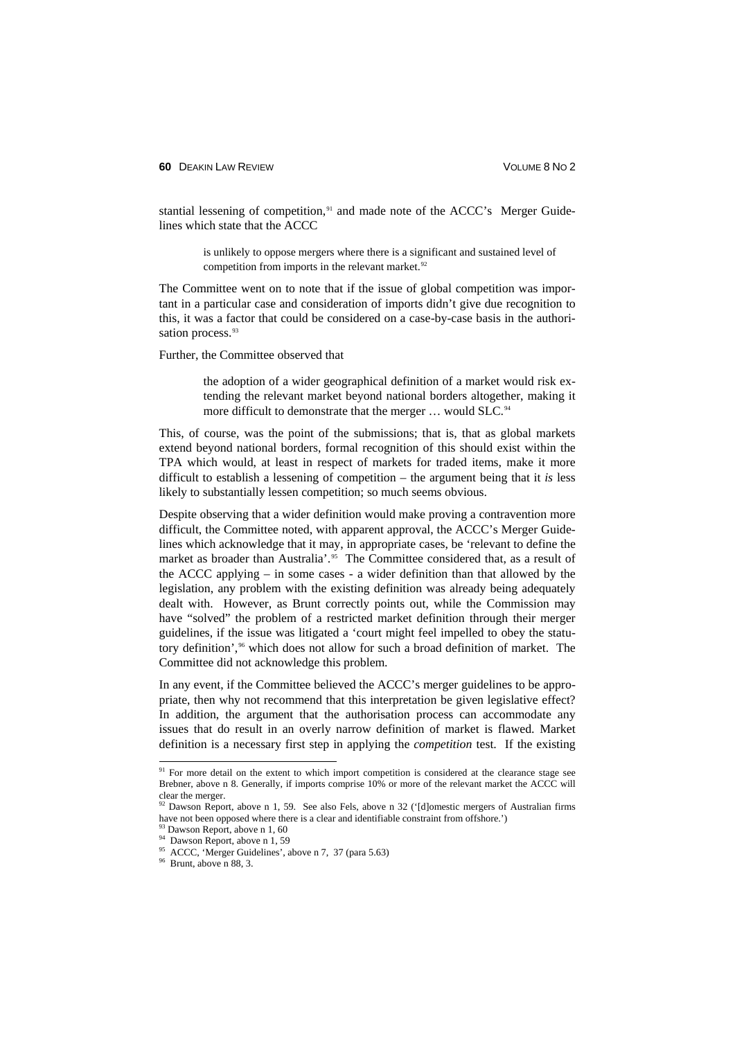stantial lessening of competition,[91] and made note of the ACCC's Merger Guidelines which state that the ACCC

> is unlikely to oppose mergers where there is a significant and sustained level of competition from imports in the relevant market.[92]

The Committee went on to note that if the issue of global competition was important in a particular case and consideration of imports didn't give due recognition to this, it was a factor that could be considered on a case-by-case basis in the authorisation process.[93]

Further, the Committee observed that

> the adoption of a wider geographical definition of a market would risk extending the relevant market beyond national borders altogether, making it more difficult to demonstrate that the merger … would SLC.[94]

This, of course, was the point of the submissions; that is, that as global markets extend beyond national borders, formal recognition of this should exist within the TPA which would, at least in respect of markets for traded items, make it more difficult to establish a lessening of competition – the argument being that it *is* less likely to substantially lessen competition; so much seems obvious.

Despite observing that a wider definition would make proving a contravention more difficult, the Committee noted, with apparent approval, the ACCC's Merger Guidelines which acknowledge that it may, in appropriate cases, be 'relevant to define the market as broader than Australia'.[95] The Committee considered that, as a result of the ACCC applying – in some cases - a wider definition than that allowed by the legislation, any problem with the existing definition was already being adequately dealt with. However, as Brunt correctly points out, while the Commission may have "solved" the problem of a restricted market definition through their merger guidelines, if the issue was litigated a 'court might feel impelled to obey the statutory definition',[96] which does not allow for such a broad definition of market. The Committee did not acknowledge this problem.

In any event, if the Committee believed the ACCC's merger guidelines to be appropriate, then why not recommend that this interpretation be given legislative effect? In addition, the argument that the authorisation process can accommodate any issues that do result in an overly narrow definition of market is flawed. Market definition is a necessary first step in applying the *competition* test. If the existing

---

[91] For more detail on the extent to which import competition is considered at the clearance stage see Brebner, above n 8. Generally, if imports comprise 10% or more of the relevant market the ACCC will clear the merger.

[92] Dawson Report, above n 1, 59. See also Fels, above n 32 ('[d]omestic mergers of Australian firms have not been opposed where there is a clear and identifiable constraint from offshore.')

[93] Dawson Report, above n 1, 60

[94] Dawson Report, above n 1, 59

[95] ACCC, 'Merger Guidelines', above n 7, 37 (para 5.63)

[96] Brunt, above n 88, 3.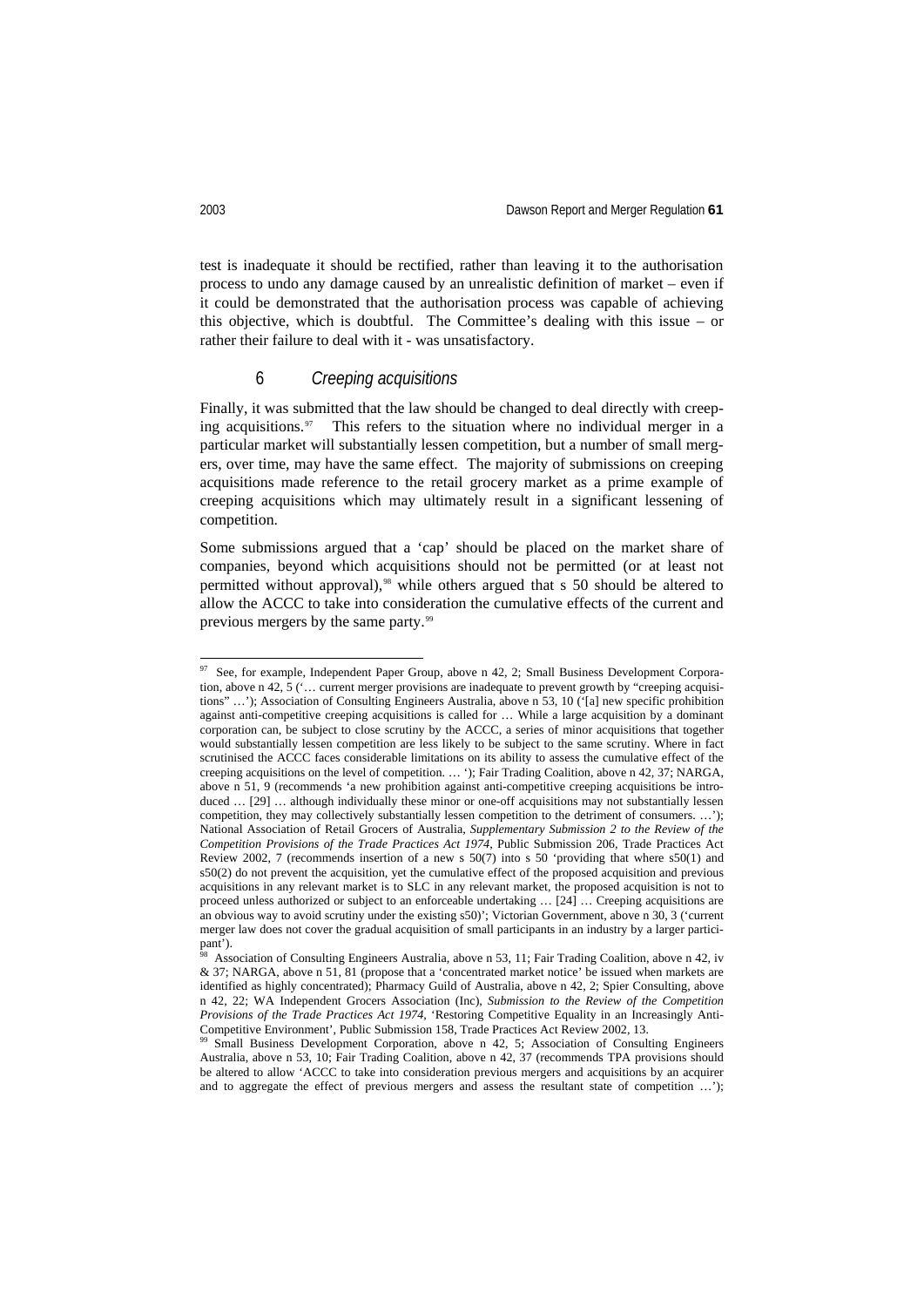test is inadequate it should be rectified, rather than leaving it to the authorisation process to undo any damage caused by an unrealistic definition of market – even if it could be demonstrated that the authorisation process was capable of achieving this objective, which is doubtful. The Committee's dealing with this issue – or rather their failure to deal with it - was unsatisfactory.

### 6 *Creeping acquisitions*

Finally, it was submitted that the law should be changed to deal directly with creeping acquisitions.[97] This refers to the situation where no individual merger in a particular market will substantially lessen competition, but a number of small mergers, over time, may have the same effect. The majority of submissions on creeping acquisitions made reference to the retail grocery market as a prime example of creeping acquisitions which may ultimately result in a significant lessening of competition.

Some submissions argued that a 'cap' should be placed on the market share of companies, beyond which acquisitions should not be permitted (or at least not permitted without approval),[98] while others argued that s 50 should be altered to allow the ACCC to take into consideration the cumulative effects of the current and previous mergers by the same party.[99]

---

[97] See, for example, Independent Paper Group, above n 42, 2; Small Business Development Corporation, above n 42, 5 ('… current merger provisions are inadequate to prevent growth by "creeping acquisitions" …'); Association of Consulting Engineers Australia, above n 53, 10 ('[a] new specific prohibition against anti-competitive creeping acquisitions is called for … While a large acquisition by a dominant corporation can, be subject to close scrutiny by the ACCC, a series of minor acquisitions that together would substantially lessen competition are less likely to be subject to the same scrutiny. Where in fact scrutinised the ACCC faces considerable limitations on its ability to assess the cumulative effect of the creeping acquisitions on the level of competition. … '); Fair Trading Coalition, above n 42, 37; NARGA, above n 51, 9 (recommends 'a new prohibition against anti-competitive creeping acquisitions be introduced … [29] … although individually these minor or one-off acquisitions may not substantially lessen competition, they may collectively substantially lessen competition to the detriment of consumers. …'); National Association of Retail Grocers of Australia, *Supplementary Submission 2 to the Review of the Competition Provisions of the Trade Practices Act 1974*, Public Submission 206, Trade Practices Act Review 2002, 7 (recommends insertion of a new s 50(7) into s 50 'providing that where s50(1) and s50(2) do not prevent the acquisition, yet the cumulative effect of the proposed acquisition and previous acquisitions in any relevant market is to SLC in any relevant market, the proposed acquisition is not to proceed unless authorized or subject to an enforceable undertaking … [24] … Creeping acquisitions are an obvious way to avoid scrutiny under the existing s50)'; Victorian Government, above n 30, 3 ('current merger law does not cover the gradual acquisition of small participants in an industry by a larger participant').

[98] Association of Consulting Engineers Australia, above n 53, 11; Fair Trading Coalition, above n 42, iv & 37; NARGA, above n 51, 81 (propose that a 'concentrated market notice' be issued when markets are identified as highly concentrated); Pharmacy Guild of Australia, above n 42, 2; Spier Consulting, above n 42, 22; WA Independent Grocers Association (Inc), *Submission to the Review of the Competition Provisions of the Trade Practices Act 1974*, 'Restoring Competitive Equality in an Increasingly Anti-Competitive Environment', Public Submission 158, Trade Practices Act Review 2002, 13.

[99] Small Business Development Corporation, above n 42, 5; Association of Consulting Engineers Australia, above n 53, 10; Fair Trading Coalition, above n 42, 37 (recommends TPA provisions should be altered to allow 'ACCC to take into consideration previous mergers and acquisitions by an acquirer and to aggregate the effect of previous mergers and assess the resultant state of competition …');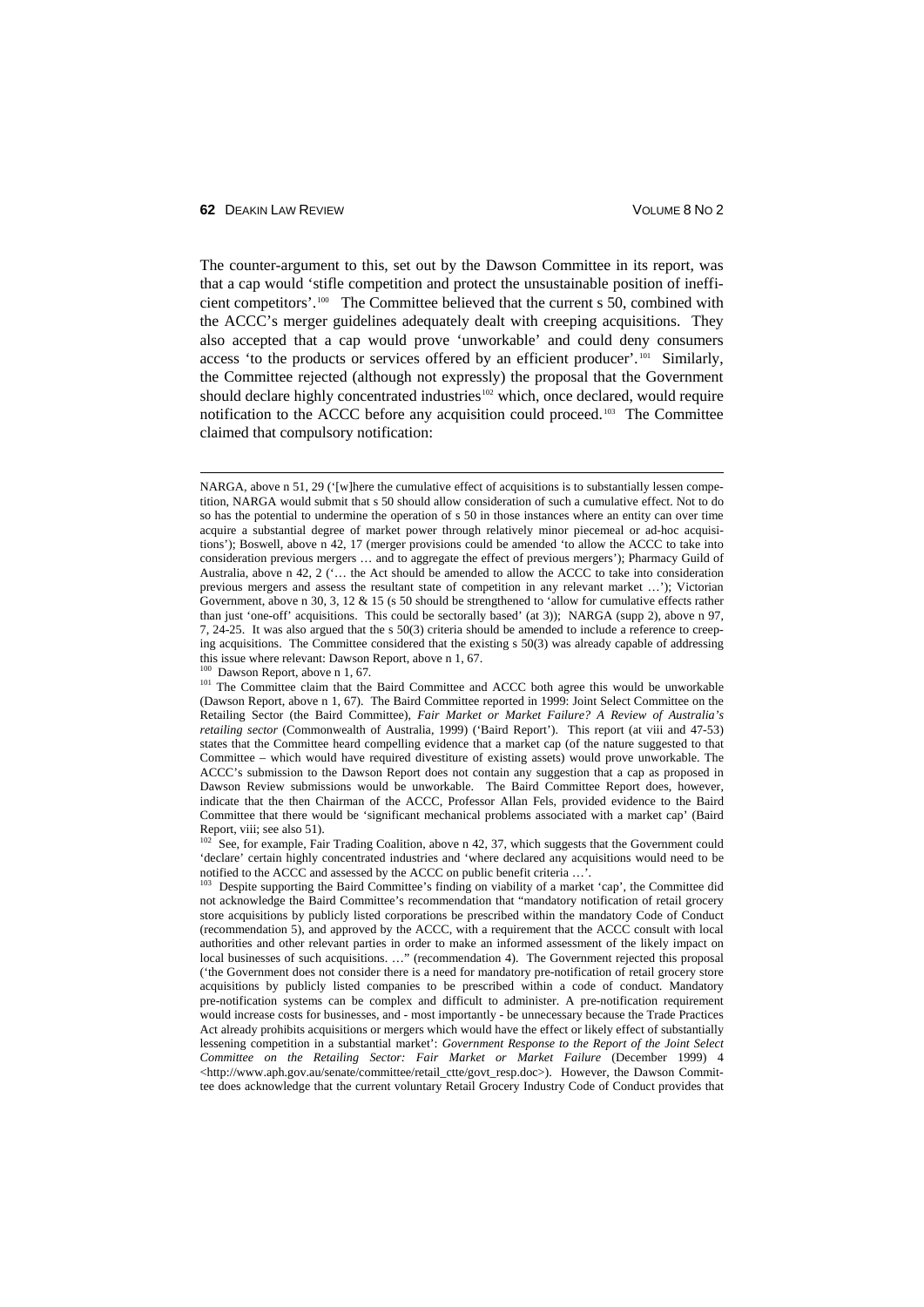The counter-argument to this, set out by the Dawson Committee in its report, was that a cap would 'stifle competition and protect the unsustainable position of inefficient competitors'.[100] The Committee believed that the current s 50, combined with the ACCC's merger guidelines adequately dealt with creeping acquisitions. They also accepted that a cap would prove 'unworkable' and could deny consumers access 'to the products or services offered by an efficient producer'.[101] Similarly, the Committee rejected (although not expressly) the proposal that the Government should declare highly concentrated industries[102] which, once declared, would require notification to the ACCC before any acquisition could proceed.[103] The Committee claimed that compulsory notification:

---

NARGA, above n 51, 29 ('[w]here the cumulative effect of acquisitions is to substantially lessen competition, NARGA would submit that s 50 should allow consideration of such a cumulative effect. Not to do so has the potential to undermine the operation of s 50 in those instances where an entity can over time acquire a substantial degree of market power through relatively minor piecemeal or ad-hoc acquisitions'); Boswell, above n 42, 17 (merger provisions could be amended 'to allow the ACCC to take into consideration previous mergers … and to aggregate the effect of previous mergers'); Pharmacy Guild of Australia, above n 42, 2 ('… the Act should be amended to allow the ACCC to take into consideration previous mergers and assess the resultant state of competition in any relevant market …'); Victorian Government, above n 30, 3, 12 & 15 (s 50 should be strengthened to 'allow for cumulative effects rather than just 'one-off' acquisitions. This could be sectorally based' (at 3)); NARGA (supp 2), above n 97, 7, 24-25. It was also argued that the s 50(3) criteria should be amended to include a reference to creeping acquisitions. The Committee considered that the existing s 50(3) was already capable of addressing this issue where relevant: Dawson Report, above n 1, 67.

[100] Dawson Report, above n 1, 67.

[101] The Committee claim that the Baird Committee and ACCC both agree this would be unworkable (Dawson Report, above n 1, 67). The Baird Committee reported in 1999: Joint Select Committee on the Retailing Sector (the Baird Committee), *Fair Market or Market Failure? A Review of Australia's retailing sector* (Commonwealth of Australia, 1999) ('Baird Report'). This report (at viii and 47-53) states that the Committee heard compelling evidence that a market cap (of the nature suggested to that Committee – which would have required divestiture of existing assets) would prove unworkable. The ACCC's submission to the Dawson Report does not contain any suggestion that a cap as proposed in Dawson Review submissions would be unworkable. The Baird Committee Report does, however, indicate that the then Chairman of the ACCC, Professor Allan Fels, provided evidence to the Baird Committee that there would be 'significant mechanical problems associated with a market cap' (Baird Report, viii; see also 51).

[102] See, for example, Fair Trading Coalition, above n 42, 37, which suggests that the Government could 'declare' certain highly concentrated industries and 'where declared any acquisitions would need to be notified to the ACCC and assessed by the ACCC on public benefit criteria …'.

[103] Despite supporting the Baird Committee's finding on viability of a market 'cap', the Committee did not acknowledge the Baird Committee's recommendation that "mandatory notification of retail grocery store acquisitions by publicly listed corporations be prescribed within the mandatory Code of Conduct (recommendation 5), and approved by the ACCC, with a requirement that the ACCC consult with local authorities and other relevant parties in order to make an informed assessment of the likely impact on local businesses of such acquisitions. …" (recommendation 4). The Government rejected this proposal ('the Government does not consider there is a need for mandatory pre-notification of retail grocery store acquisitions by publicly listed companies to be prescribed within a code of conduct. Mandatory pre-notification systems can be complex and difficult to administer. A pre-notification requirement would increase costs for businesses, and - most importantly - be unnecessary because the Trade Practices Act already prohibits acquisitions or mergers which would have the effect or likely effect of substantially lessening competition in a substantial market': *Government Response to the Report of the Joint Select Committee on the Retailing Sector: Fair Market or Market Failure* (December 1999) 4 <http://www.aph.gov.au/senate/committee/retail_ctte/govt_resp.doc>). However, the Dawson Committee does acknowledge that the current voluntary Retail Grocery Industry Code of Conduct provides that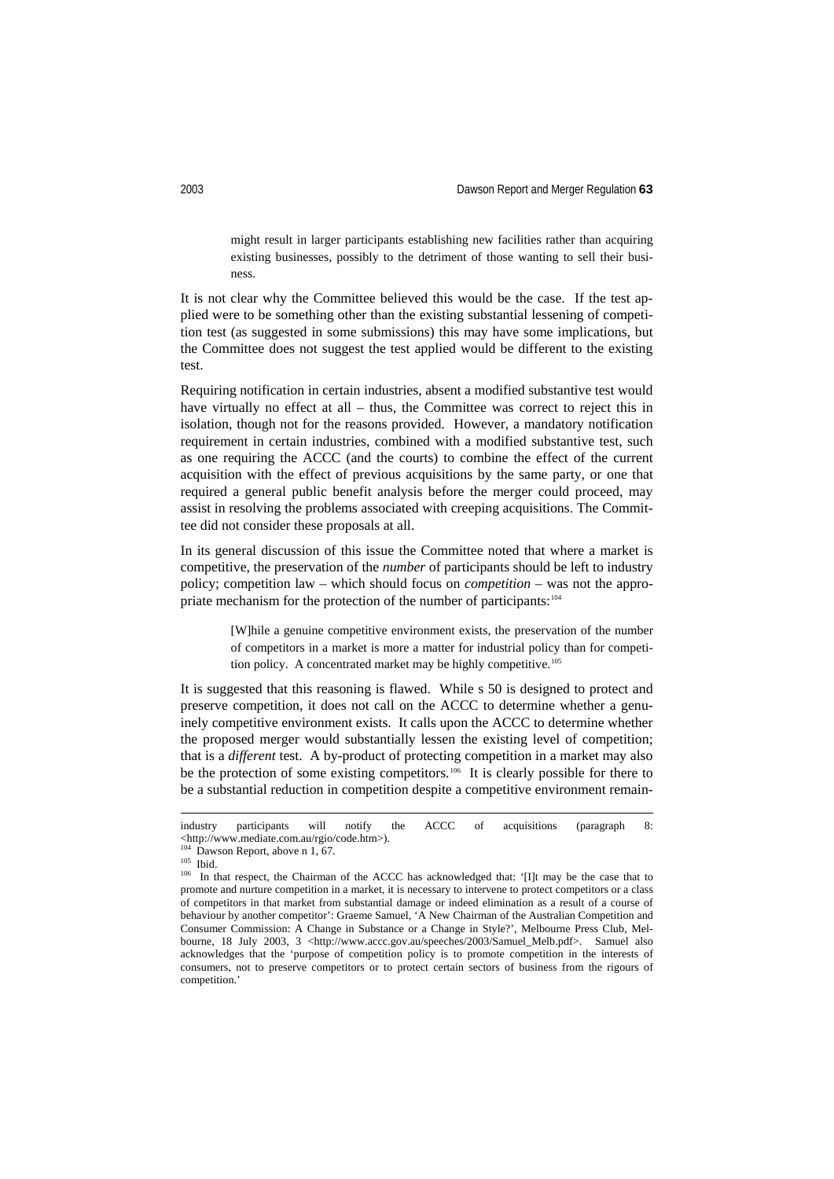> might result in larger participants establishing new facilities rather than acquiring existing businesses, possibly to the detriment of those wanting to sell their business.

It is not clear why the Committee believed this would be the case. If the test applied were to be something other than the existing substantial lessening of competition test (as suggested in some submissions) this may have some implications, but the Committee does not suggest the test applied would be different to the existing test.

Requiring notification in certain industries, absent a modified substantive test would have virtually no effect at all – thus, the Committee was correct to reject this in isolation, though not for the reasons provided. However, a mandatory notification requirement in certain industries, combined with a modified substantive test, such as one requiring the ACCC (and the courts) to combine the effect of the current acquisition with the effect of previous acquisitions by the same party, or one that required a general public benefit analysis before the merger could proceed, may assist in resolving the problems associated with creeping acquisitions. The Committee did not consider these proposals at all.

In its general discussion of this issue the Committee noted that where a market is competitive, the preservation of the *number* of participants should be left to industry policy; competition law – which should focus on *competition* – was not the appropriate mechanism for the protection of the number of participants:[104]

> [W]hile a genuine competitive environment exists, the preservation of the number of competitors in a market is more a matter for industrial policy than for competition policy. A concentrated market may be highly competitive.[105]

It is suggested that this reasoning is flawed. While s 50 is designed to protect and preserve competition, it does not call on the ACCC to determine whether a genuinely competitive environment exists. It calls upon the ACCC to determine whether the proposed merger would substantially lessen the existing level of competition; that is a *different* test. A by-product of protecting competition in a market may also be the protection of some existing competitors.[106] It is clearly possible for there to be a substantial reduction in competition despite a competitive environment remain-

---

industry participants will notify the ACCC of acquisitions (paragraph 8: <http://www.mediate.com.au/rgio/code.htm>).

[104] Dawson Report, above n 1, 67.

[105] Ibid.

[106] In that respect, the Chairman of the ACCC has acknowledged that: '[I]t may be the case that to promote and nurture competition in a market, it is necessary to intervene to protect competitors or a class of competitors in that market from substantial damage or indeed elimination as a result of a course of behaviour by another competitor': Graeme Samuel, 'A New Chairman of the Australian Competition and Consumer Commission: A Change in Substance or a Change in Style?', Melbourne Press Club, Melbourne, 18 July 2003, 3 <http://www.accc.gov.au/speeches/2003/Samuel_Melb.pdf>. Samuel also acknowledges that the 'purpose of competition policy is to promote competition in the interests of consumers, not to preserve competitors or to protect certain sectors of business from the rigours of competition.'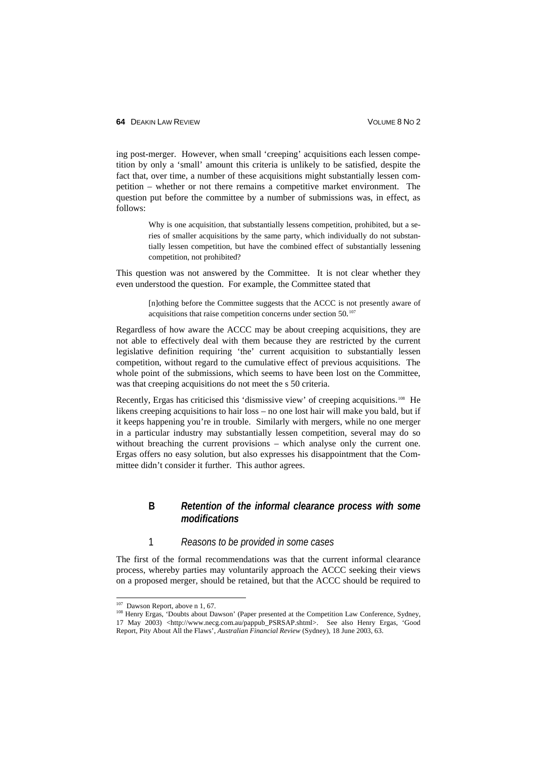ing post-merger. However, when small 'creeping' acquisitions each lessen competition by only a 'small' amount this criteria is unlikely to be satisfied, despite the fact that, over time, a number of these acquisitions might substantially lessen competition – whether or not there remains a competitive market environment. The question put before the committee by a number of submissions was, in effect, as follows:

> Why is one acquisition, that substantially lessens competition, prohibited, but a series of smaller acquisitions by the same party, which individually do not substantially lessen competition, but have the combined effect of substantially lessening competition, not prohibited?

This question was not answered by the Committee. It is not clear whether they even understood the question. For example, the Committee stated that

> [n]othing before the Committee suggests that the ACCC is not presently aware of acquisitions that raise competition concerns under section 50.[107]

Regardless of how aware the ACCC may be about creeping acquisitions, they are not able to effectively deal with them because they are restricted by the current legislative definition requiring 'the' current acquisition to substantially lessen competition, without regard to the cumulative effect of previous acquisitions. The whole point of the submissions, which seems to have been lost on the Committee, was that creeping acquisitions do not meet the s 50 criteria.

Recently, Ergas has criticised this 'dismissive view' of creeping acquisitions.[108] He likens creeping acquisitions to hair loss – no one lost hair will make you bald, but if it keeps happening you're in trouble. Similarly with mergers, while no one merger in a particular industry may substantially lessen competition, several may do so without breaching the current provisions – which analyse only the current one. Ergas offers no easy solution, but also expresses his disappointment that the Committee didn't consider it further. This author agrees.

### B *Retention of the informal clearance process with some modifications*

#### 1 *Reasons to be provided in some cases*

The first of the formal recommendations was that the current informal clearance process, whereby parties may voluntarily approach the ACCC seeking their views on a proposed merger, should be retained, but that the ACCC should be required to

---

[107] Dawson Report, above n 1, 67.

[108] Henry Ergas, 'Doubts about Dawson' (Paper presented at the Competition Law Conference, Sydney, 17 May 2003) <http://www.necg.com.au/pappub_PSRSAP.shtml>. See also Henry Ergas, 'Good Report, Pity About All the Flaws', *Australian Financial Review* (Sydney), 18 June 2003, 63.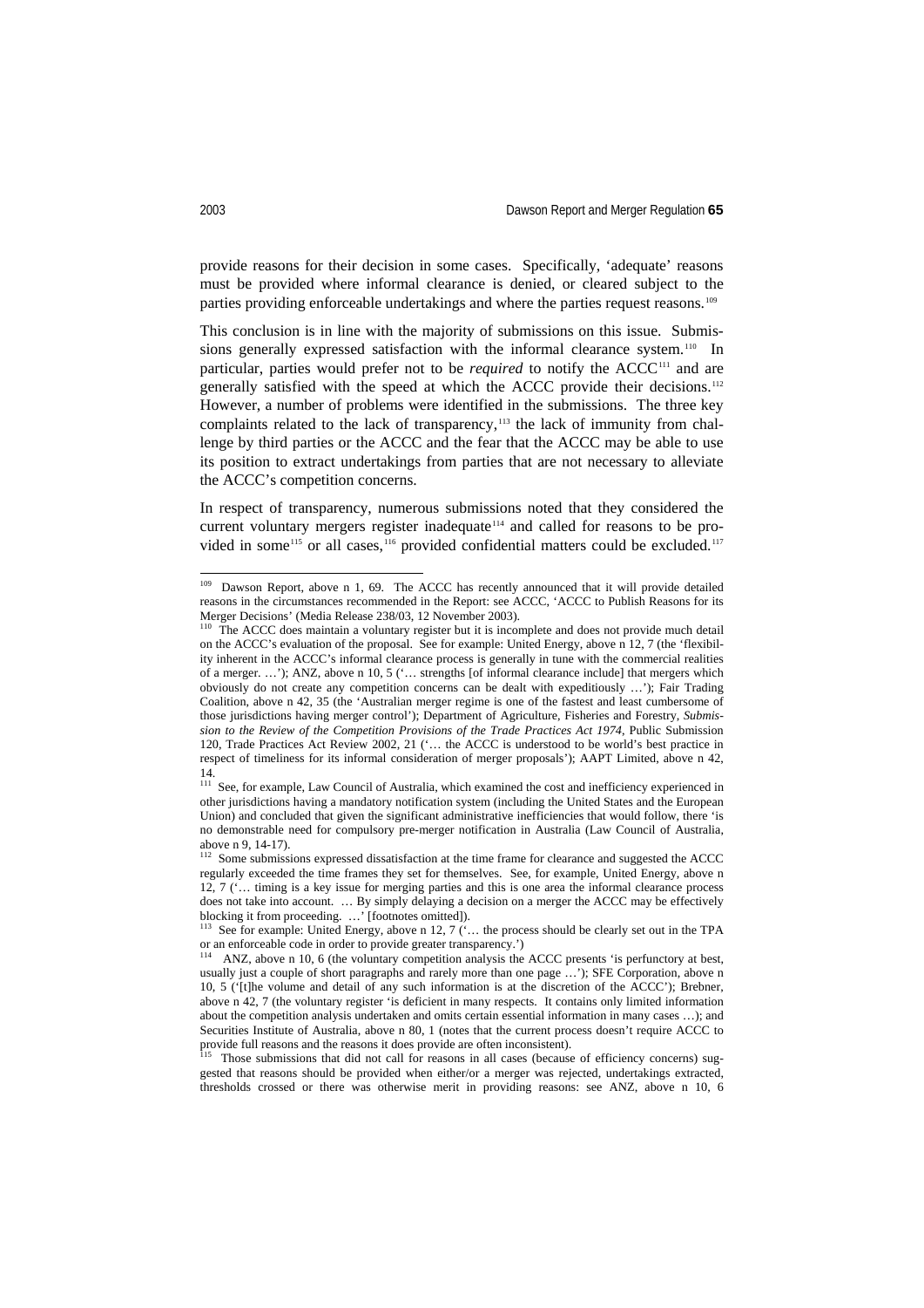provide reasons for their decision in some cases. Specifically, 'adequate' reasons must be provided where informal clearance is denied, or cleared subject to the parties providing enforceable undertakings and where the parties request reasons.[109]

This conclusion is in line with the majority of submissions on this issue. Submissions generally expressed satisfaction with the informal clearance system.[110] In particular, parties would prefer not to be *required* to notify the ACCC[111] and are generally satisfied with the speed at which the ACCC provide their decisions.[112] However, a number of problems were identified in the submissions. The three key complaints related to the lack of transparency,[113] the lack of immunity from challenge by third parties or the ACCC and the fear that the ACCC may be able to use its position to extract undertakings from parties that are not necessary to alleviate the ACCC's competition concerns.

In respect of transparency, numerous submissions noted that they considered the current voluntary mergers register inadequate[114] and called for reasons to be provided in some[115] or all cases,[116] provided confidential matters could be excluded.[117]

---

[109] Dawson Report, above n 1, 69. The ACCC has recently announced that it will provide detailed reasons in the circumstances recommended in the Report: see ACCC, 'ACCC to Publish Reasons for its Merger Decisions' (Media Release 238/03, 12 November 2003).

[110] The ACCC does maintain a voluntary register but it is incomplete and does not provide much detail on the ACCC's evaluation of the proposal. See for example: United Energy, above n 12, 7 (the 'flexibility inherent in the ACCC's informal clearance process is generally in tune with the commercial realities of a merger. …'); ANZ, above n 10, 5 ('… strengths [of informal clearance include] that mergers which obviously do not create any competition concerns can be dealt with expeditiously …'); Fair Trading Coalition, above n 42, 35 (the 'Australian merger regime is one of the fastest and least cumbersome of those jurisdictions having merger control'); Department of Agriculture, Fisheries and Forestry, *Submission to the Review of the Competition Provisions of the Trade Practices Act 1974*, Public Submission 120, Trade Practices Act Review 2002, 21 ('… the ACCC is understood to be world's best practice in respect of timeliness for its informal consideration of merger proposals'); AAPT Limited, above n 42, 14.

[111] See, for example, Law Council of Australia, which examined the cost and inefficiency experienced in other jurisdictions having a mandatory notification system (including the United States and the European Union) and concluded that given the significant administrative inefficiencies that would follow, there 'is no demonstrable need for compulsory pre-merger notification in Australia (Law Council of Australia, above n 9, 14-17).

[112] Some submissions expressed dissatisfaction at the time frame for clearance and suggested the ACCC regularly exceeded the time frames they set for themselves. See, for example, United Energy, above n 12, 7 ('… timing is a key issue for merging parties and this is one area the informal clearance process does not take into account. … By simply delaying a decision on a merger the ACCC may be effectively blocking it from proceeding. …' [footnotes omitted]).

[113] See for example: United Energy, above n 12, 7 ('… the process should be clearly set out in the TPA or an enforceable code in order to provide greater transparency.')

[114] ANZ, above n 10, 6 (the voluntary competition analysis the ACCC presents 'is perfunctory at best, usually just a couple of short paragraphs and rarely more than one page …'); SFE Corporation, above n 10, 5 ('[t]he volume and detail of any such information is at the discretion of the ACCC'); Brebner, above n 42, 7 (the voluntary register 'is deficient in many respects. It contains only limited information about the competition analysis undertaken and omits certain essential information in many cases …); and Securities Institute of Australia, above n 80, 1 (notes that the current process doesn't require ACCC to provide full reasons and the reasons it does provide are often inconsistent).

[115] Those submissions that did not call for reasons in all cases (because of efficiency concerns) suggested that reasons should be provided when either/or a merger was rejected, undertakings extracted, thresholds crossed or there was otherwise merit in providing reasons: see ANZ, above n 10, 6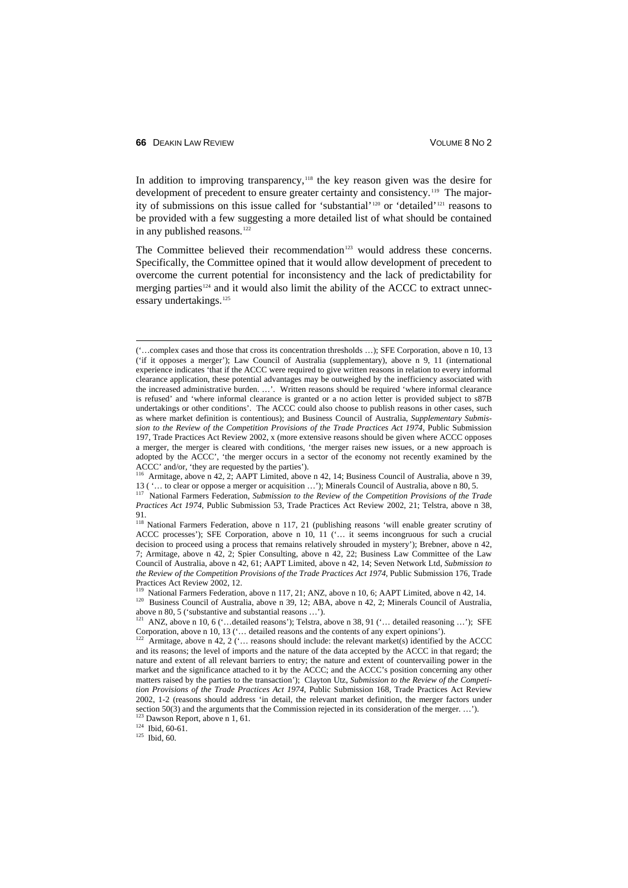In addition to improving transparency,[118] the key reason given was the desire for development of precedent to ensure greater certainty and consistency.[119] The majority of submissions on this issue called for 'substantial'[120] or 'detailed'[121] reasons to be provided with a few suggesting a more detailed list of what should be contained in any published reasons.[122]

The Committee believed their recommendation[123] would address these concerns. Specifically, the Committee opined that it would allow development of precedent to overcome the current potential for inconsistency and the lack of predictability for merging parties[124] and it would also limit the ability of the ACCC to extract unnecessary undertakings.[125]

('…complex cases and those that cross its concentration thresholds …); SFE Corporation, above n 10, 13 ('if it opposes a merger'); Law Council of Australia (supplementary), above n 9, 11 (international experience indicates 'that if the ACCC were required to give written reasons in relation to every informal clearance application, these potential advantages may be outweighed by the inefficiency associated with the increased administrative burden. …'. Written reasons should be required 'where informal clearance is refused' and 'where informal clearance is granted or a no action letter is provided subject to s87B undertakings or other conditions'. The ACCC could also choose to publish reasons in other cases, such as where market definition is contentious); and Business Council of Australia, *Supplementary Submission to the Review of the Competition Provisions of the Trade Practices Act 1974*, Public Submission 197, Trade Practices Act Review 2002, x (more extensive reasons should be given where ACCC opposes a merger, the merger is cleared with conditions, 'the merger raises new issues, or a new approach is adopted by the ACCC', 'the merger occurs in a sector of the economy not recently examined by the ACCC' and/or, 'they are requested by the parties').

[116] Armitage, above n 42, 2; AAPT Limited, above n 42, 14; Business Council of Australia, above n 39, 13 ( '… to clear or oppose a merger or acquisition …'); Minerals Council of Australia, above n 80, 5.

[117] National Farmers Federation, *Submission to the Review of the Competition Provisions of the Trade Practices Act 1974*, Public Submission 53, Trade Practices Act Review 2002, 21; Telstra, above n 38, 91.

[118] National Farmers Federation, above n 117, 21 (publishing reasons 'will enable greater scrutiny of ACCC processes'); SFE Corporation, above n 10, 11 ('… it seems incongruous for such a crucial decision to proceed using a process that remains relatively shrouded in mystery'); Brebner, above n 42, 7; Armitage, above n 42, 2; Spier Consulting, above n 42, 22; Business Law Committee of the Law Council of Australia, above n 42, 61; AAPT Limited, above n 42, 14; Seven Network Ltd, *Submission to the Review of the Competition Provisions of the Trade Practices Act 1974*, Public Submission 176, Trade Practices Act Review 2002, 12.

[119] National Farmers Federation, above n 117, 21; ANZ, above n 10, 6; AAPT Limited, above n 42, 14.

[120] Business Council of Australia, above n 39, 12; ABA, above n 42, 2; Minerals Council of Australia, above n 80, 5 ('substantive and substantial reasons …').

[121] ANZ, above n 10, 6 ('…detailed reasons'); Telstra, above n 38, 91 ('… detailed reasoning …'); SFE Corporation, above n 10, 13 ('… detailed reasons and the contents of any expert opinions').

[122] Armitage, above n 42, 2 ('… reasons should include: the relevant market(s) identified by the ACCC and its reasons; the level of imports and the nature of the data accepted by the ACCC in that regard; the nature and extent of all relevant barriers to entry; the nature and extent of countervailing power in the market and the significance attached to it by the ACCC; and the ACCC's position concerning any other matters raised by the parties to the transaction'); Clayton Utz, *Submission to the Review of the Competition Provisions of the Trade Practices Act 1974*, Public Submission 168, Trade Practices Act Review 2002, 1-2 (reasons should address 'in detail, the relevant market definition, the merger factors under section 50(3) and the arguments that the Commission rejected in its consideration of the merger. …').

[123] Dawson Report, above n 1, 61.

[124] Ibid, 60-61.

[125] Ibid, 60.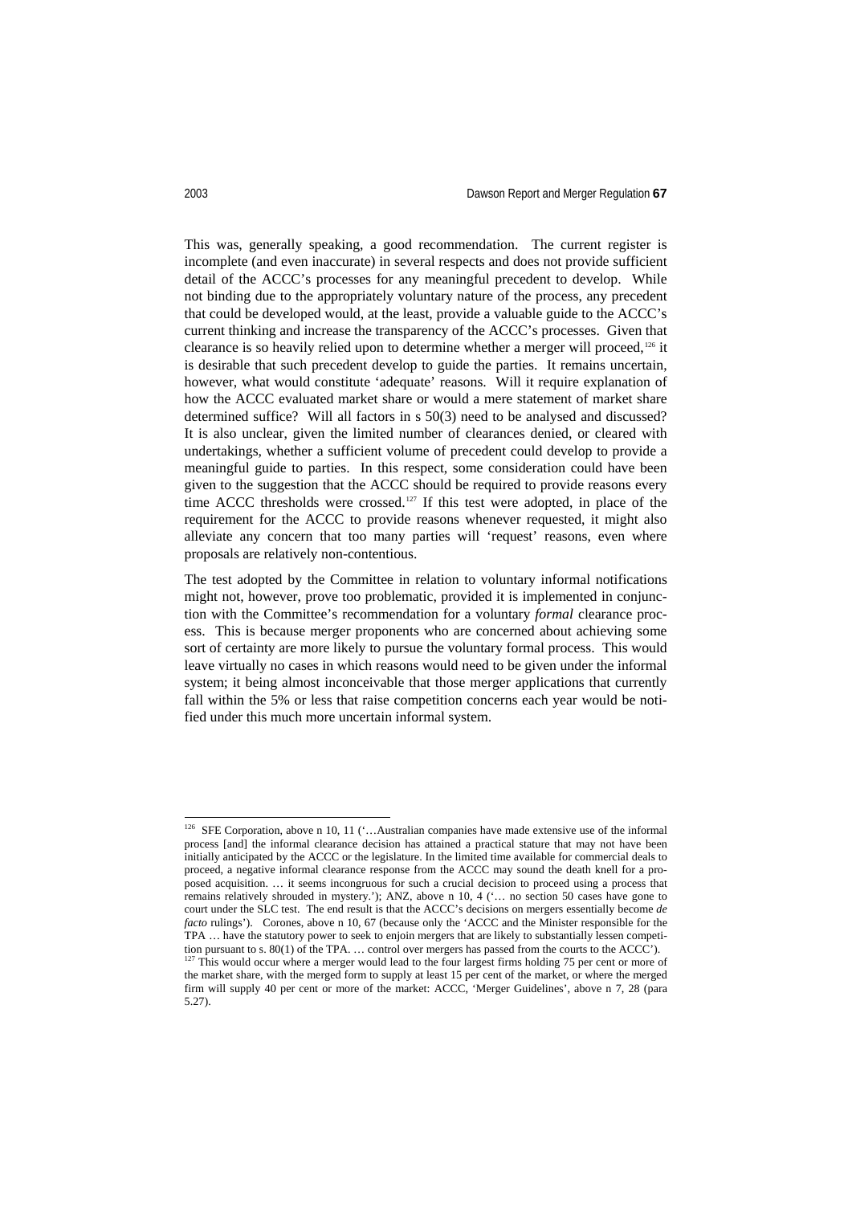This was, generally speaking, a good recommendation. The current register is incomplete (and even inaccurate) in several respects and does not provide sufficient detail of the ACCC's processes for any meaningful precedent to develop. While not binding due to the appropriately voluntary nature of the process, any precedent that could be developed would, at the least, provide a valuable guide to the ACCC's current thinking and increase the transparency of the ACCC's processes. Given that clearance is so heavily relied upon to determine whether a merger will proceed,[126] it is desirable that such precedent develop to guide the parties. It remains uncertain, however, what would constitute 'adequate' reasons. Will it require explanation of how the ACCC evaluated market share or would a mere statement of market share determined suffice? Will all factors in s 50(3) need to be analysed and discussed? It is also unclear, given the limited number of clearances denied, or cleared with undertakings, whether a sufficient volume of precedent could develop to provide a meaningful guide to parties. In this respect, some consideration could have been given to the suggestion that the ACCC should be required to provide reasons every time ACCC thresholds were crossed.[127] If this test were adopted, in place of the requirement for the ACCC to provide reasons whenever requested, it might also alleviate any concern that too many parties will 'request' reasons, even where proposals are relatively non-contentious.

The test adopted by the Committee in relation to voluntary informal notifications might not, however, prove too problematic, provided it is implemented in conjunction with the Committee's recommendation for a voluntary *formal* clearance process. This is because merger proponents who are concerned about achieving some sort of certainty are more likely to pursue the voluntary formal process. This would leave virtually no cases in which reasons would need to be given under the informal system; it being almost inconceivable that those merger applications that currently fall within the 5% or less that raise competition concerns each year would be notified under this much more uncertain informal system.

---

[126] SFE Corporation, above n 10, 11 ('…Australian companies have made extensive use of the informal process [and] the informal clearance decision has attained a practical stature that may not have been initially anticipated by the ACCC or the legislature. In the limited time available for commercial deals to proceed, a negative informal clearance response from the ACCC may sound the death knell for a proposed acquisition. … it seems incongruous for such a crucial decision to proceed using a process that remains relatively shrouded in mystery.'); ANZ, above n 10, 4 ('… no section 50 cases have gone to court under the SLC test. The end result is that the ACCC's decisions on mergers essentially become *de facto* rulings'). Corones, above n 10, 67 (because only the 'ACCC and the Minister responsible for the TPA … have the statutory power to seek to enjoin mergers that are likely to substantially lessen competition pursuant to s. 80(1) of the TPA. … control over mergers has passed from the courts to the ACCC').

[127] This would occur where a merger would lead to the four largest firms holding 75 per cent or more of the market share, with the merged form to supply at least 15 per cent of the market, or where the merged firm will supply 40 per cent or more of the market: ACCC, 'Merger Guidelines', above n 7, 28 (para 5.27).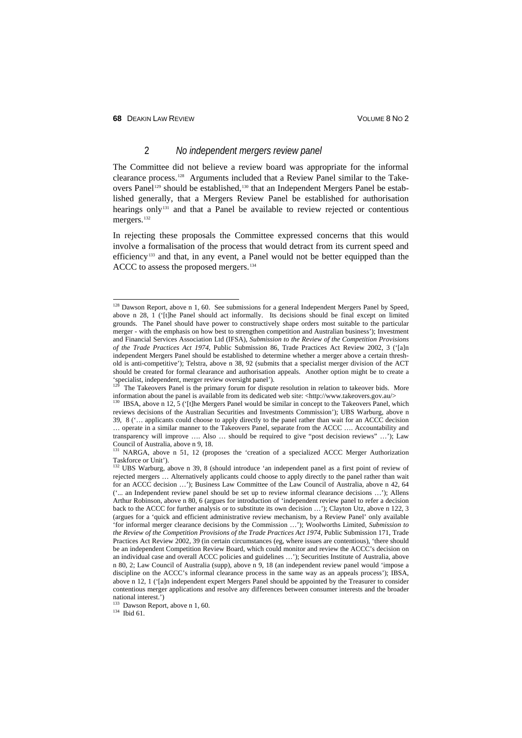### 2 *No independent mergers review panel*

The Committee did not believe a review board was appropriate for the informal clearance process.[128] Arguments included that a Review Panel similar to the Takeovers Panel[129] should be established,[130] that an Independent Mergers Panel be established generally, that a Mergers Review Panel be established for authorisation hearings only[131] and that a Panel be available to review rejected or contentious mergers.[132]

In rejecting these proposals the Committee expressed concerns that this would involve a formalisation of the process that would detract from its current speed and efficiency[133] and that, in any event, a Panel would not be better equipped than the ACCC to assess the proposed mergers.[134]

---

[128] Dawson Report, above n 1, 60. See submissions for a general Independent Mergers Panel by Speed, above n 28, 1 ('[t]he Panel should act informally. Its decisions should be final except on limited grounds. The Panel should have power to constructively shape orders most suitable to the particular merger - with the emphasis on how best to strengthen competition and Australian business'); Investment and Financial Services Association Ltd (IFSA), *Submission to the Review of the Competition Provisions of the Trade Practices Act 1974*, Public Submission 86, Trade Practices Act Review 2002, 3 ('[a]n independent Mergers Panel should be established to determine whether a merger above a certain threshold is anti-competitive'); Telstra, above n 38, 92 (submits that a specialist merger division of the ACT should be created for formal clearance and authorisation appeals. Another option might be to create a 'specialist, independent, merger review oversight panel').

[129] The Takeovers Panel is the primary forum for dispute resolution in relation to takeover bids. More information about the panel is available from its dedicated web site: <http://www.takeovers.gov.au/>

[130] IBSA, above n 12, 5 ('[t]he Mergers Panel would be similar in concept to the Takeovers Panel, which reviews decisions of the Australian Securities and Investments Commission'); UBS Warburg, above n 39, 8 ('… applicants could choose to apply directly to the panel rather than wait for an ACCC decision … operate in a similar manner to the Takeovers Panel, separate from the ACCC …. Accountability and transparency will improve …. Also … should be required to give "post decision reviews" …'); Law Council of Australia, above n 9, 18.

[131] NARGA, above n 51, 12 (proposes the 'creation of a specialized ACCC Merger Authorization Taskforce or Unit').

[132] UBS Warburg, above n 39, 8 (should introduce 'an independent panel as a first point of review of rejected mergers … Alternatively applicants could choose to apply directly to the panel rather than wait for an ACCC decision …'); Business Law Committee of the Law Council of Australia, above n 42, 64 ('... an Independent review panel should be set up to review informal clearance decisions …'); Allens Arthur Robinson, above n 80, 6 (argues for introduction of 'independent review panel to refer a decision back to the ACCC for further analysis or to substitute its own decision …'); Clayton Utz, above n 122, 3 (argues for a 'quick and efficient administrative review mechanism, by a Review Panel' only available 'for informal merger clearance decisions by the Commission …'); Woolworths Limited, *Submission to the Review of the Competition Provisions of the Trade Practices Act 1974*, Public Submission 171, Trade Practices Act Review 2002, 39 (in certain circumstances (eg, where issues are contentious), 'there should be an independent Competition Review Board, which could monitor and review the ACCC's decision on an individual case and overall ACCC policies and guidelines …'); Securities Institute of Australia, above n 80, 2; Law Council of Australia (supp), above n 9, 18 (an independent review panel would 'impose a discipline on the ACCC's informal clearance process in the same way as an appeals process'); IBSA, above n 12, 1 ('[a]n independent expert Mergers Panel should be appointed by the Treasurer to consider contentious merger applications and resolve any differences between consumer interests and the broader national interest.')

[133] Dawson Report, above n 1, 60.

[134] Ibid 61.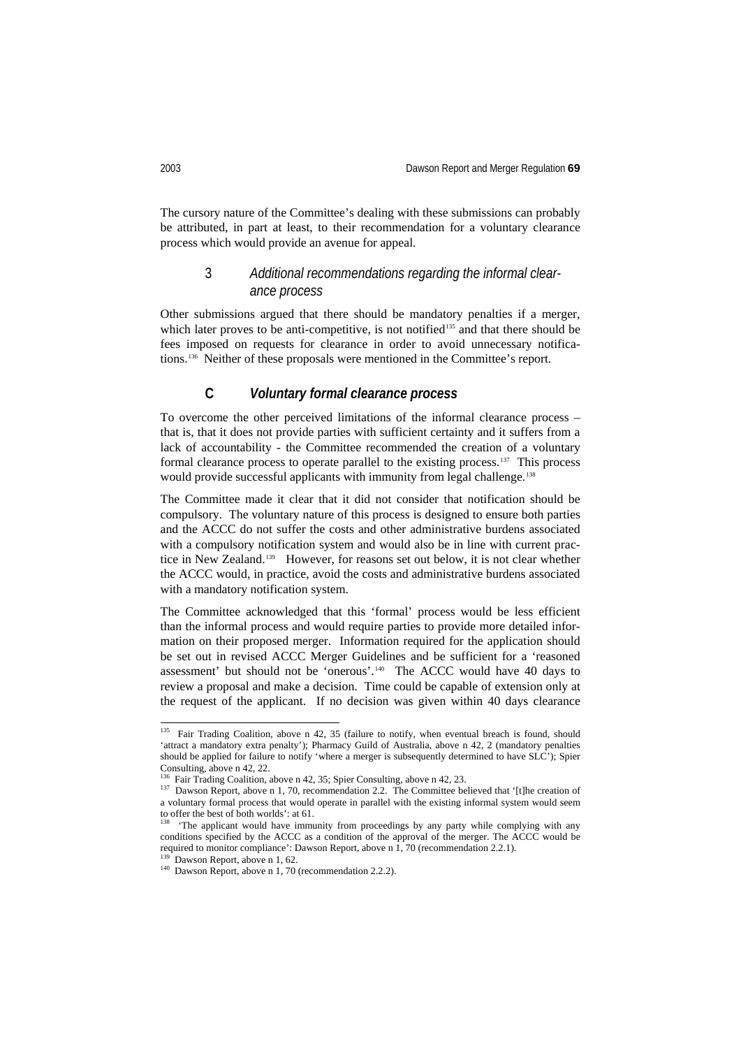The cursory nature of the Committee's dealing with these submissions can probably be attributed, in part at least, to their recommendation for a voluntary clearance process which would provide an avenue for appeal.

### 3 *Additional recommendations regarding the informal clearance process*

Other submissions argued that there should be mandatory penalties if a merger, which later proves to be anti-competitive, is not notified[135] and that there should be fees imposed on requests for clearance in order to avoid unnecessary notifications.[136] Neither of these proposals were mentioned in the Committee's report.

## C *Voluntary formal clearance process*

To overcome the other perceived limitations of the informal clearance process – that is, that it does not provide parties with sufficient certainty and it suffers from a lack of accountability - the Committee recommended the creation of a voluntary formal clearance process to operate parallel to the existing process.[137] This process would provide successful applicants with immunity from legal challenge.[138]

The Committee made it clear that it did not consider that notification should be compulsory. The voluntary nature of this process is designed to ensure both parties and the ACCC do not suffer the costs and other administrative burdens associated with a compulsory notification system and would also be in line with current practice in New Zealand.[139] However, for reasons set out below, it is not clear whether the ACCC would, in practice, avoid the costs and administrative burdens associated with a mandatory notification system.

The Committee acknowledged that this 'formal' process would be less efficient than the informal process and would require parties to provide more detailed information on their proposed merger. Information required for the application should be set out in revised ACCC Merger Guidelines and be sufficient for a 'reasoned assessment' but should not be 'onerous'.[140] The ACCC would have 40 days to review a proposal and make a decision. Time could be capable of extension only at the request of the applicant. If no decision was given within 40 days clearance

---

[135] Fair Trading Coalition, above n 42, 35 (failure to notify, when eventual breach is found, should 'attract a mandatory extra penalty'); Pharmacy Guild of Australia, above n 42, 2 (mandatory penalties should be applied for failure to notify 'where a merger is subsequently determined to have SLC'); Spier Consulting, above n 42, 22.

[136] Fair Trading Coalition, above n 42, 35; Spier Consulting, above n 42, 23.

[137] Dawson Report, above n 1, 70, recommendation 2.2. The Committee believed that '[t]he creation of a voluntary formal process that would operate in parallel with the existing informal system would seem to offer the best of both worlds': at 61.

[138] 'The applicant would have immunity from proceedings by any party while complying with any conditions specified by the ACCC as a condition of the approval of the merger. The ACCC would be required to monitor compliance': Dawson Report, above n 1, 70 (recommendation 2.2.1).

[139] Dawson Report, above n 1, 62.

[140] Dawson Report, above n 1, 70 (recommendation 2.2.2).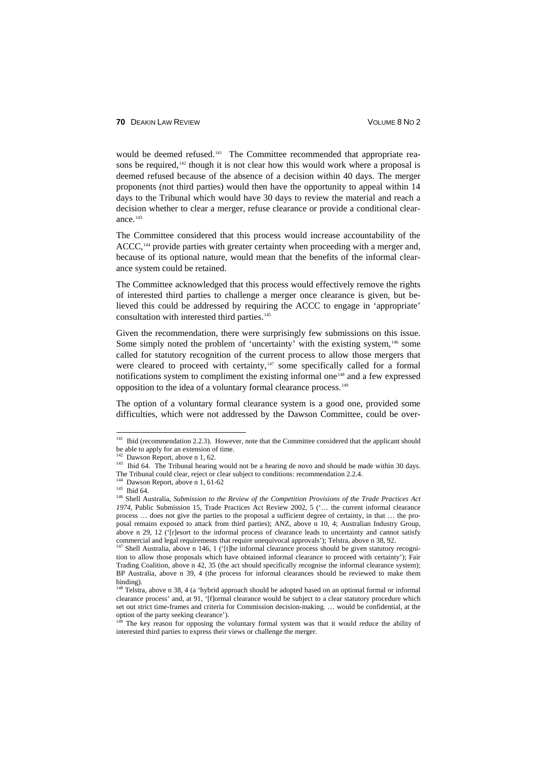would be deemed refused.[141] The Committee recommended that appropriate reasons be required,[142] though it is not clear how this would work where a proposal is deemed refused because of the absence of a decision within 40 days. The merger proponents (not third parties) would then have the opportunity to appeal within 14 days to the Tribunal which would have 30 days to review the material and reach a decision whether to clear a merger, refuse clearance or provide a conditional clearance.[143]

The Committee considered that this process would increase accountability of the ACCC,[144] provide parties with greater certainty when proceeding with a merger and, because of its optional nature, would mean that the benefits of the informal clearance system could be retained.

The Committee acknowledged that this process would effectively remove the rights of interested third parties to challenge a merger once clearance is given, but believed this could be addressed by requiring the ACCC to engage in 'appropriate' consultation with interested third parties.[145]

Given the recommendation, there were surprisingly few submissions on this issue. Some simply noted the problem of 'uncertainty' with the existing system,[146] some called for statutory recognition of the current process to allow those mergers that were cleared to proceed with certainty,[147] some specifically called for a formal notifications system to compliment the existing informal one[148] and a few expressed opposition to the idea of a voluntary formal clearance process.[149]

The option of a voluntary formal clearance system is a good one, provided some difficulties, which were not addressed by the Dawson Committee, could be over-

---

[141] Ibid (recommendation 2.2.3). However, note that the Committee considered that the applicant should be able to apply for an extension of time.

[142] Dawson Report, above n 1, 62.

[143] Ibid 64. The Tribunal hearing would not be a hearing de novo and should be made within 30 days. The Tribunal could clear, reject or clear subject to conditions: recommendation 2.2.4.

[144] Dawson Report, above n 1, 61-62

[145] Ibid 64.

[146] Shell Australia, *Submission to the Review of the Competition Provisions of the Trade Practices Act 1974*, Public Submission 15, Trade Practices Act Review 2002, 5 ('… the current informal clearance process … does not give the parties to the proposal a sufficient degree of certainty, in that … the proposal remains exposed to attack from third parties); ANZ, above n 10, 4; Australian Industry Group, above n 29, 12 ('[r]esort to the informal process of clearance leads to uncertainty and cannot satisfy commercial and legal requirements that require unequivocal approvals'); Telstra, above n 38, 92.

[147] Shell Australia, above n 146, 1 ('[t]he informal clearance process should be given statutory recognition to allow those proposals which have obtained informal clearance to proceed with certainty'); Fair Trading Coalition, above n 42, 35 (the act should specifically recognise the informal clearance system); BP Australia, above n 39, 4 (the process for informal clearances should be reviewed to make them binding).

[148] Telstra, above n 38, 4 (a 'hybrid approach should be adopted based on an optional formal or informal clearance process' and, at 91, '[f]ormal clearance would be subject to a clear statutory procedure which set out strict time-frames and criteria for Commission decision-making. … would be confidential, at the option of the party seeking clearance').

[149] The key reason for opposing the voluntary formal system was that it would reduce the ability of interested third parties to express their views or challenge the merger.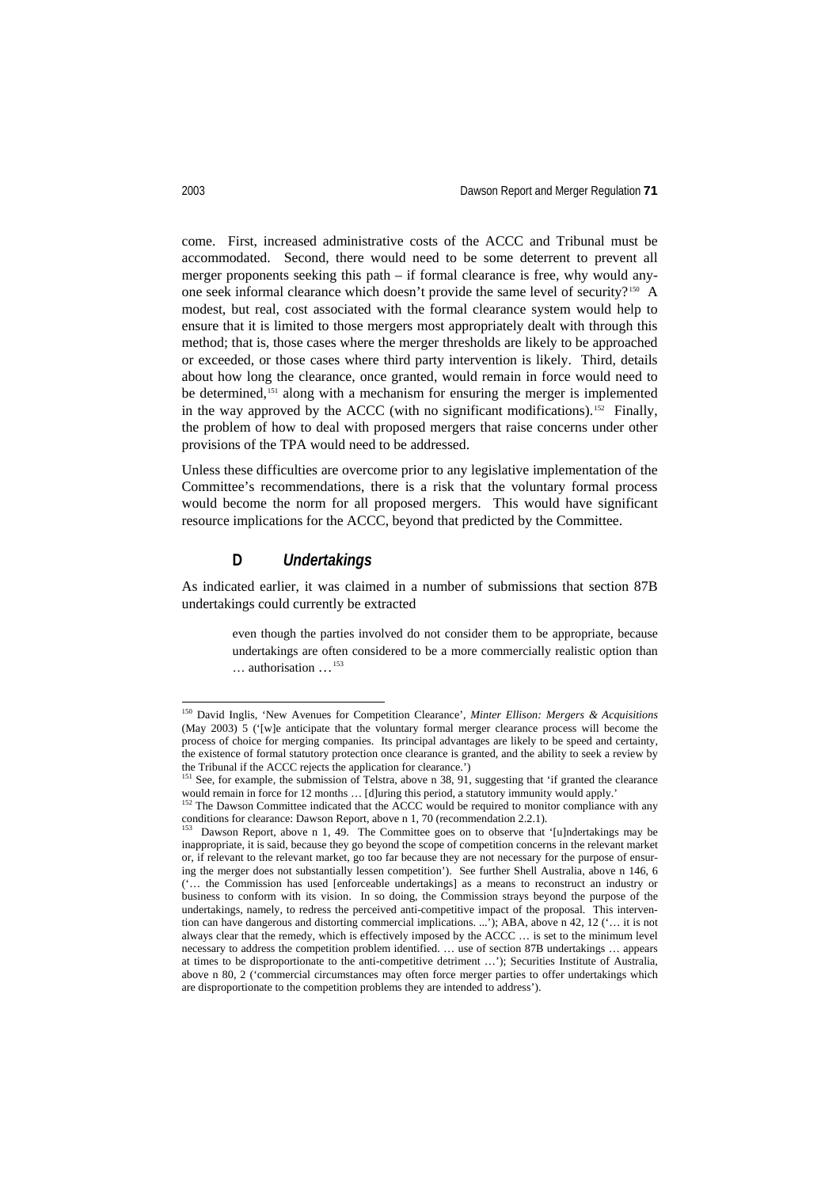come. First, increased administrative costs of the ACCC and Tribunal must be accommodated. Second, there would need to be some deterrent to prevent all merger proponents seeking this path – if formal clearance is free, why would anyone seek informal clearance which doesn't provide the same level of security?[150] A modest, but real, cost associated with the formal clearance system would help to ensure that it is limited to those mergers most appropriately dealt with through this method; that is, those cases where the merger thresholds are likely to be approached or exceeded, or those cases where third party intervention is likely. Third, details about how long the clearance, once granted, would remain in force would need to be determined,[151] along with a mechanism for ensuring the merger is implemented in the way approved by the ACCC (with no significant modifications).[152] Finally, the problem of how to deal with proposed mergers that raise concerns under other provisions of the TPA would need to be addressed.

Unless these difficulties are overcome prior to any legislative implementation of the Committee's recommendations, there is a risk that the voluntary formal process would become the norm for all proposed mergers. This would have significant resource implications for the ACCC, beyond that predicted by the Committee.

### D *Undertakings*

As indicated earlier, it was claimed in a number of submissions that section 87B undertakings could currently be extracted

> even though the parties involved do not consider them to be appropriate, because undertakings are often considered to be a more commercially realistic option than … authorisation …[153]

---

[150] David Inglis, 'New Avenues for Competition Clearance', *Minter Ellison: Mergers & Acquisitions* (May 2003) 5 ('[w]e anticipate that the voluntary formal merger clearance process will become the process of choice for merging companies. Its principal advantages are likely to be speed and certainty, the existence of formal statutory protection once clearance is granted, and the ability to seek a review by the Tribunal if the ACCC rejects the application for clearance.')

[151] See, for example, the submission of Telstra, above n 38, 91, suggesting that 'if granted the clearance would remain in force for 12 months … [d]uring this period, a statutory immunity would apply.'

[152] The Dawson Committee indicated that the ACCC would be required to monitor compliance with any conditions for clearance: Dawson Report, above n 1, 70 (recommendation 2.2.1).

[153] Dawson Report, above n 1, 49. The Committee goes on to observe that '[u]ndertakings may be inappropriate, it is said, because they go beyond the scope of competition concerns in the relevant market or, if relevant to the relevant market, go too far because they are not necessary for the purpose of ensuring the merger does not substantially lessen competition'). See further Shell Australia, above n 146, 6 ('… the Commission has used [enforceable undertakings] as a means to reconstruct an industry or business to conform with its vision. In so doing, the Commission strays beyond the purpose of the undertakings, namely, to redress the perceived anti-competitive impact of the proposal. This intervention can have dangerous and distorting commercial implications. ...'); ABA, above n 42, 12 ('… it is not always clear that the remedy, which is effectively imposed by the ACCC … is set to the minimum level necessary to address the competition problem identified. … use of section 87B undertakings … appears at times to be disproportionate to the anti-competitive detriment …'); Securities Institute of Australia, above n 80, 2 ('commercial circumstances may often force merger parties to offer undertakings which are disproportionate to the competition problems they are intended to address').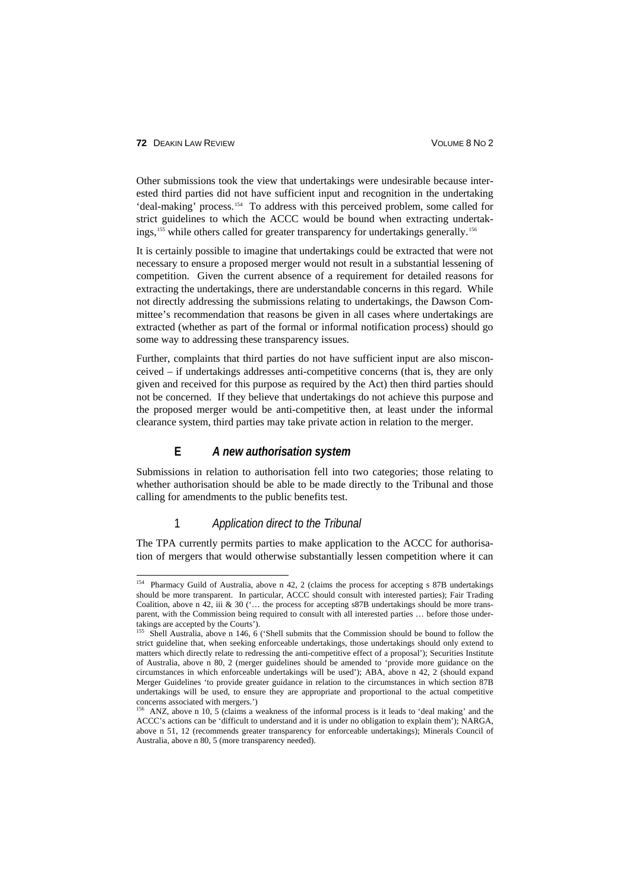Other submissions took the view that undertakings were undesirable because interested third parties did not have sufficient input and recognition in the undertaking 'deal-making' process.[154] To address with this perceived problem, some called for strict guidelines to which the ACCC would be bound when extracting undertakings,[155] while others called for greater transparency for undertakings generally.[156]

It is certainly possible to imagine that undertakings could be extracted that were not necessary to ensure a proposed merger would not result in a substantial lessening of competition. Given the current absence of a requirement for detailed reasons for extracting the undertakings, there are understandable concerns in this regard. While not directly addressing the submissions relating to undertakings, the Dawson Committee's recommendation that reasons be given in all cases where undertakings are extracted (whether as part of the formal or informal notification process) should go some way to addressing these transparency issues.

Further, complaints that third parties do not have sufficient input are also misconceived – if undertakings addresses anti-competitive concerns (that is, they are only given and received for this purpose as required by the Act) then third parties should not be concerned. If they believe that undertakings do not achieve this purpose and the proposed merger would be anti-competitive then, at least under the informal clearance system, third parties may take private action in relation to the merger.

### E *A new authorisation system*

Submissions in relation to authorisation fell into two categories; those relating to whether authorisation should be able to be made directly to the Tribunal and those calling for amendments to the public benefits test.

#### 1 *Application direct to the Tribunal*

The TPA currently permits parties to make application to the ACCC for authorisation of mergers that would otherwise substantially lessen competition where it can

---

[154] Pharmacy Guild of Australia, above n 42, 2 (claims the process for accepting s 87B undertakings should be more transparent. In particular, ACCC should consult with interested parties); Fair Trading Coalition, above n 42, iii & 30 ('… the process for accepting s87B undertakings should be more transparent, with the Commission being required to consult with all interested parties … before those undertakings are accepted by the Courts').

[155] Shell Australia, above n 146, 6 ('Shell submits that the Commission should be bound to follow the strict guideline that, when seeking enforceable undertakings, those undertakings should only extend to matters which directly relate to redressing the anti-competitive effect of a proposal'); Securities Institute of Australia, above n 80, 2 (merger guidelines should be amended to 'provide more guidance on the circumstances in which enforceable undertakings will be used'); ABA, above n 42, 2 (should expand Merger Guidelines 'to provide greater guidance in relation to the circumstances in which section 87B undertakings will be used, to ensure they are appropriate and proportional to the actual competitive concerns associated with mergers.')

[156] ANZ, above n 10, 5 (claims a weakness of the informal process is it leads to 'deal making' and the ACCC's actions can be 'difficult to understand and it is under no obligation to explain them'); NARGA, above n 51, 12 (recommends greater transparency for enforceable undertakings); Minerals Council of Australia, above n 80, 5 (more transparency needed).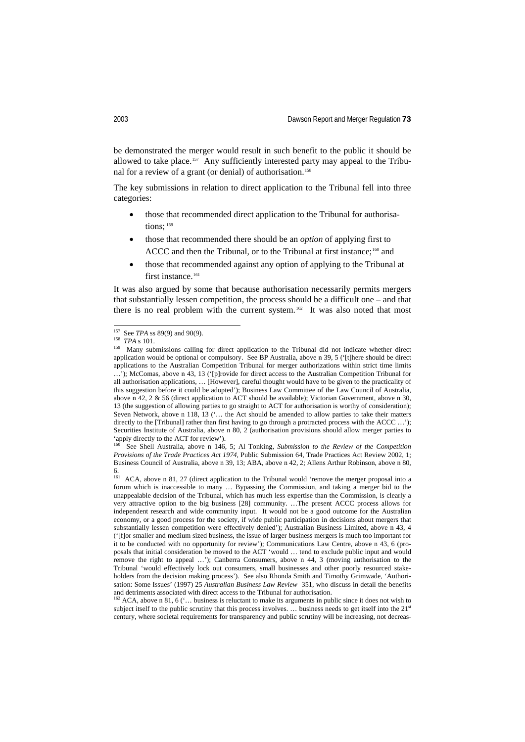be demonstrated the merger would result in such benefit to the public it should be allowed to take place.[157] Any sufficiently interested party may appeal to the Tribunal for a review of a grant (or denial) of authorisation.[158]

The key submissions in relation to direct application to the Tribunal fell into three categories:

- those that recommended direct application to the Tribunal for authorisations; [159]
- those that recommended there should be an *option* of applying first to ACCC and then the Tribunal, or to the Tribunal at first instance;[160] and
- those that recommended against any option of applying to the Tribunal at first instance.[161]

It was also argued by some that because authorisation necessarily permits mergers that substantially lessen competition, the process should be a difficult one – and that there is no real problem with the current system.[162] It was also noted that most

---

[157] See *TPA* ss 89(9) and 90(9).

[158] *TPA* s 101.

[159] Many submissions calling for direct application to the Tribunal did not indicate whether direct application would be optional or compulsory. See BP Australia, above n 39, 5 ('[t]here should be direct applications to the Australian Competition Tribunal for merger authorizations within strict time limits …'); McComas, above n 43, 13 ('[p]rovide for direct access to the Australian Competition Tribunal for all authorisation applications, … [However], careful thought would have to be given to the practicality of this suggestion before it could be adopted'); Business Law Committee of the Law Council of Australia, above n 42, 2 & 56 (direct application to ACT should be available); Victorian Government, above n 30, 13 (the suggestion of allowing parties to go straight to ACT for authorisation is worthy of consideration); Seven Network, above n 118, 13 ('… the Act should be amended to allow parties to take their matters directly to the [Tribunal] rather than first having to go through a protracted process with the ACCC …'); Securities Institute of Australia, above n 80, 2 (authorisation provisions should allow merger parties to 'apply directly to the ACT for review').

[160] See Shell Australia, above n 146, 5; Al Tonking, *Submission to the Review of the Competition Provisions of the Trade Practices Act 1974*, Public Submission 64, Trade Practices Act Review 2002, 1; Business Council of Australia, above n 39, 13; ABA, above n 42, 2; Allens Arthur Robinson, above n 80, 6.

[161] ACA, above n 81, 27 (direct application to the Tribunal would 'remove the merger proposal into a forum which is inaccessible to many … Bypassing the Commission, and taking a merger bid to the unappealable decision of the Tribunal, which has much less expertise than the Commission, is clearly a very attractive option to the big business [28] community. …The present ACCC process allows for independent research and wide community input. It would not be a good outcome for the Australian economy, or a good process for the society, if wide public participation in decisions about mergers that substantially lessen competition were effectively denied'); Australian Business Limited, above n 43, 4 ('[f]or smaller and medium sized business, the issue of larger business mergers is much too important for it to be conducted with no opportunity for review'); Communications Law Centre, above n 43, 6 (proposals that initial consideration be moved to the ACT 'would … tend to exclude public input and would remove the right to appeal …'); Canberra Consumers, above n 44, 3 (moving authorisation to the Tribunal 'would effectively lock out consumers, small businesses and other poorly resourced stakeholders from the decision making process'). See also Rhonda Smith and Timothy Grimwade, 'Authorisation: Some Issues' (1997) 25 *Australian Business Law Review* 351, who discuss in detail the benefits and detriments associated with direct access to the Tribunal for authorisation.

[162] ACA, above n 81, 6 ('… business is reluctant to make its arguments in public since it does not wish to subject itself to the public scrutiny that this process involves. … business needs to get itself into the 21st century, where societal requirements for transparency and public scrutiny will be increasing, not decreas-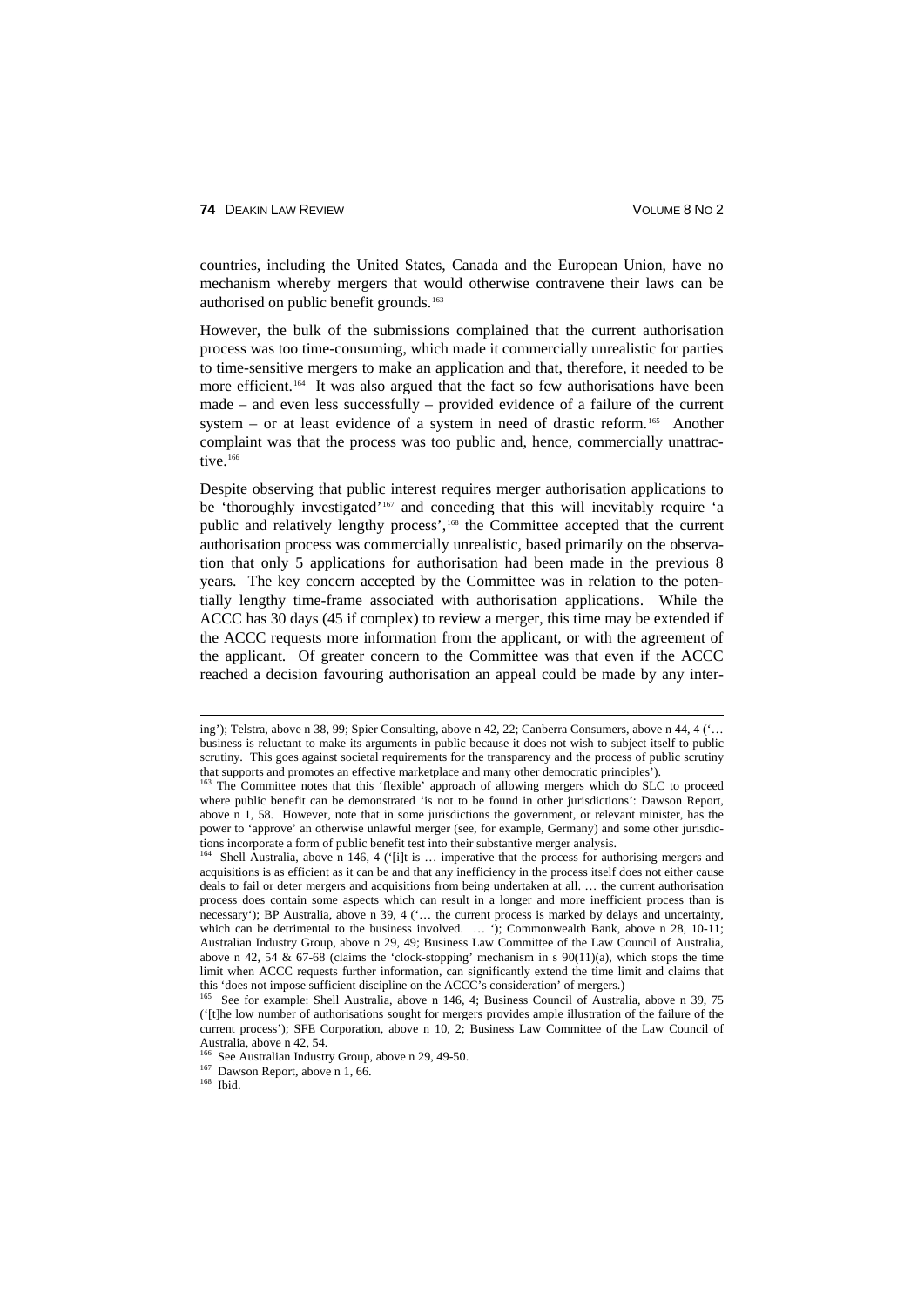countries, including the United States, Canada and the European Union, have no mechanism whereby mergers that would otherwise contravene their laws can be authorised on public benefit grounds.[163]

However, the bulk of the submissions complained that the current authorisation process was too time-consuming, which made it commercially unrealistic for parties to time-sensitive mergers to make an application and that, therefore, it needed to be more efficient.[164] It was also argued that the fact so few authorisations have been made – and even less successfully – provided evidence of a failure of the current system – or at least evidence of a system in need of drastic reform.[165] Another complaint was that the process was too public and, hence, commercially unattractive.[166]

Despite observing that public interest requires merger authorisation applications to be 'thoroughly investigated'[167] and conceding that this will inevitably require 'a public and relatively lengthy process',[168] the Committee accepted that the current authorisation process was commercially unrealistic, based primarily on the observation that only 5 applications for authorisation had been made in the previous 8 years. The key concern accepted by the Committee was in relation to the potentially lengthy time-frame associated with authorisation applications. While the ACCC has 30 days (45 if complex) to review a merger, this time may be extended if the ACCC requests more information from the applicant, or with the agreement of the applicant. Of greater concern to the Committee was that even if the ACCC reached a decision favouring authorisation an appeal could be made by any inter-

---

ing'); Telstra, above n 38, 99; Spier Consulting, above n 42, 22; Canberra Consumers, above n 44, 4 ('… business is reluctant to make its arguments in public because it does not wish to subject itself to public scrutiny. This goes against societal requirements for the transparency and the process of public scrutiny that supports and promotes an effective marketplace and many other democratic principles').

[163] The Committee notes that this 'flexible' approach of allowing mergers which do SLC to proceed where public benefit can be demonstrated 'is not to be found in other jurisdictions': Dawson Report, above n 1, 58. However, note that in some jurisdictions the government, or relevant minister, has the power to 'approve' an otherwise unlawful merger (see, for example, Germany) and some other jurisdictions incorporate a form of public benefit test into their substantive merger analysis.

[164] Shell Australia, above n 146, 4 ('[i]t is … imperative that the process for authorising mergers and acquisitions is as efficient as it can be and that any inefficiency in the process itself does not either cause deals to fail or deter mergers and acquisitions from being undertaken at all. … the current authorisation process does contain some aspects which can result in a longer and more inefficient process than is necessary'); BP Australia, above n 39, 4 ('… the current process is marked by delays and uncertainty, which can be detrimental to the business involved. … '); Commonwealth Bank, above n 28, 10-11; Australian Industry Group, above n 29, 49; Business Law Committee of the Law Council of Australia, above n 42, 54 & 67-68 (claims the 'clock-stopping' mechanism in s 90(11)(a), which stops the time limit when ACCC requests further information, can significantly extend the time limit and claims that this 'does not impose sufficient discipline on the ACCC's consideration' of mergers.)

[165] See for example: Shell Australia, above n 146, 4; Business Council of Australia, above n 39, 75 ('[t]he low number of authorisations sought for mergers provides ample illustration of the failure of the current process'); SFE Corporation, above n 10, 2; Business Law Committee of the Law Council of Australia, above n 42, 54.

[166] See Australian Industry Group, above n 29, 49-50.

[167] Dawson Report, above n 1, 66.

[168] Ibid.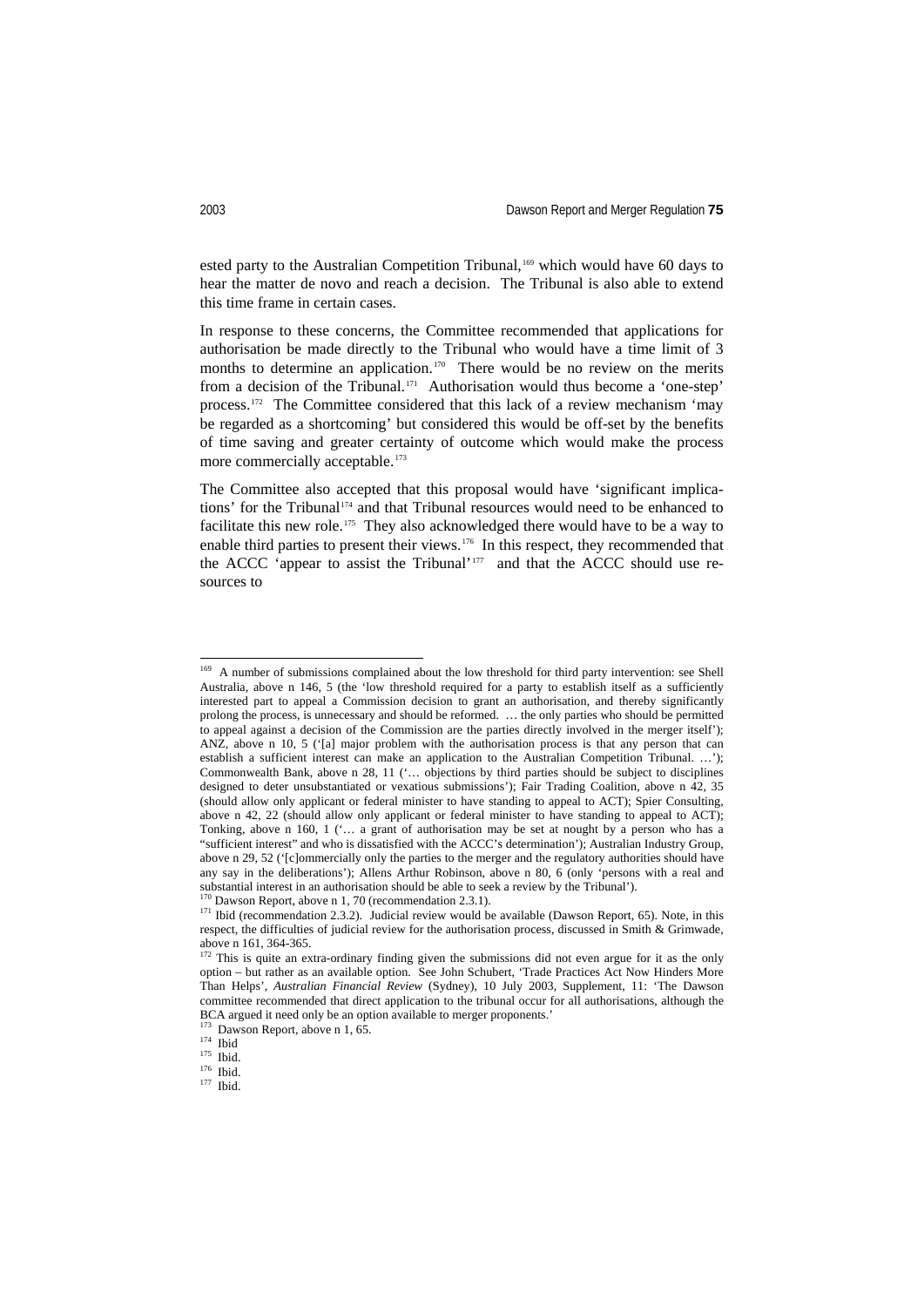ested party to the Australian Competition Tribunal,[169] which would have 60 days to hear the matter de novo and reach a decision. The Tribunal is also able to extend this time frame in certain cases.

In response to these concerns, the Committee recommended that applications for authorisation be made directly to the Tribunal who would have a time limit of 3 months to determine an application.[170] There would be no review on the merits from a decision of the Tribunal.[171] Authorisation would thus become a 'one-step' process.[172] The Committee considered that this lack of a review mechanism 'may be regarded as a shortcoming' but considered this would be off-set by the benefits of time saving and greater certainty of outcome which would make the process more commercially acceptable.[173]

The Committee also accepted that this proposal would have 'significant implications' for the Tribunal[174] and that Tribunal resources would need to be enhanced to facilitate this new role.[175] They also acknowledged there would have to be a way to enable third parties to present their views.[176] In this respect, they recommended that the ACCC 'appear to assist the Tribunal'[177] and that the ACCC should use resources to

---

[169] A number of submissions complained about the low threshold for third party intervention: see Shell Australia, above n 146, 5 (the 'low threshold required for a party to establish itself as a sufficiently interested part to appeal a Commission decision to grant an authorisation, and thereby significantly prolong the process, is unnecessary and should be reformed. … the only parties who should be permitted to appeal against a decision of the Commission are the parties directly involved in the merger itself'); ANZ, above n 10, 5 ('[a] major problem with the authorisation process is that any person that can establish a sufficient interest can make an application to the Australian Competition Tribunal. …'); Commonwealth Bank, above n 28, 11 ('… objections by third parties should be subject to disciplines designed to deter unsubstantiated or vexatious submissions'); Fair Trading Coalition, above n 42, 35 (should allow only applicant or federal minister to have standing to appeal to ACT); Spier Consulting, above n 42, 22 (should allow only applicant or federal minister to have standing to appeal to ACT); Tonking, above n 160, 1 ('… a grant of authorisation may be set at nought by a person who has a "sufficient interest" and who is dissatisfied with the ACCC's determination'); Australian Industry Group, above n 29, 52 ('[c]ommercially only the parties to the merger and the regulatory authorities should have any say in the deliberations'); Allens Arthur Robinson, above n 80, 6 (only 'persons with a real and substantial interest in an authorisation should be able to seek a review by the Tribunal').

[170] Dawson Report, above n 1, 70 (recommendation 2.3.1).

[171] Ibid (recommendation 2.3.2). Judicial review would be available (Dawson Report, 65). Note, in this respect, the difficulties of judicial review for the authorisation process, discussed in Smith & Grimwade, above n 161, 364-365.

[172] This is quite an extra-ordinary finding given the submissions did not even argue for it as the only option – but rather as an available option. See John Schubert, 'Trade Practices Act Now Hinders More Than Helps', *Australian Financial Review* (Sydney), 10 July 2003, Supplement, 11: 'The Dawson committee recommended that direct application to the tribunal occur for all authorisations, although the BCA argued it need only be an option available to merger proponents.'

[173] Dawson Report, above n 1, 65.

[174] Ibid

[175] Ibid.

[176] Ibid.

[177] Ibid.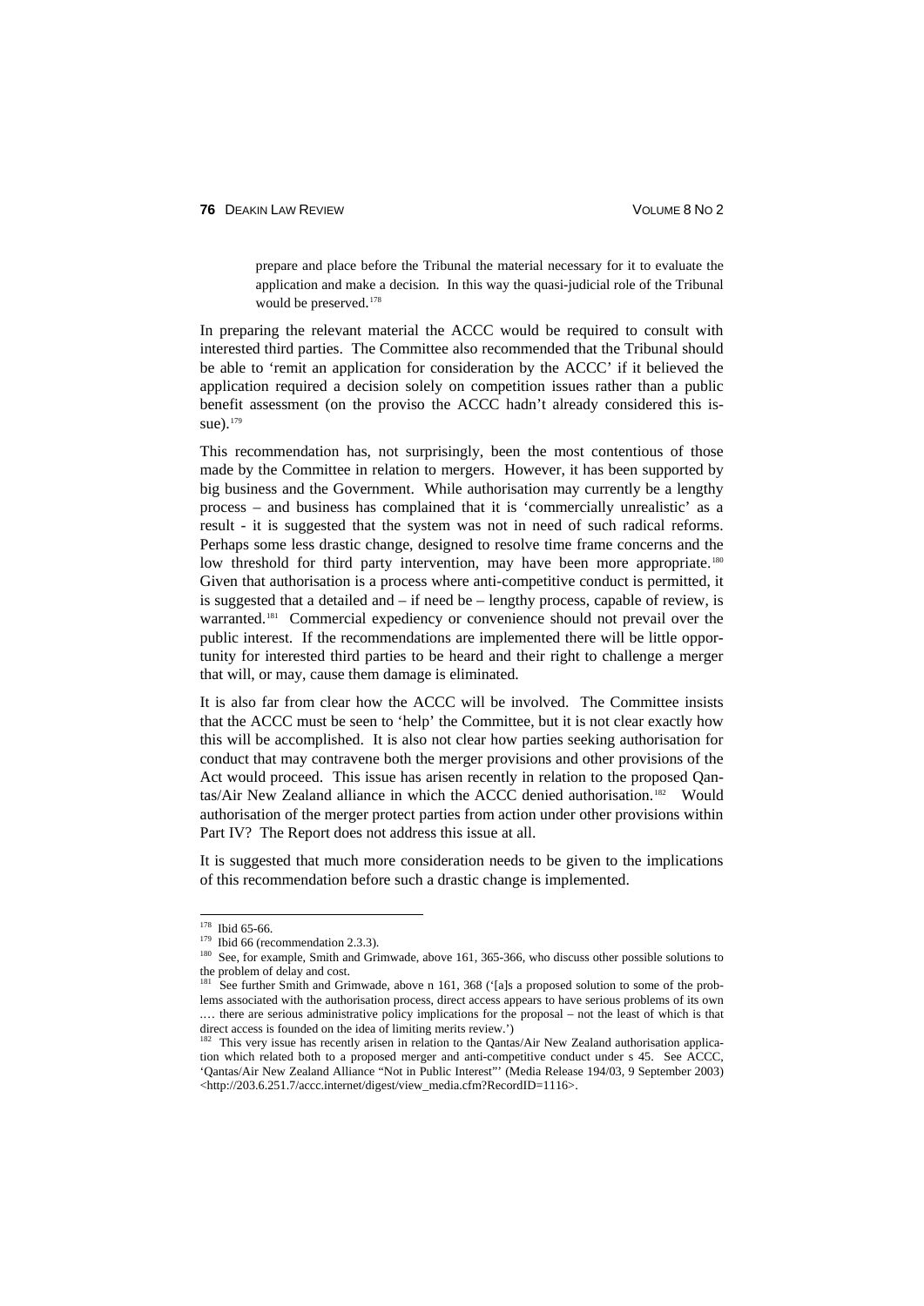> prepare and place before the Tribunal the material necessary for it to evaluate the application and make a decision. In this way the quasi-judicial role of the Tribunal would be preserved.[178]

In preparing the relevant material the ACCC would be required to consult with interested third parties. The Committee also recommended that the Tribunal should be able to 'remit an application for consideration by the ACCC' if it believed the application required a decision solely on competition issues rather than a public benefit assessment (on the proviso the ACCC hadn't already considered this issue).[179]

This recommendation has, not surprisingly, been the most contentious of those made by the Committee in relation to mergers. However, it has been supported by big business and the Government. While authorisation may currently be a lengthy process – and business has complained that it is 'commercially unrealistic' as a result - it is suggested that the system was not in need of such radical reforms. Perhaps some less drastic change, designed to resolve time frame concerns and the low threshold for third party intervention, may have been more appropriate.[180] Given that authorisation is a process where anti-competitive conduct is permitted, it is suggested that a detailed and – if need be – lengthy process, capable of review, is warranted.[181] Commercial expediency or convenience should not prevail over the public interest. If the recommendations are implemented there will be little opportunity for interested third parties to be heard and their right to challenge a merger that will, or may, cause them damage is eliminated.

It is also far from clear how the ACCC will be involved. The Committee insists that the ACCC must be seen to 'help' the Committee, but it is not clear exactly how this will be accomplished. It is also not clear how parties seeking authorisation for conduct that may contravene both the merger provisions and other provisions of the Act would proceed. This issue has arisen recently in relation to the proposed Qantas/Air New Zealand alliance in which the ACCC denied authorisation.[182] Would authorisation of the merger protect parties from action under other provisions within Part IV? The Report does not address this issue at all.

It is suggested that much more consideration needs to be given to the implications of this recommendation before such a drastic change is implemented.

---

[178] Ibid 65-66.

[179] Ibid 66 (recommendation 2.3.3).

[180] See, for example, Smith and Grimwade, above 161, 365-366, who discuss other possible solutions to the problem of delay and cost.

[181] See further Smith and Grimwade, above n 161, 368 ('[a]s a proposed solution to some of the problems associated with the authorisation process, direct access appears to have serious problems of its own .… there are serious administrative policy implications for the proposal – not the least of which is that direct access is founded on the idea of limiting merits review.')

[182] This very issue has recently arisen in relation to the Qantas/Air New Zealand authorisation application which related both to a proposed merger and anti-competitive conduct under s 45. See ACCC, 'Qantas/Air New Zealand Alliance "Not in Public Interest"' (Media Release 194/03, 9 September 2003) <http://203.6.251.7/accc.internet/digest/view_media.cfm?RecordID=1116>.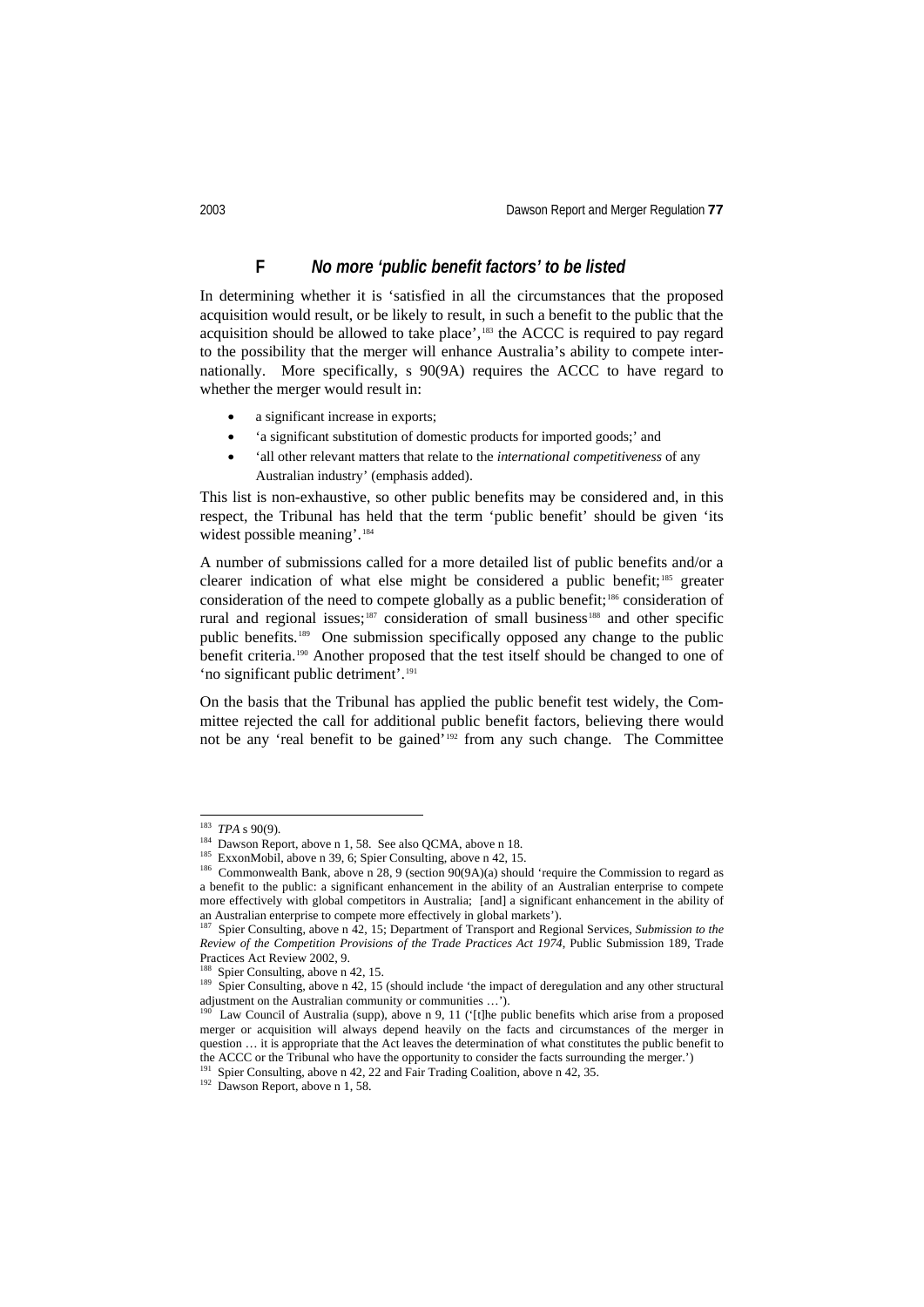### F No more 'public benefit factors' to be listed

In determining whether it is 'satisfied in all the circumstances that the proposed acquisition would result, or be likely to result, in such a benefit to the public that the acquisition should be allowed to take place',[183] the ACCC is required to pay regard to the possibility that the merger will enhance Australia's ability to compete internationally. More specifically, s 90(9A) requires the ACCC to have regard to whether the merger would result in:

- a significant increase in exports;
- 'a significant substitution of domestic products for imported goods;' and
- 'all other relevant matters that relate to the *international competitiveness* of any Australian industry' (emphasis added).

This list is non-exhaustive, so other public benefits may be considered and, in this respect, the Tribunal has held that the term 'public benefit' should be given 'its widest possible meaning'.[184]

A number of submissions called for a more detailed list of public benefits and/or a clearer indication of what else might be considered a public benefit;[185] greater consideration of the need to compete globally as a public benefit;[186] consideration of rural and regional issues;[187] consideration of small business[188] and other specific public benefits.[189] One submission specifically opposed any change to the public benefit criteria.[190] Another proposed that the test itself should be changed to one of 'no significant public detriment'.[191]

On the basis that the Tribunal has applied the public benefit test widely, the Committee rejected the call for additional public benefit factors, believing there would not be any 'real benefit to be gained'[192] from any such change. The Committee

---

[183] *TPA* s 90(9).

[184] Dawson Report, above n 1, 58. See also QCMA, above n 18.

[185] ExxonMobil, above n 39, 6; Spier Consulting, above n 42, 15.

[186] Commonwealth Bank, above n 28, 9 (section 90(9A)(a) should 'require the Commission to regard as a benefit to the public: a significant enhancement in the ability of an Australian enterprise to compete more effectively with global competitors in Australia; [and] a significant enhancement in the ability of an Australian enterprise to compete more effectively in global markets').

[187] Spier Consulting, above n 42, 15; Department of Transport and Regional Services, *Submission to the Review of the Competition Provisions of the Trade Practices Act 1974*, Public Submission 189, Trade Practices Act Review 2002, 9.

[188] Spier Consulting, above n 42, 15.

[189] Spier Consulting, above n 42, 15 (should include 'the impact of deregulation and any other structural adjustment on the Australian community or communities …').

[190] Law Council of Australia (supp), above n 9, 11 ('[t]he public benefits which arise from a proposed merger or acquisition will always depend heavily on the facts and circumstances of the merger in question … it is appropriate that the Act leaves the determination of what constitutes the public benefit to the ACCC or the Tribunal who have the opportunity to consider the facts surrounding the merger.')

[191] Spier Consulting, above n 42, 22 and Fair Trading Coalition, above n 42, 35.

[192] Dawson Report, above n 1, 58.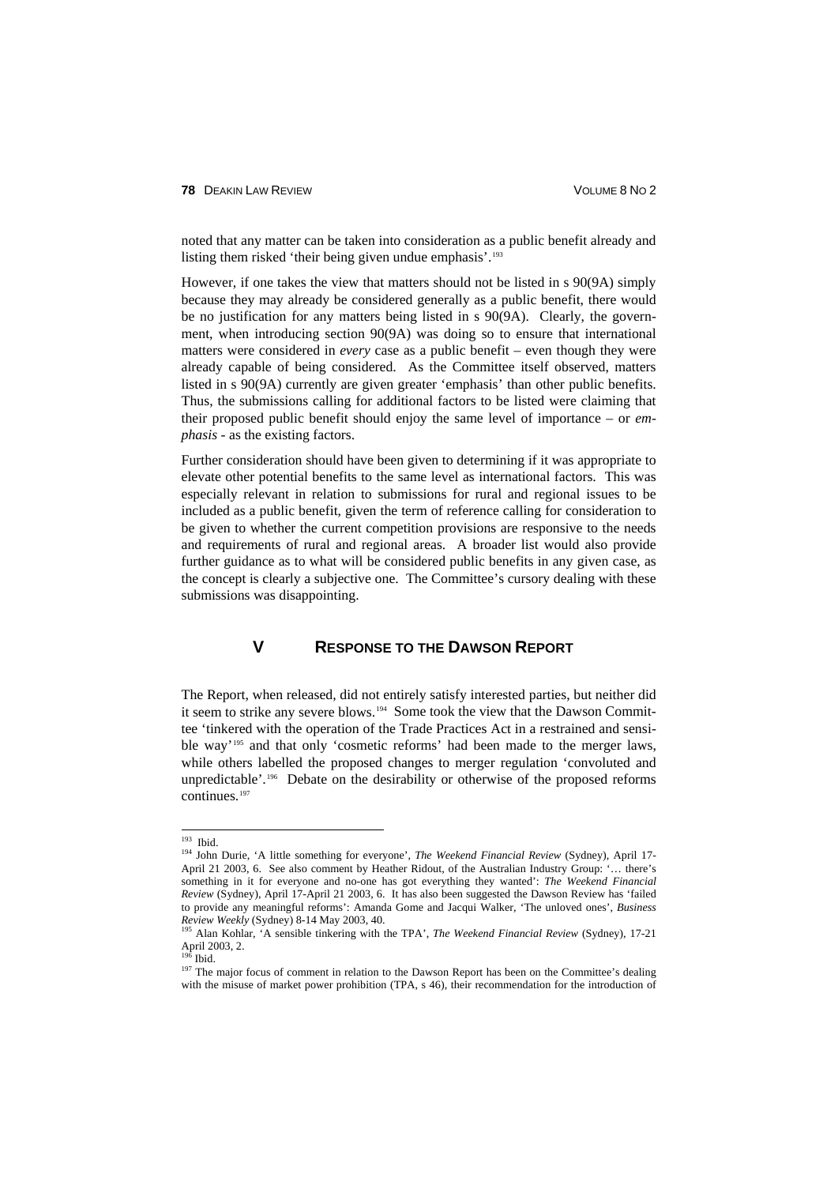noted that any matter can be taken into consideration as a public benefit already and listing them risked 'their being given undue emphasis'.[193]

However, if one takes the view that matters should not be listed in s 90(9A) simply because they may already be considered generally as a public benefit, there would be no justification for any matters being listed in s 90(9A). Clearly, the government, when introducing section 90(9A) was doing so to ensure that international matters were considered in *every* case as a public benefit – even though they were already capable of being considered. As the Committee itself observed, matters listed in s 90(9A) currently are given greater 'emphasis' than other public benefits. Thus, the submissions calling for additional factors to be listed were claiming that their proposed public benefit should enjoy the same level of importance – or *emphasis* - as the existing factors.

Further consideration should have been given to determining if it was appropriate to elevate other potential benefits to the same level as international factors. This was especially relevant in relation to submissions for rural and regional issues to be included as a public benefit, given the term of reference calling for consideration to be given to whether the current competition provisions are responsive to the needs and requirements of rural and regional areas. A broader list would also provide further guidance as to what will be considered public benefits in any given case, as the concept is clearly a subjective one. The Committee's cursory dealing with these submissions was disappointing.

## V RESPONSE TO THE DAWSON REPORT

The Report, when released, did not entirely satisfy interested parties, but neither did it seem to strike any severe blows.[194] Some took the view that the Dawson Committee 'tinkered with the operation of the Trade Practices Act in a restrained and sensible way'[195] and that only 'cosmetic reforms' had been made to the merger laws, while others labelled the proposed changes to merger regulation 'convoluted and unpredictable'.[196] Debate on the desirability or otherwise of the proposed reforms continues.[197]

---

[193] Ibid.

[194] John Durie, 'A little something for everyone', *The Weekend Financial Review* (Sydney), April 17-April 21 2003, 6. See also comment by Heather Ridout, of the Australian Industry Group: '… there's something in it for everyone and no-one has got everything they wanted': *The Weekend Financial Review* (Sydney), April 17-April 21 2003, 6. It has also been suggested the Dawson Review has 'failed to provide any meaningful reforms': Amanda Gome and Jacqui Walker, 'The unloved ones', *Business Review Weekly* (Sydney) 8-14 May 2003, 40.

[195] Alan Kohlar, 'A sensible tinkering with the TPA', *The Weekend Financial Review* (Sydney), 17-21 April 2003, 2.

[196] Ibid.

[197] The major focus of comment in relation to the Dawson Report has been on the Committee's dealing with the misuse of market power prohibition (TPA, s 46), their recommendation for the introduction of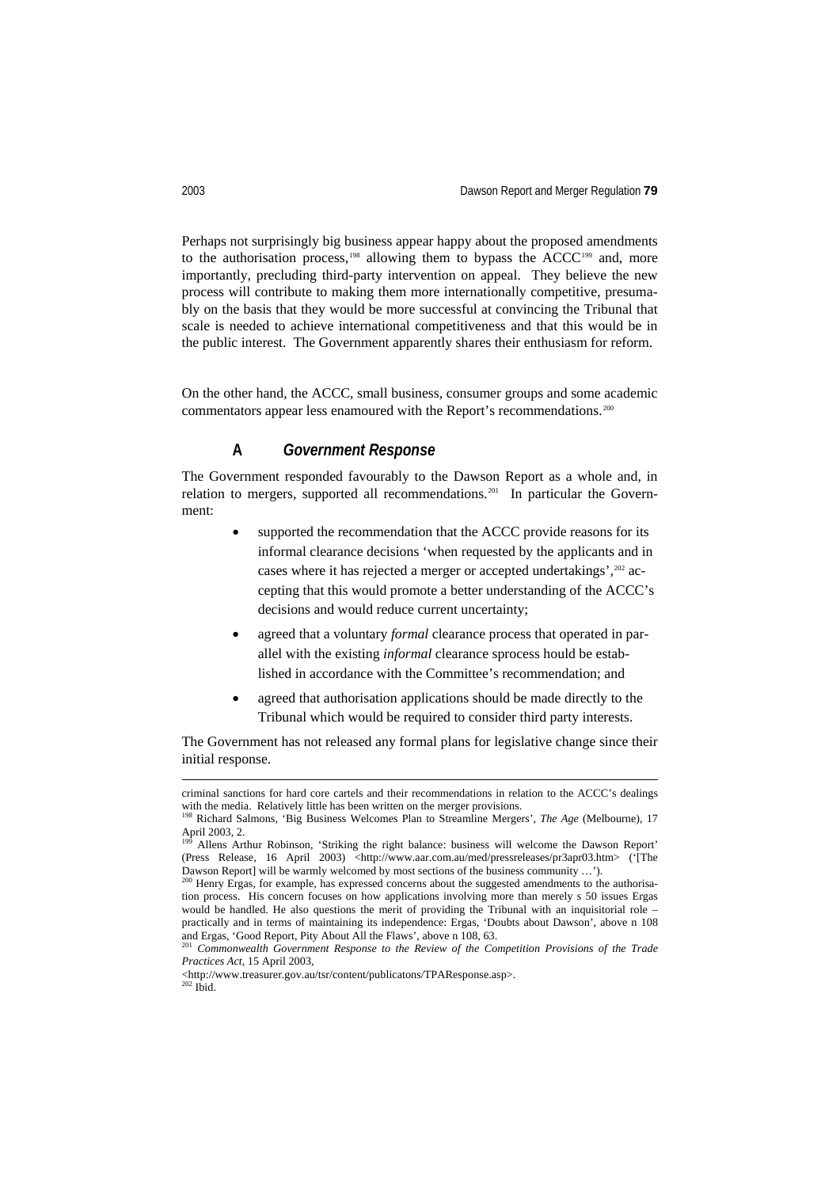Perhaps not surprisingly big business appear happy about the proposed amendments to the authorisation process,[198] allowing them to bypass the ACCC[199] and, more importantly, precluding third-party intervention on appeal. They believe the new process will contribute to making them more internationally competitive, presumably on the basis that they would be more successful at convincing the Tribunal that scale is needed to achieve international competitiveness and that this would be in the public interest. The Government apparently shares their enthusiasm for reform.

On the other hand, the ACCC, small business, consumer groups and some academic commentators appear less enamoured with the Report's recommendations.[200]

### A *Government Response*

The Government responded favourably to the Dawson Report as a whole and, in relation to mergers, supported all recommendations.[201] In particular the Government:

- supported the recommendation that the ACCC provide reasons for its informal clearance decisions 'when requested by the applicants and in cases where it has rejected a merger or accepted undertakings',[202] accepting that this would promote a better understanding of the ACCC's decisions and would reduce current uncertainty;
- agreed that a voluntary *formal* clearance process that operated in parallel with the existing *informal* clearance sprocess hould be established in accordance with the Committee's recommendation; and
- agreed that authorisation applications should be made directly to the Tribunal which would be required to consider third party interests.

The Government has not released any formal plans for legislative change since their initial response.

---

criminal sanctions for hard core cartels and their recommendations in relation to the ACCC's dealings with the media. Relatively little has been written on the merger provisions.

[198] Richard Salmons, 'Big Business Welcomes Plan to Streamline Mergers', *The Age* (Melbourne), 17 April 2003, 2.

[199] Allens Arthur Robinson, 'Striking the right balance: business will welcome the Dawson Report' (Press Release, 16 April 2003) <http://www.aar.com.au/med/pressreleases/pr3apr03.htm> ('[The Dawson Report] will be warmly welcomed by most sections of the business community …').

[200] Henry Ergas, for example, has expressed concerns about the suggested amendments to the authorisation process. His concern focuses on how applications involving more than merely s 50 issues Ergas would be handled. He also questions the merit of providing the Tribunal with an inquisitorial role – practically and in terms of maintaining its independence: Ergas, 'Doubts about Dawson', above n 108 and Ergas, 'Good Report, Pity About All the Flaws', above n 108, 63.

[201] *Commonwealth Government Response to the Review of the Competition Provisions of the Trade Practices Act*, 15 April 2003, <http://www.treasurer.gov.au/tsr/content/publicatons/TPAResponse.asp>.

[202] Ibid.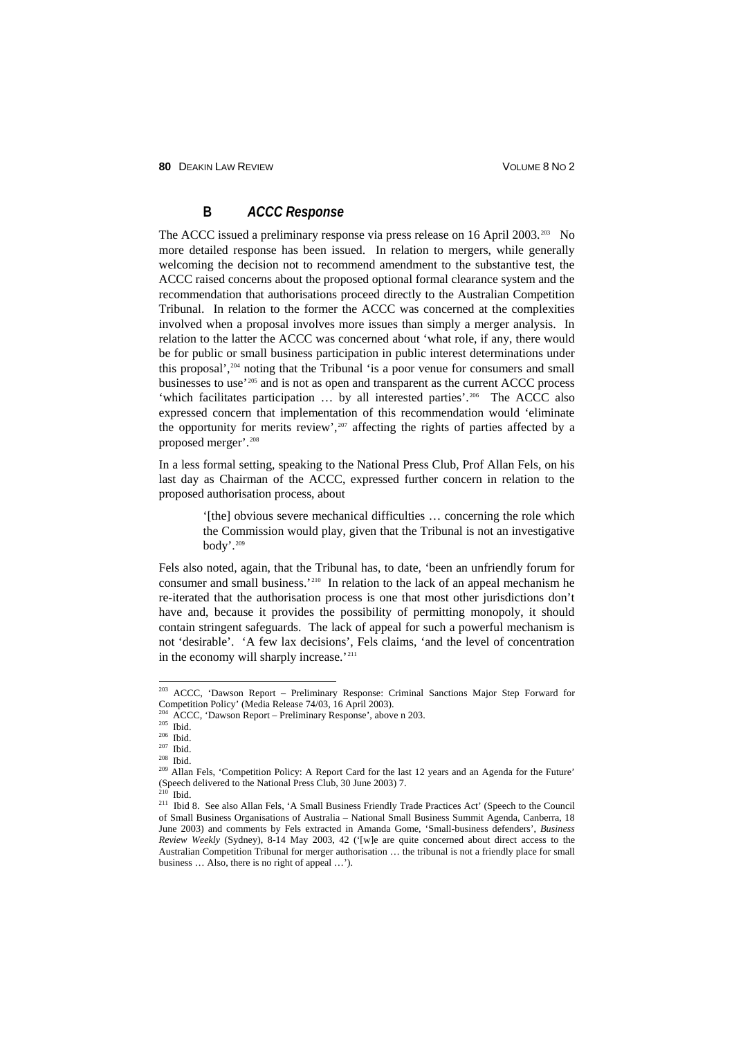### B *ACCC Response*

The ACCC issued a preliminary response via press release on 16 April 2003.[203] No more detailed response has been issued. In relation to mergers, while generally welcoming the decision not to recommend amendment to the substantive test, the ACCC raised concerns about the proposed optional formal clearance system and the recommendation that authorisations proceed directly to the Australian Competition Tribunal. In relation to the former the ACCC was concerned at the complexities involved when a proposal involves more issues than simply a merger analysis. In relation to the latter the ACCC was concerned about 'what role, if any, there would be for public or small business participation in public interest determinations under this proposal',[204] noting that the Tribunal 'is a poor venue for consumers and small businesses to use'[205] and is not as open and transparent as the current ACCC process 'which facilitates participation … by all interested parties'.[206] The ACCC also expressed concern that implementation of this recommendation would 'eliminate the opportunity for merits review',[207] affecting the rights of parties affected by a proposed merger'.[208]

In a less formal setting, speaking to the National Press Club, Prof Allan Fels, on his last day as Chairman of the ACCC, expressed further concern in relation to the proposed authorisation process, about

> '[the] obvious severe mechanical difficulties … concerning the role which the Commission would play, given that the Tribunal is not an investigative body'.[209]

Fels also noted, again, that the Tribunal has, to date, 'been an unfriendly forum for consumer and small business.'[210] In relation to the lack of an appeal mechanism he re-iterated that the authorisation process is one that most other jurisdictions don't have and, because it provides the possibility of permitting monopoly, it should contain stringent safeguards. The lack of appeal for such a powerful mechanism is not 'desirable'. 'A few lax decisions', Fels claims, 'and the level of concentration in the economy will sharply increase.'[211]

---

[203] ACCC, 'Dawson Report – Preliminary Response: Criminal Sanctions Major Step Forward for Competition Policy' (Media Release 74/03, 16 April 2003).

[204] ACCC, 'Dawson Report – Preliminary Response', above n 203.

[205] Ibid.

[206] Ibid.

[207] Ibid.

[208] Ibid.

[209] Allan Fels, 'Competition Policy: A Report Card for the last 12 years and an Agenda for the Future' (Speech delivered to the National Press Club, 30 June 2003) 7.

[210] Ibid.

[211] Ibid 8. See also Allan Fels, 'A Small Business Friendly Trade Practices Act' (Speech to the Council of Small Business Organisations of Australia – National Small Business Summit Agenda, Canberra, 18 June 2003) and comments by Fels extracted in Amanda Gome, 'Small-business defenders', *Business Review Weekly* (Sydney), 8-14 May 2003, 42 ('[w]e are quite concerned about direct access to the Australian Competition Tribunal for merger authorisation … the tribunal is not a friendly place for small business … Also, there is no right of appeal …').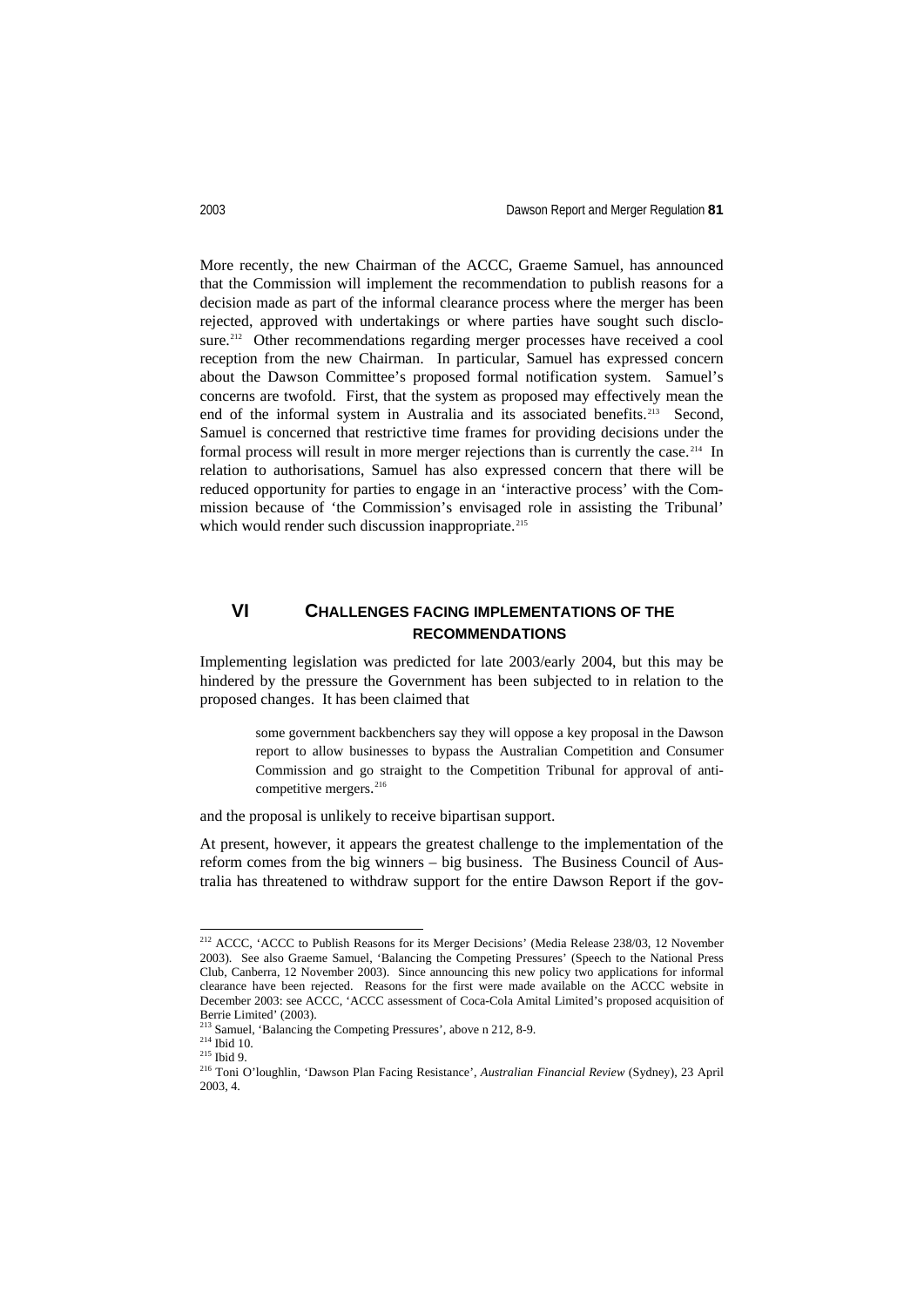More recently, the new Chairman of the ACCC, Graeme Samuel, has announced that the Commission will implement the recommendation to publish reasons for a decision made as part of the informal clearance process where the merger has been rejected, approved with undertakings or where parties have sought such disclosure.[212] Other recommendations regarding merger processes have received a cool reception from the new Chairman. In particular, Samuel has expressed concern about the Dawson Committee's proposed formal notification system. Samuel's concerns are twofold. First, that the system as proposed may effectively mean the end of the informal system in Australia and its associated benefits.[213] Second, Samuel is concerned that restrictive time frames for providing decisions under the formal process will result in more merger rejections than is currently the case.[214] In relation to authorisations, Samuel has also expressed concern that there will be reduced opportunity for parties to engage in an 'interactive process' with the Commission because of 'the Commission's envisaged role in assisting the Tribunal' which would render such discussion inappropriate.[215]

## VI CHALLENGES FACING IMPLEMENTATIONS OF THE RECOMMENDATIONS

Implementing legislation was predicted for late 2003/early 2004, but this may be hindered by the pressure the Government has been subjected to in relation to the proposed changes. It has been claimed that

> some government backbenchers say they will oppose a key proposal in the Dawson report to allow businesses to bypass the Australian Competition and Consumer Commission and go straight to the Competition Tribunal for approval of anti-competitive mergers.[216]

and the proposal is unlikely to receive bipartisan support.

At present, however, it appears the greatest challenge to the implementation of the reform comes from the big winners – big business. The Business Council of Australia has threatened to withdraw support for the entire Dawson Report if the gov-

---

[212] ACCC, 'ACCC to Publish Reasons for its Merger Decisions' (Media Release 238/03, 12 November 2003). See also Graeme Samuel, 'Balancing the Competing Pressures' (Speech to the National Press Club, Canberra, 12 November 2003). Since announcing this new policy two applications for informal clearance have been rejected. Reasons for the first were made available on the ACCC website in December 2003: see ACCC, 'ACCC assessment of Coca-Cola Amital Limited's proposed acquisition of Berrie Limited' (2003).

[213] Samuel, 'Balancing the Competing Pressures', above n 212, 8-9.

[214] Ibid 10.

[215] Ibid 9.

[216] Toni O'loughlin, 'Dawson Plan Facing Resistance', *Australian Financial Review* (Sydney), 23 April 2003, 4.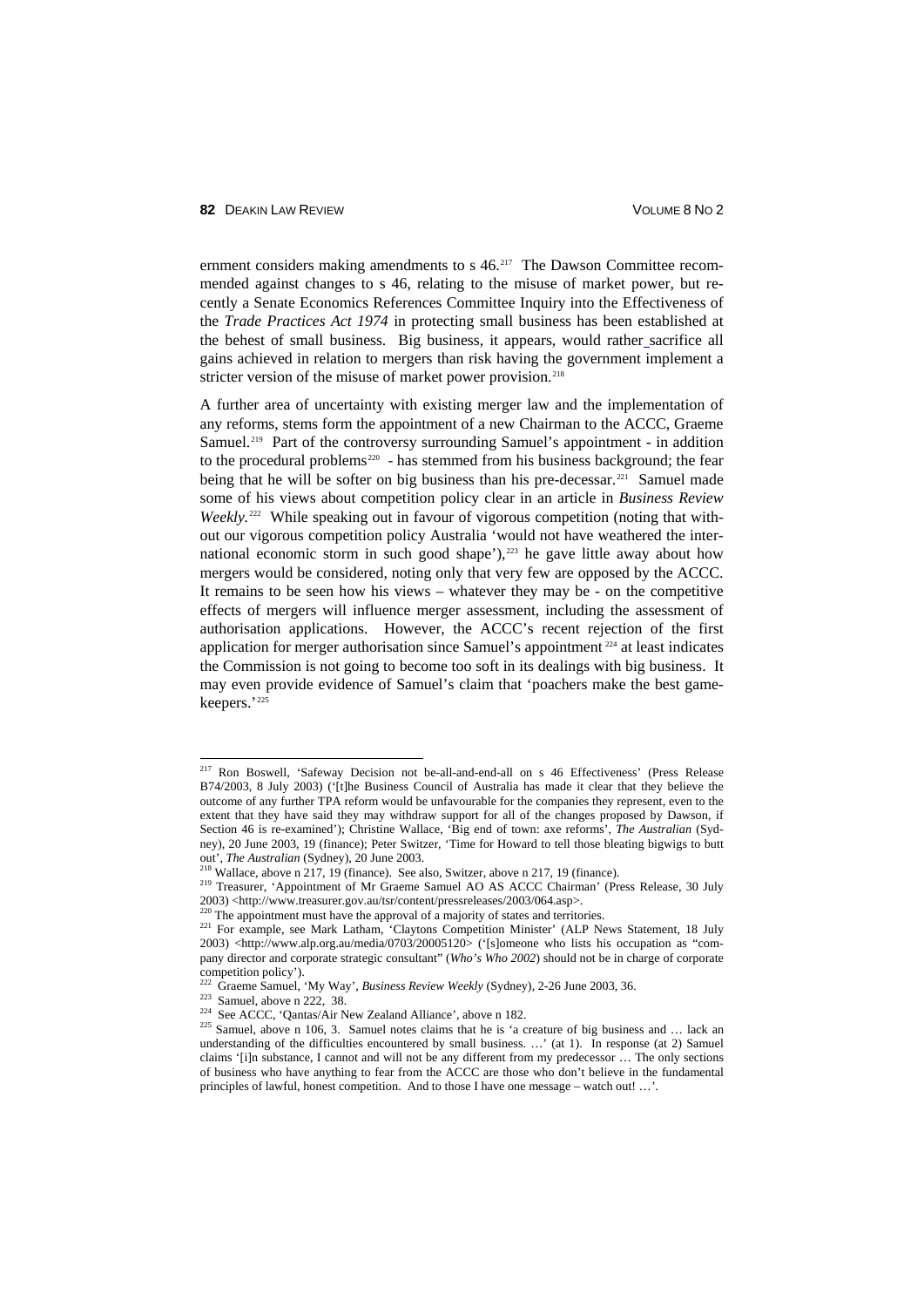ernment considers making amendments to s 46.[217] The Dawson Committee recommended against changes to s 46, relating to the misuse of market power, but recently a Senate Economics References Committee Inquiry into the Effectiveness of the *Trade Practices Act 1974* in protecting small business has been established at the behest of small business. Big business, it appears, would rather sacrifice all gains achieved in relation to mergers than risk having the government implement a stricter version of the misuse of market power provision.[218]

A further area of uncertainty with existing merger law and the implementation of any reforms, stems form the appointment of a new Chairman to the ACCC, Graeme Samuel.[219] Part of the controversy surrounding Samuel's appointment - in addition to the procedural problems[220] - has stemmed from his business background; the fear being that he will be softer on big business than his pre-decessar.[221] Samuel made some of his views about competition policy clear in an article in *Business Review Weekly.*[222] While speaking out in favour of vigorous competition (noting that without our vigorous competition policy Australia 'would not have weathered the international economic storm in such good shape'),[223] he gave little away about how mergers would be considered, noting only that very few are opposed by the ACCC. It remains to be seen how his views – whatever they may be - on the competitive effects of mergers will influence merger assessment, including the assessment of authorisation applications. However, the ACCC's recent rejection of the first application for merger authorisation since Samuel's appointment[224] at least indicates the Commission is not going to become too soft in its dealings with big business. It may even provide evidence of Samuel's claim that 'poachers make the best gamekeepers.'[225]

---

[217] Ron Boswell, 'Safeway Decision not be-all-and-end-all on s 46 Effectiveness' (Press Release B74/2003, 8 July 2003) ('[t]he Business Council of Australia has made it clear that they believe the outcome of any further TPA reform would be unfavourable for the companies they represent, even to the extent that they have said they may withdraw support for all of the changes proposed by Dawson, if Section 46 is re-examined'); Christine Wallace, 'Big end of town: axe reforms', *The Australian* (Sydney), 20 June 2003, 19 (finance); Peter Switzer, 'Time for Howard to tell those bleating bigwigs to butt out', *The Australian* (Sydney), 20 June 2003.

[218] Wallace, above n 217, 19 (finance). See also, Switzer, above n 217, 19 (finance).

[219] Treasurer, 'Appointment of Mr Graeme Samuel AO AS ACCC Chairman' (Press Release, 30 July 2003) <http://www.treasurer.gov.au/tsr/content/pressreleases/2003/064.asp>.

[220] The appointment must have the approval of a majority of states and territories.

[221] For example, see Mark Latham, 'Claytons Competition Minister' (ALP News Statement, 18 July 2003) <http://www.alp.org.au/media/0703/20005120> ('[s]omeone who lists his occupation as "company director and corporate strategic consultant" (*Who's Who 2002*) should not be in charge of corporate competition policy').

[222] Graeme Samuel, 'My Way', *Business Review Weekly* (Sydney), 2-26 June 2003, 36.

[223] Samuel, above n 222, 38.

[224] See ACCC, 'Qantas/Air New Zealand Alliance', above n 182.

[225] Samuel, above n 106, 3. Samuel notes claims that he is 'a creature of big business and … lack an understanding of the difficulties encountered by small business. …' (at 1). In response (at 2) Samuel claims '[i]n substance, I cannot and will not be any different from my predecessor … The only sections of business who have anything to fear from the ACCC are those who don't believe in the fundamental principles of lawful, honest competition. And to those I have one message – watch out! …'.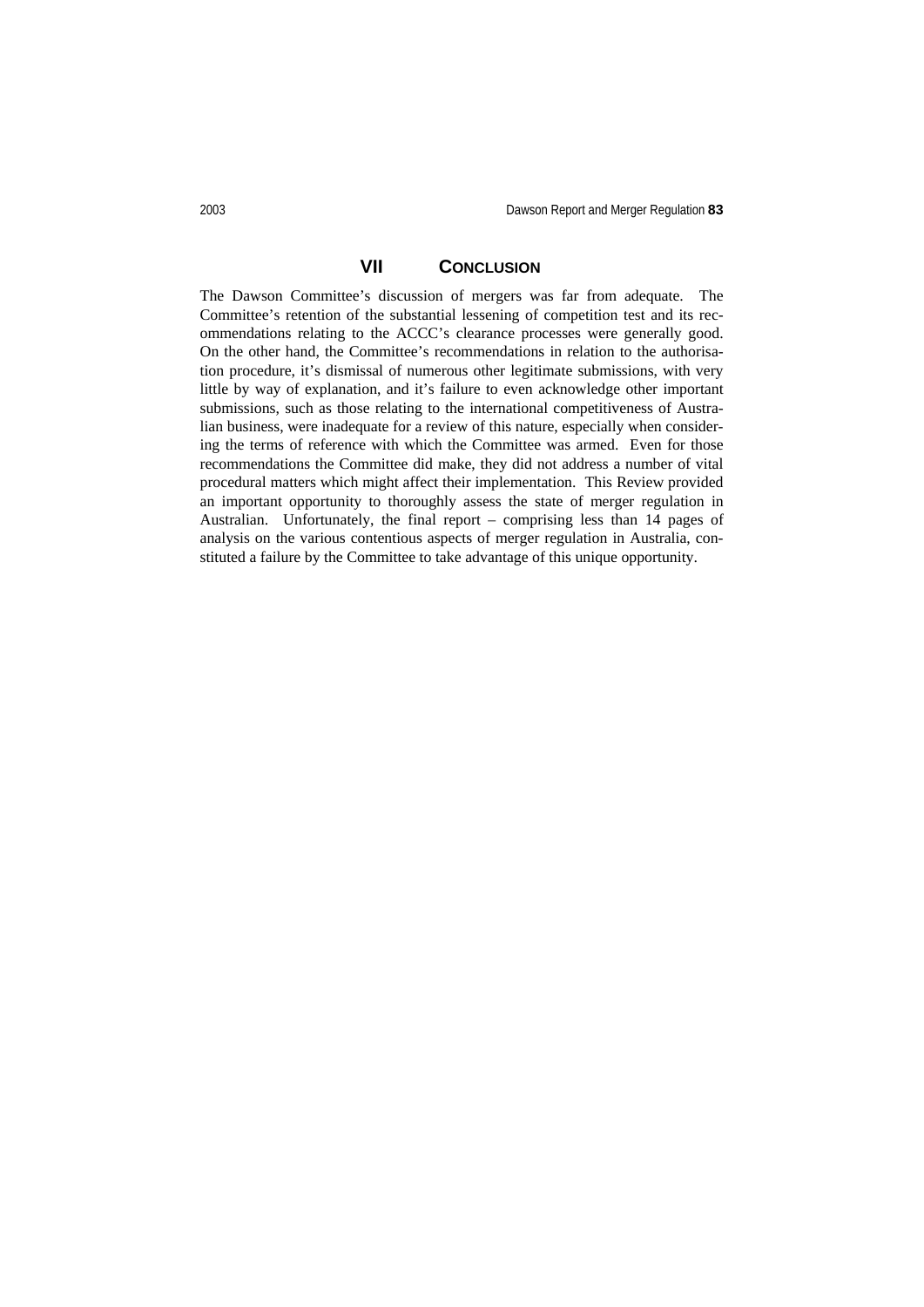## VII CONCLUSION

The Dawson Committee's discussion of mergers was far from adequate. The Committee's retention of the substantial lessening of competition test and its recommendations relating to the ACCC's clearance processes were generally good. On the other hand, the Committee's recommendations in relation to the authorisation procedure, it's dismissal of numerous other legitimate submissions, with very little by way of explanation, and it's failure to even acknowledge other important submissions, such as those relating to the international competitiveness of Australian business, were inadequate for a review of this nature, especially when considering the terms of reference with which the Committee was armed. Even for those recommendations the Committee did make, they did not address a number of vital procedural matters which might affect their implementation. This Review provided an important opportunity to thoroughly assess the state of merger regulation in Australian. Unfortunately, the final report – comprising less than 14 pages of analysis on the various contentious aspects of merger regulation in Australia, constituted a failure by the Committee to take advantage of this unique opportunity.